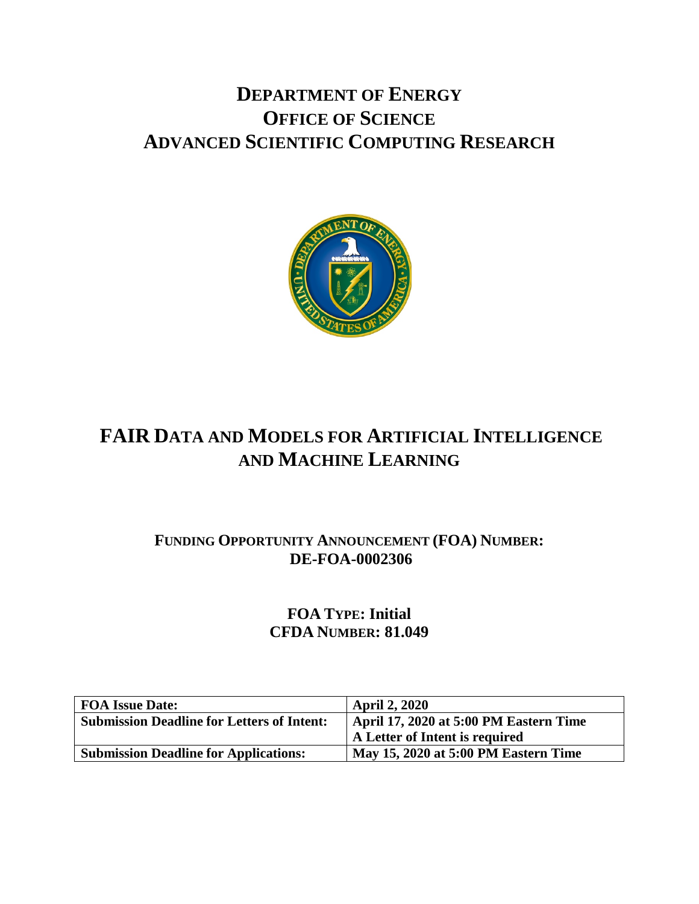# DEPARTMENT OF ENERGY
# OFFICE OF SCIENCE
# ADVANCED SCIENTIFIC COMPUTING RESEARCH

# FAIR DATA AND MODELS FOR ARTIFICIAL INTELLIGENCE AND MACHINE LEARNING

## FUNDING OPPORTUNITY ANNOUNCEMENT (FOA) NUMBER: DE-FOA-0002306

## FOA TYPE: Initial
## CFDA NUMBER: 81.049

| **FOA Issue Date:** | **April 2, 2020** |
|---|---|
| **Submission Deadline for Letters of Intent:** | **April 17, 2020 at 5:00 PM Eastern Time**<br>**A Letter of Intent is required** |
| **Submission Deadline for Applications:** | **May 15, 2020 at 5:00 PM Eastern Time** |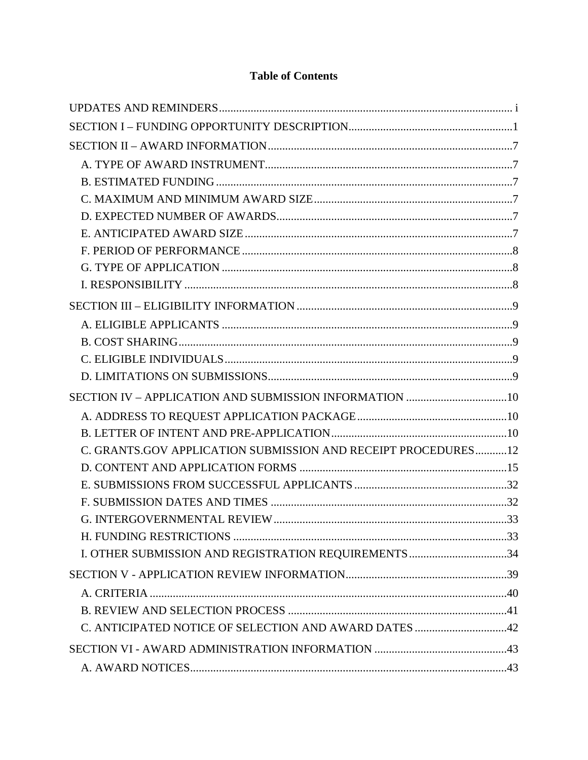# Table of Contents

UPDATES AND REMINDERS ..... i

SECTION I – FUNDING OPPORTUNITY DESCRIPTION ..... 1

SECTION II – AWARD INFORMATION ..... 7

- A. TYPE OF AWARD INSTRUMENT ..... 7
- B. ESTIMATED FUNDING ..... 7
- C. MAXIMUM AND MINIMUM AWARD SIZE ..... 7
- D. EXPECTED NUMBER OF AWARDS ..... 7
- E. ANTICIPATED AWARD SIZE ..... 7
- F. PERIOD OF PERFORMANCE ..... 8
- G. TYPE OF APPLICATION ..... 8
- I. RESPONSIBILITY ..... 8

SECTION III – ELIGIBILITY INFORMATION ..... 9

- A. ELIGIBLE APPLICANTS ..... 9
- B. COST SHARING ..... 9
- C. ELIGIBLE INDIVIDUALS ..... 9
- D. LIMITATIONS ON SUBMISSIONS ..... 9

SECTION IV – APPLICATION AND SUBMISSION INFORMATION ..... 10

- A. ADDRESS TO REQUEST APPLICATION PACKAGE ..... 10
- B. LETTER OF INTENT AND PRE-APPLICATION ..... 10
- C. GRANTS.GOV APPLICATION SUBMISSION AND RECEIPT PROCEDURES ..... 12
- D. CONTENT AND APPLICATION FORMS ..... 15
- E. SUBMISSIONS FROM SUCCESSFUL APPLICANTS ..... 32
- F. SUBMISSION DATES AND TIMES ..... 32
- G. INTERGOVERNMENTAL REVIEW ..... 33
- H. FUNDING RESTRICTIONS ..... 33
- I. OTHER SUBMISSION AND REGISTRATION REQUIREMENTS ..... 34

SECTION V - APPLICATION REVIEW INFORMATION ..... 39

- A. CRITERIA ..... 40
- B. REVIEW AND SELECTION PROCESS ..... 41
- C. ANTICIPATED NOTICE OF SELECTION AND AWARD DATES ..... 42

SECTION VI - AWARD ADMINISTRATION INFORMATION ..... 43

- A. AWARD NOTICES ..... 43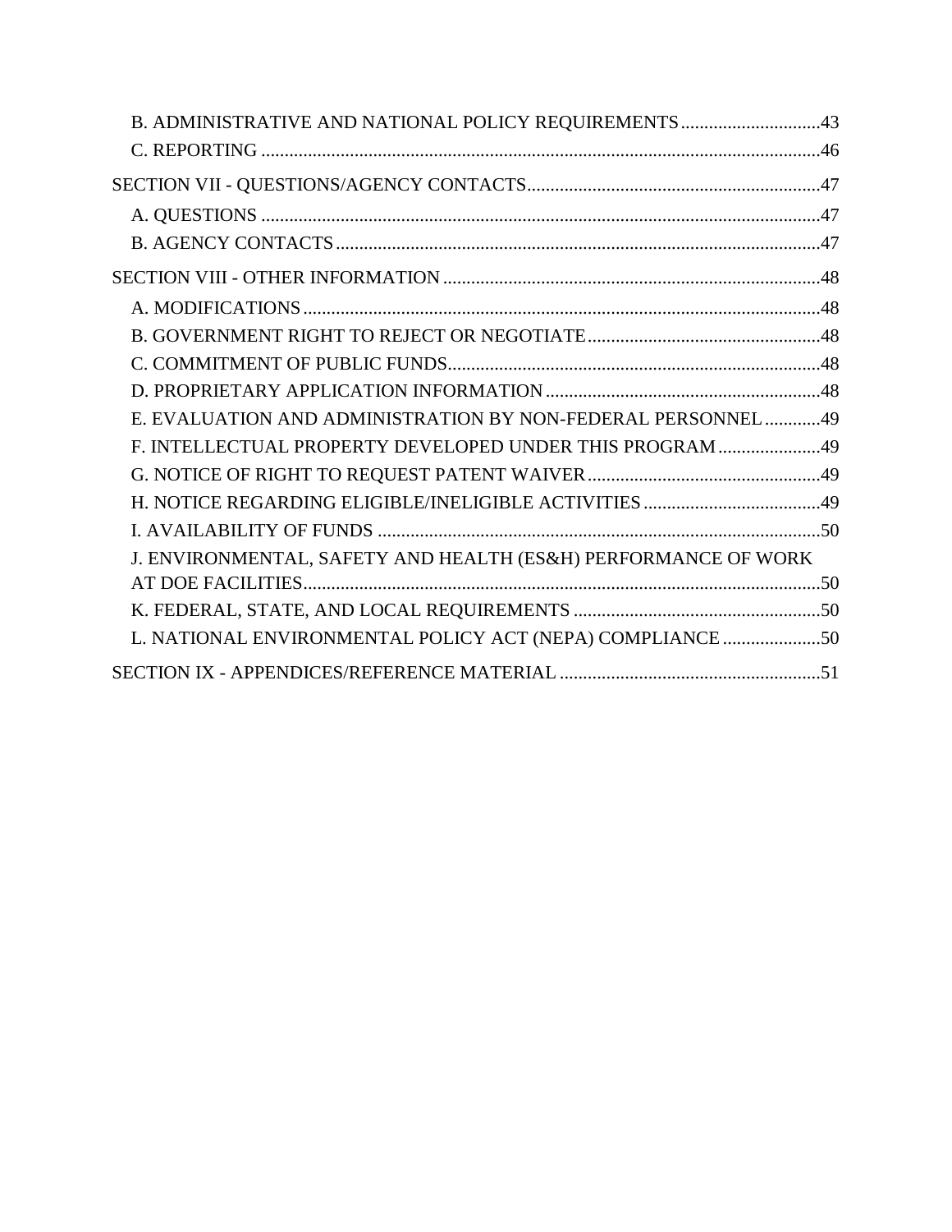- B. ADMINISTRATIVE AND NATIONAL POLICY REQUIREMENTS .............................43
- C. REPORTING .......................................................................................................46

SECTION VII - QUESTIONS/AGENCY CONTACTS...............................................................47

- A. QUESTIONS .......................................................................................................47
- B. AGENCY CONTACTS .......................................................................................47

SECTION VIII - OTHER INFORMATION .................................................................................48

- A. MODIFICATIONS ..............................................................................................48
- B. GOVERNMENT RIGHT TO REJECT OR NEGOTIATE ..................................................48
- C. COMMITMENT OF PUBLIC FUNDS................................................................................48
- D. PROPRIETARY APPLICATION INFORMATION ...........................................................48
- E. EVALUATION AND ADMINISTRATION BY NON-FEDERAL PERSONNEL ............49
- F. INTELLECTUAL PROPERTY DEVELOPED UNDER THIS PROGRAM ......................49
- G. NOTICE OF RIGHT TO REQUEST PATENT WAIVER ..................................................49
- H. NOTICE REGARDING ELIGIBLE/INELIGIBLE ACTIVITIES ......................................49
- I. AVAILABILITY OF FUNDS ...............................................................................................50
- J. ENVIRONMENTAL, SAFETY AND HEALTH (ES&H) PERFORMANCE OF WORK AT DOE FACILITIES..............................................................................................................50
- K. FEDERAL, STATE, AND LOCAL REQUIREMENTS .....................................................50
- L. NATIONAL ENVIRONMENTAL POLICY ACT (NEPA) COMPLIANCE .....................50

SECTION IX - APPENDICES/REFERENCE MATERIAL ........................................................51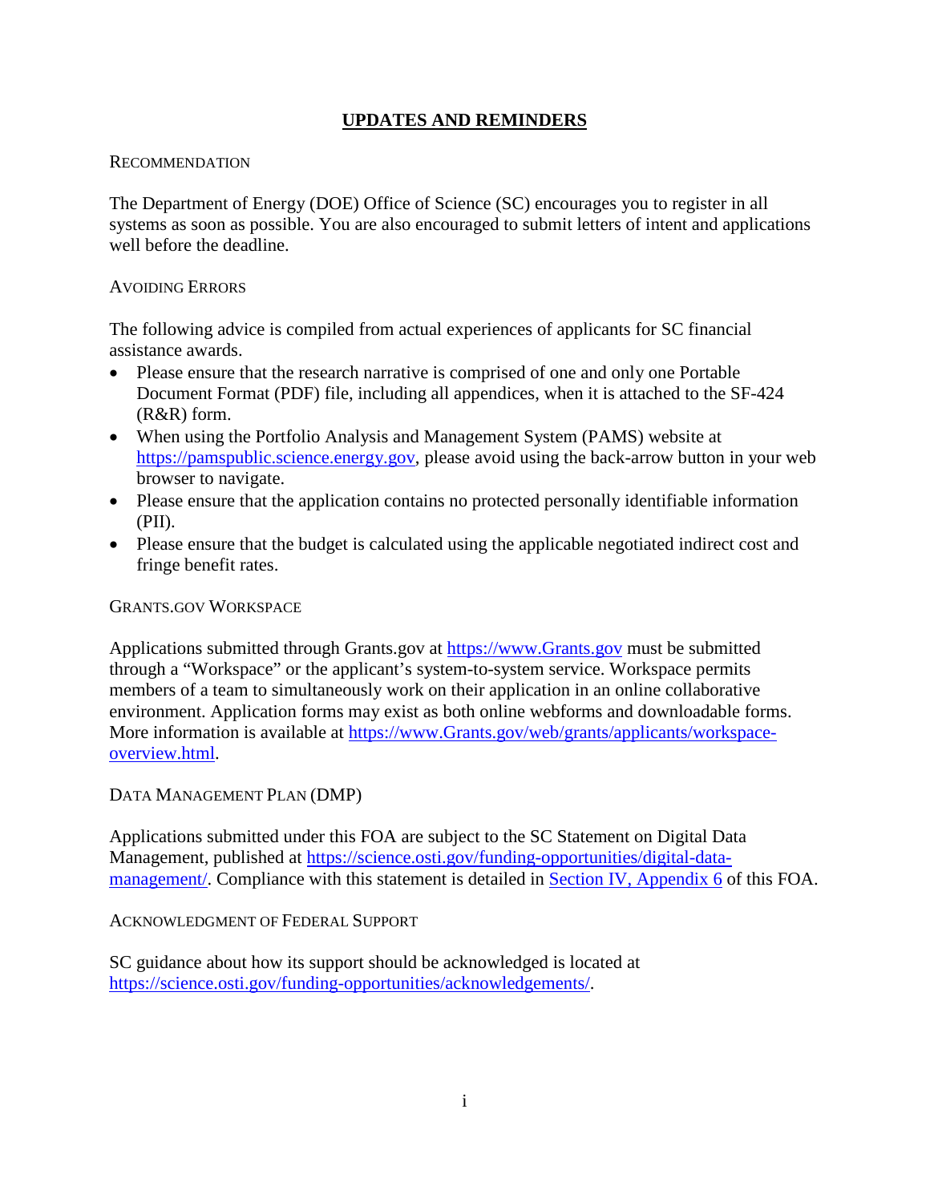# UPDATES AND REMINDERS

## RECOMMENDATION

The Department of Energy (DOE) Office of Science (SC) encourages you to register in all systems as soon as possible. You are also encouraged to submit letters of intent and applications well before the deadline.

## AVOIDING ERRORS

The following advice is compiled from actual experiences of applicants for SC financial assistance awards.

- Please ensure that the research narrative is comprised of one and only one Portable Document Format (PDF) file, including all appendices, when it is attached to the SF-424 (R&R) form.
- When using the Portfolio Analysis and Management System (PAMS) website at https://pamspublic.science.energy.gov, please avoid using the back-arrow button in your web browser to navigate.
- Please ensure that the application contains no protected personally identifiable information (PII).
- Please ensure that the budget is calculated using the applicable negotiated indirect cost and fringe benefit rates.

## GRANTS.GOV WORKSPACE

Applications submitted through Grants.gov at https://www.Grants.gov must be submitted through a "Workspace" or the applicant's system-to-system service. Workspace permits members of a team to simultaneously work on their application in an online collaborative environment. Application forms may exist as both online webforms and downloadable forms. More information is available at https://www.Grants.gov/web/grants/applicants/workspace-overview.html.

## DATA MANAGEMENT PLAN (DMP)

Applications submitted under this FOA are subject to the SC Statement on Digital Data Management, published at https://science.osti.gov/funding-opportunities/digital-data-management/. Compliance with this statement is detailed in Section IV, Appendix 6 of this FOA.

## ACKNOWLEDGMENT OF FEDERAL SUPPORT

SC guidance about how its support should be acknowledged is located at https://science.osti.gov/funding-opportunities/acknowledgements/.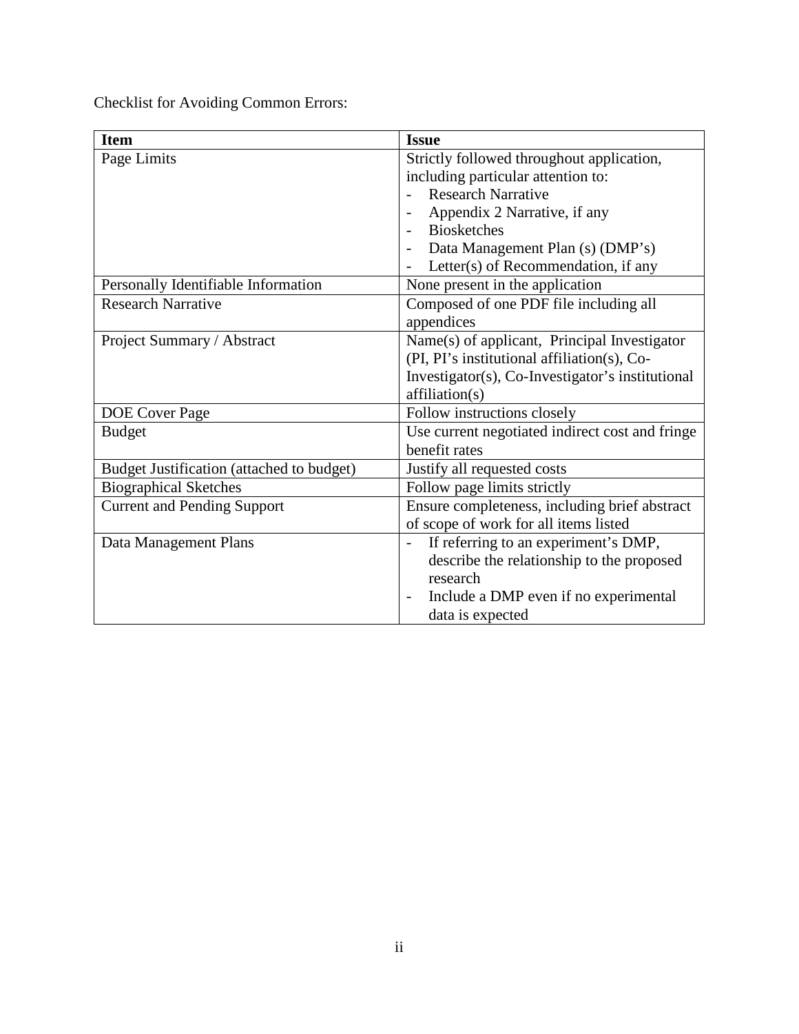Checklist for Avoiding Common Errors:

| **Item** | **Issue** |
| --- | --- |
| Page Limits | Strictly followed throughout application, including particular attention to:<br>- Research Narrative<br>- Appendix 2 Narrative, if any<br>- Biosketches<br>- Data Management Plan (s) (DMP's)<br>- Letter(s) of Recommendation, if any |
| Personally Identifiable Information | None present in the application |
| Research Narrative | Composed of one PDF file including all appendices |
| Project Summary / Abstract | Name(s) of applicant, Principal Investigator (PI, PI's institutional affiliation(s), Co-Investigator(s), Co-Investigator's institutional affiliation(s) |
| DOE Cover Page | Follow instructions closely |
| Budget | Use current negotiated indirect cost and fringe benefit rates |
| Budget Justification (attached to budget) | Justify all requested costs |
| Biographical Sketches | Follow page limits strictly |
| Current and Pending Support | Ensure completeness, including brief abstract of scope of work for all items listed |
| Data Management Plans | - If referring to an experiment's DMP, describe the relationship to the proposed research<br>- Include a DMP even if no experimental data is expected |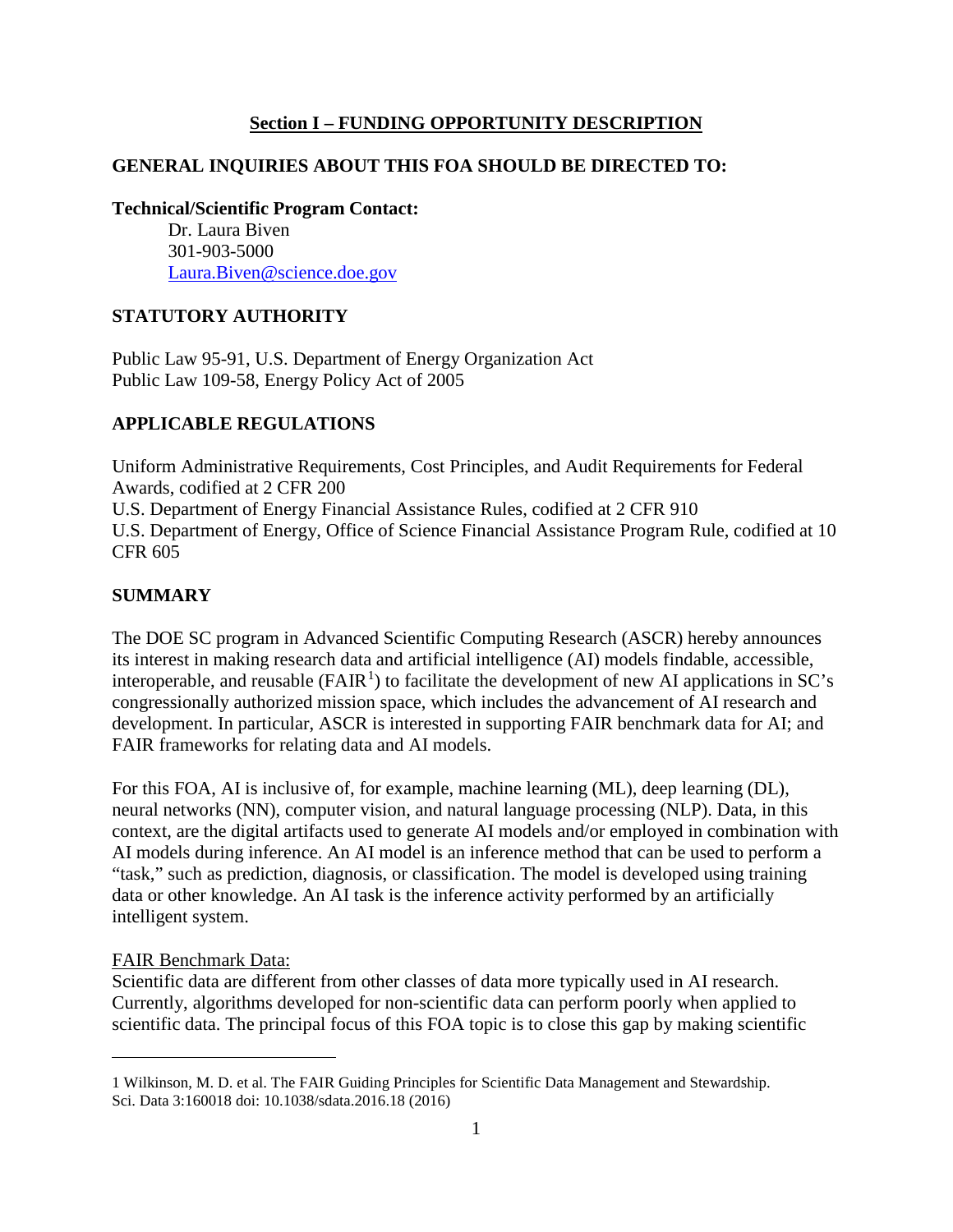## Section I – FUNDING OPPORTUNITY DESCRIPTION

### GENERAL INQUIRIES ABOUT THIS FOA SHOULD BE DIRECTED TO:

**Technical/Scientific Program Contact:**

Dr. Laura Biven
301-903-5000
Laura.Biven@science.doe.gov

### STATUTORY AUTHORITY

Public Law 95-91, U.S. Department of Energy Organization Act
Public Law 109-58, Energy Policy Act of 2005

### APPLICABLE REGULATIONS

Uniform Administrative Requirements, Cost Principles, and Audit Requirements for Federal Awards, codified at 2 CFR 200
U.S. Department of Energy Financial Assistance Rules, codified at 2 CFR 910
U.S. Department of Energy, Office of Science Financial Assistance Program Rule, codified at 10 CFR 605

### SUMMARY

The DOE SC program in Advanced Scientific Computing Research (ASCR) hereby announces its interest in making research data and artificial intelligence (AI) models findable, accessible, interoperable, and reusable (FAIR[1]) to facilitate the development of new AI applications in SC's congressionally authorized mission space, which includes the advancement of AI research and development. In particular, ASCR is interested in supporting FAIR benchmark data for AI; and FAIR frameworks for relating data and AI models.

For this FOA, AI is inclusive of, for example, machine learning (ML), deep learning (DL), neural networks (NN), computer vision, and natural language processing (NLP). Data, in this context, are the digital artifacts used to generate AI models and/or employed in combination with AI models during inference. An AI model is an inference method that can be used to perform a "task," such as prediction, diagnosis, or classification. The model is developed using training data or other knowledge. An AI task is the inference activity performed by an artificially intelligent system.

FAIR Benchmark Data:

Scientific data are different from other classes of data more typically used in AI research. Currently, algorithms developed for non-scientific data can perform poorly when applied to scientific data. The principal focus of this FOA topic is to close this gap by making scientific

---

1 Wilkinson, M. D. et al. The FAIR Guiding Principles for Scientific Data Management and Stewardship. Sci. Data 3:160018 doi: 10.1038/sdata.2016.18 (2016)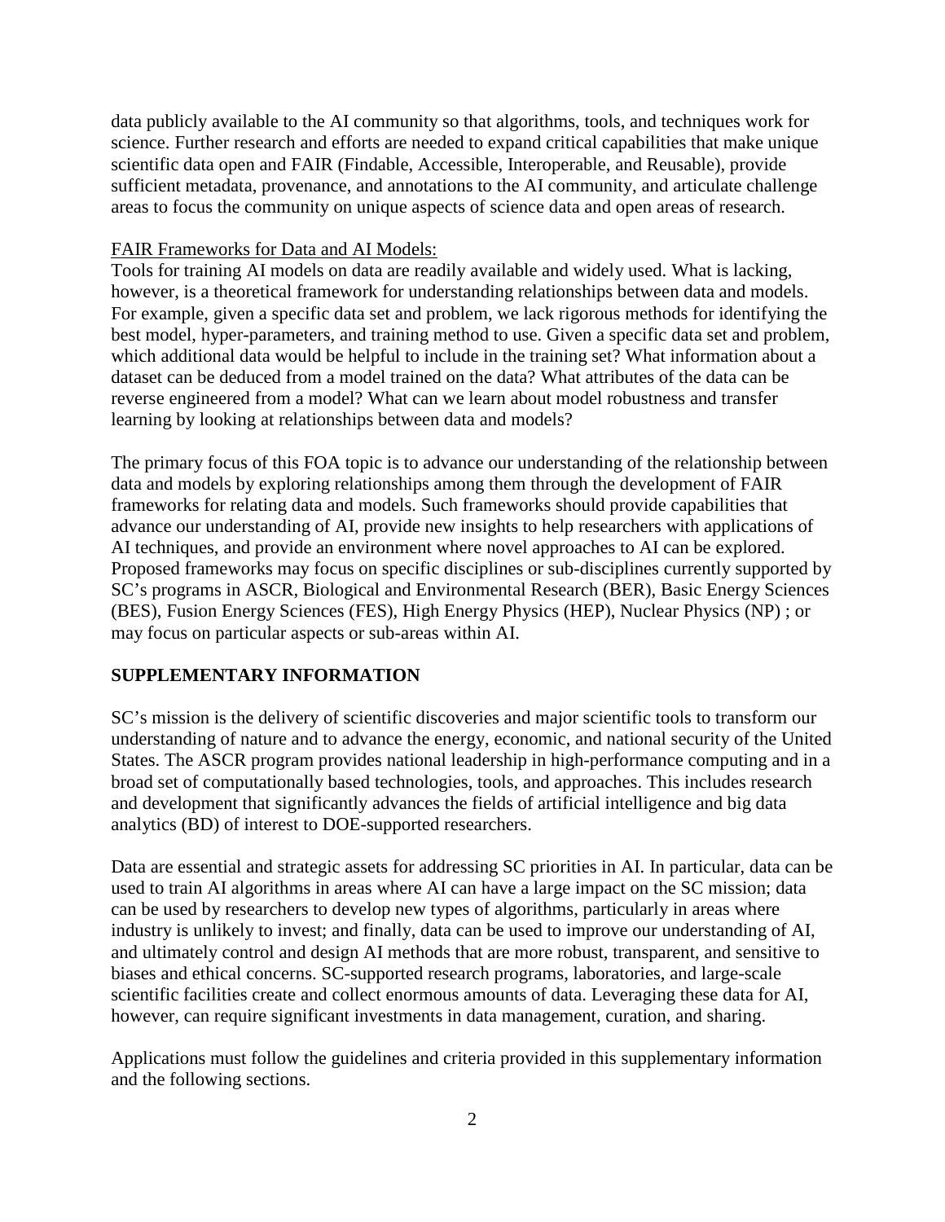data publicly available to the AI community so that algorithms, tools, and techniques work for science. Further research and efforts are needed to expand critical capabilities that make unique scientific data open and FAIR (Findable, Accessible, Interoperable, and Reusable), provide sufficient metadata, provenance, and annotations to the AI community, and articulate challenge areas to focus the community on unique aspects of science data and open areas of research.

<u>FAIR Frameworks for Data and AI Models:</u>

Tools for training AI models on data are readily available and widely used. What is lacking, however, is a theoretical framework for understanding relationships between data and models. For example, given a specific data set and problem, we lack rigorous methods for identifying the best model, hyper-parameters, and training method to use. Given a specific data set and problem, which additional data would be helpful to include in the training set? What information about a dataset can be deduced from a model trained on the data? What attributes of the data can be reverse engineered from a model? What can we learn about model robustness and transfer learning by looking at relationships between data and models?

The primary focus of this FOA topic is to advance our understanding of the relationship between data and models by exploring relationships among them through the development of FAIR frameworks for relating data and models. Such frameworks should provide capabilities that advance our understanding of AI, provide new insights to help researchers with applications of AI techniques, and provide an environment where novel approaches to AI can be explored. Proposed frameworks may focus on specific disciplines or sub-disciplines currently supported by SC's programs in ASCR, Biological and Environmental Research (BER), Basic Energy Sciences (BES), Fusion Energy Sciences (FES), High Energy Physics (HEP), Nuclear Physics (NP) ; or may focus on particular aspects or sub-areas within AI.

## SUPPLEMENTARY INFORMATION

SC's mission is the delivery of scientific discoveries and major scientific tools to transform our understanding of nature and to advance the energy, economic, and national security of the United States. The ASCR program provides national leadership in high-performance computing and in a broad set of computationally based technologies, tools, and approaches. This includes research and development that significantly advances the fields of artificial intelligence and big data analytics (BD) of interest to DOE-supported researchers.

Data are essential and strategic assets for addressing SC priorities in AI. In particular, data can be used to train AI algorithms in areas where AI can have a large impact on the SC mission; data can be used by researchers to develop new types of algorithms, particularly in areas where industry is unlikely to invest; and finally, data can be used to improve our understanding of AI, and ultimately control and design AI methods that are more robust, transparent, and sensitive to biases and ethical concerns. SC-supported research programs, laboratories, and large-scale scientific facilities create and collect enormous amounts of data. Leveraging these data for AI, however, can require significant investments in data management, curation, and sharing.

Applications must follow the guidelines and criteria provided in this supplementary information and the following sections.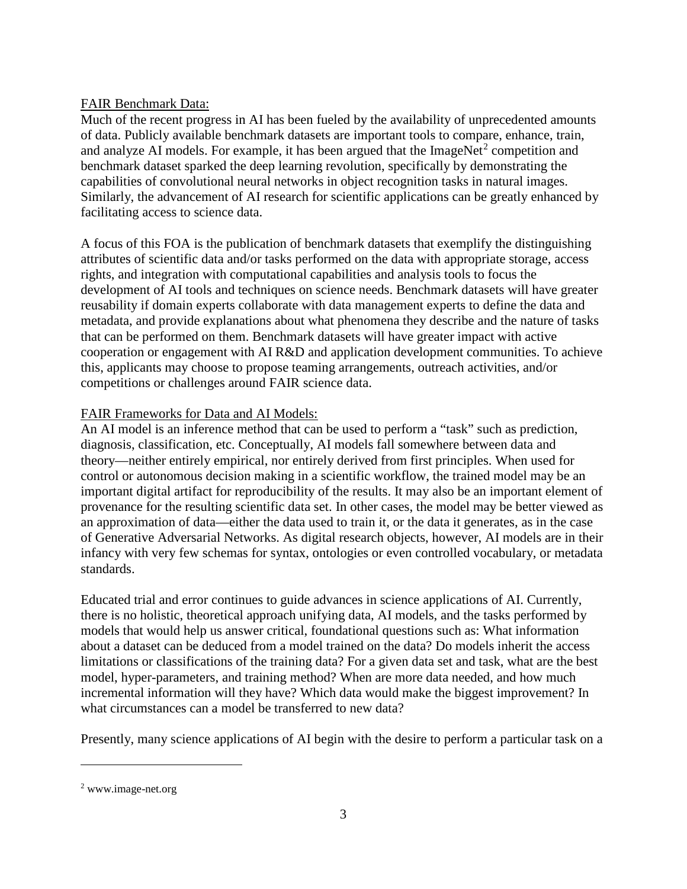### FAIR Benchmark Data:

Much of the recent progress in AI has been fueled by the availability of unprecedented amounts of data. Publicly available benchmark datasets are important tools to compare, enhance, train, and analyze AI models. For example, it has been argued that the ImageNet[2] competition and benchmark dataset sparked the deep learning revolution, specifically by demonstrating the capabilities of convolutional neural networks in object recognition tasks in natural images. Similarly, the advancement of AI research for scientific applications can be greatly enhanced by facilitating access to science data.

A focus of this FOA is the publication of benchmark datasets that exemplify the distinguishing attributes of scientific data and/or tasks performed on the data with appropriate storage, access rights, and integration with computational capabilities and analysis tools to focus the development of AI tools and techniques on science needs. Benchmark datasets will have greater reusability if domain experts collaborate with data management experts to define the data and metadata, and provide explanations about what phenomena they describe and the nature of tasks that can be performed on them. Benchmark datasets will have greater impact with active cooperation or engagement with AI R&D and application development communities. To achieve this, applicants may choose to propose teaming arrangements, outreach activities, and/or competitions or challenges around FAIR science data.

### FAIR Frameworks for Data and AI Models:

An AI model is an inference method that can be used to perform a "task" such as prediction, diagnosis, classification, etc. Conceptually, AI models fall somewhere between data and theory—neither entirely empirical, nor entirely derived from first principles. When used for control or autonomous decision making in a scientific workflow, the trained model may be an important digital artifact for reproducibility of the results. It may also be an important element of provenance for the resulting scientific data set. In other cases, the model may be better viewed as an approximation of data—either the data used to train it, or the data it generates, as in the case of Generative Adversarial Networks. As digital research objects, however, AI models are in their infancy with very few schemas for syntax, ontologies or even controlled vocabulary, or metadata standards.

Educated trial and error continues to guide advances in science applications of AI. Currently, there is no holistic, theoretical approach unifying data, AI models, and the tasks performed by models that would help us answer critical, foundational questions such as: What information about a dataset can be deduced from a model trained on the data? Do models inherit the access limitations or classifications of the training data? For a given data set and task, what are the best model, hyper-parameters, and training method? When are more data needed, and how much incremental information will they have? Which data would make the biggest improvement? In what circumstances can a model be transferred to new data?

Presently, many science applications of AI begin with the desire to perform a particular task on a

---

[2] www.image-net.org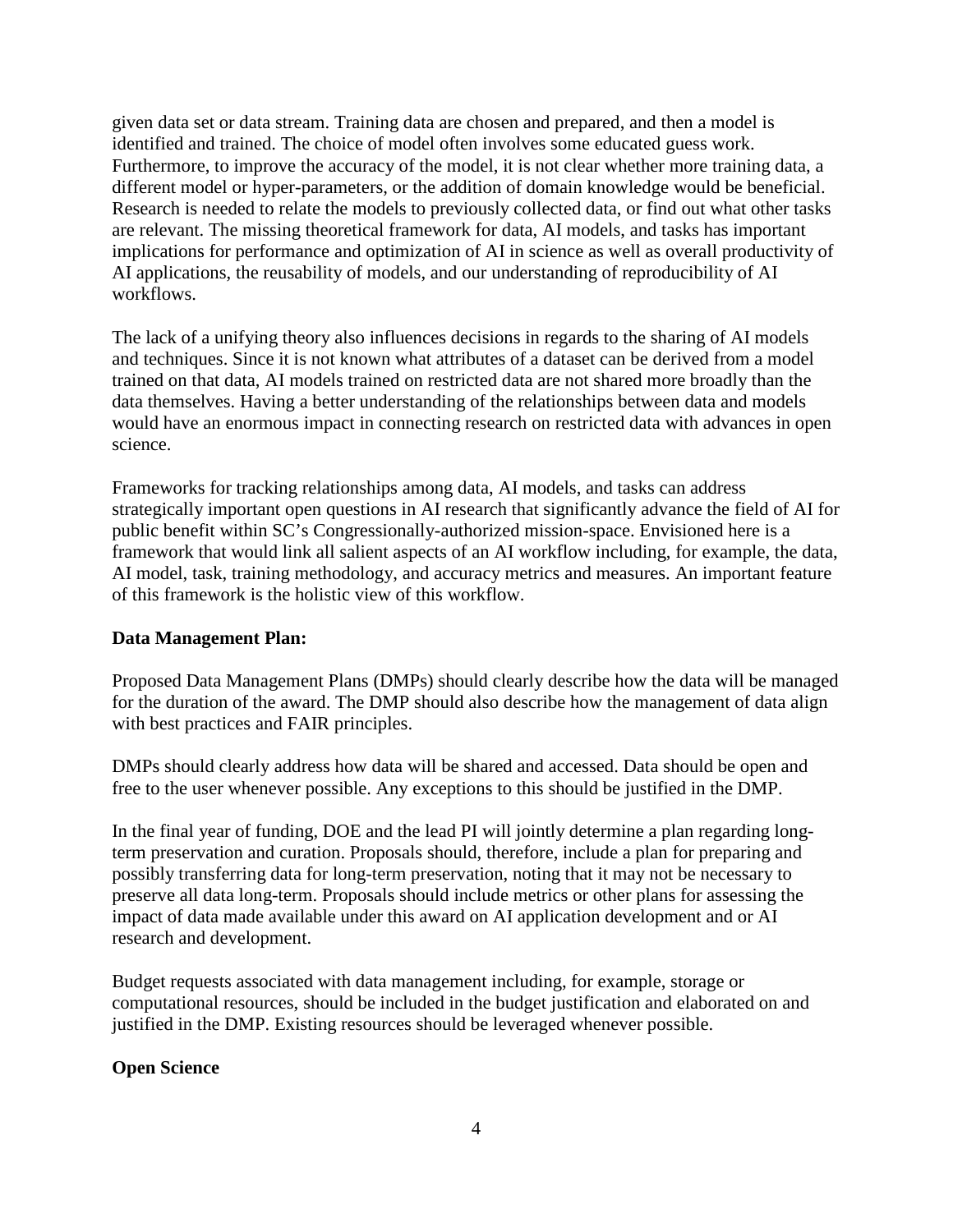given data set or data stream. Training data are chosen and prepared, and then a model is identified and trained. The choice of model often involves some educated guess work. Furthermore, to improve the accuracy of the model, it is not clear whether more training data, a different model or hyper-parameters, or the addition of domain knowledge would be beneficial. Research is needed to relate the models to previously collected data, or find out what other tasks are relevant. The missing theoretical framework for data, AI models, and tasks has important implications for performance and optimization of AI in science as well as overall productivity of AI applications, the reusability of models, and our understanding of reproducibility of AI workflows.

The lack of a unifying theory also influences decisions in regards to the sharing of AI models and techniques. Since it is not known what attributes of a dataset can be derived from a model trained on that data, AI models trained on restricted data are not shared more broadly than the data themselves. Having a better understanding of the relationships between data and models would have an enormous impact in connecting research on restricted data with advances in open science.

Frameworks for tracking relationships among data, AI models, and tasks can address strategically important open questions in AI research that significantly advance the field of AI for public benefit within SC's Congressionally-authorized mission-space. Envisioned here is a framework that would link all salient aspects of an AI workflow including, for example, the data, AI model, task, training methodology, and accuracy metrics and measures. An important feature of this framework is the holistic view of this workflow.

**Data Management Plan:**

Proposed Data Management Plans (DMPs) should clearly describe how the data will be managed for the duration of the award. The DMP should also describe how the management of data align with best practices and FAIR principles.

DMPs should clearly address how data will be shared and accessed. Data should be open and free to the user whenever possible. Any exceptions to this should be justified in the DMP.

In the final year of funding, DOE and the lead PI will jointly determine a plan regarding long-term preservation and curation. Proposals should, therefore, include a plan for preparing and possibly transferring data for long-term preservation, noting that it may not be necessary to preserve all data long-term. Proposals should include metrics or other plans for assessing the impact of data made available under this award on AI application development and or AI research and development.

Budget requests associated with data management including, for example, storage or computational resources, should be included in the budget justification and elaborated on and justified in the DMP. Existing resources should be leveraged whenever possible.

**Open Science**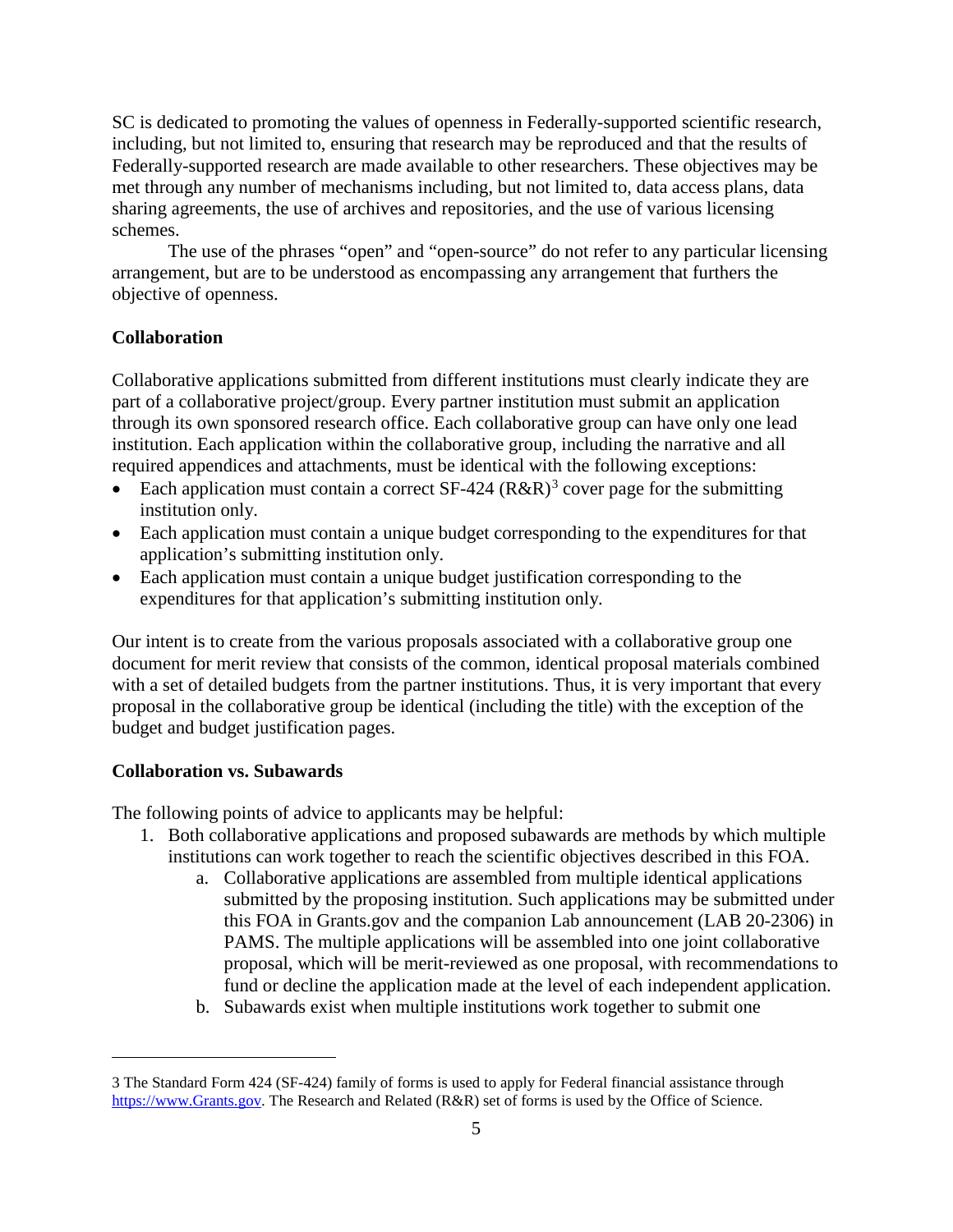SC is dedicated to promoting the values of openness in Federally-supported scientific research, including, but not limited to, ensuring that research may be reproduced and that the results of Federally-supported research are made available to other researchers. These objectives may be met through any number of mechanisms including, but not limited to, data access plans, data sharing agreements, the use of archives and repositories, and the use of various licensing schemes.

The use of the phrases "open" and "open-source" do not refer to any particular licensing arrangement, but are to be understood as encompassing any arrangement that furthers the objective of openness.

**Collaboration**

Collaborative applications submitted from different institutions must clearly indicate they are part of a collaborative project/group. Every partner institution must submit an application through its own sponsored research office. Each collaborative group can have only one lead institution. Each application within the collaborative group, including the narrative and all required appendices and attachments, must be identical with the following exceptions:

- Each application must contain a correct SF-424 (R&R)[3] cover page for the submitting institution only.
- Each application must contain a unique budget corresponding to the expenditures for that application's submitting institution only.
- Each application must contain a unique budget justification corresponding to the expenditures for that application's submitting institution only.

Our intent is to create from the various proposals associated with a collaborative group one document for merit review that consists of the common, identical proposal materials combined with a set of detailed budgets from the partner institutions. Thus, it is very important that every proposal in the collaborative group be identical (including the title) with the exception of the budget and budget justification pages.

**Collaboration vs. Subawards**

The following points of advice to applicants may be helpful:

1. Both collaborative applications and proposed subawards are methods by which multiple institutions can work together to reach the scientific objectives described in this FOA.
    a. Collaborative applications are assembled from multiple identical applications submitted by the proposing institution. Such applications may be submitted under this FOA in Grants.gov and the companion Lab announcement (LAB 20-2306) in PAMS. The multiple applications will be assembled into one joint collaborative proposal, which will be merit-reviewed as one proposal, with recommendations to fund or decline the application made at the level of each independent application.
    b. Subawards exist when multiple institutions work together to submit one

---

3 The Standard Form 424 (SF-424) family of forms is used to apply for Federal financial assistance through https://www.Grants.gov. The Research and Related (R&R) set of forms is used by the Office of Science.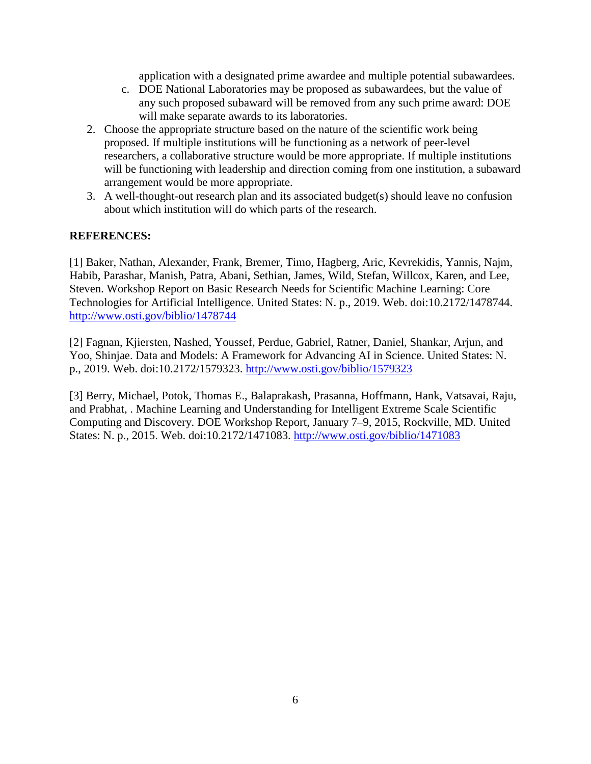application with a designated prime awardee and multiple potential subawardees.

c. DOE National Laboratories may be proposed as subawardees, but the value of any such proposed subaward will be removed from any such prime award: DOE will make separate awards to its laboratories.

2. Choose the appropriate structure based on the nature of the scientific work being proposed. If multiple institutions will be functioning as a network of peer-level researchers, a collaborative structure would be more appropriate. If multiple institutions will be functioning with leadership and direction coming from one institution, a subaward arrangement would be more appropriate.
3. A well-thought-out research plan and its associated budget(s) should leave no confusion about which institution will do which parts of the research.

**REFERENCES:**

[1] Baker, Nathan, Alexander, Frank, Bremer, Timo, Hagberg, Aric, Kevrekidis, Yannis, Najm, Habib, Parashar, Manish, Patra, Abani, Sethian, James, Wild, Stefan, Willcox, Karen, and Lee, Steven. Workshop Report on Basic Research Needs for Scientific Machine Learning: Core Technologies for Artificial Intelligence. United States: N. p., 2019. Web. doi:10.2172/1478744. http://www.osti.gov/biblio/1478744

[2] Fagnan, Kjiersten, Nashed, Youssef, Perdue, Gabriel, Ratner, Daniel, Shankar, Arjun, and Yoo, Shinjae. Data and Models: A Framework for Advancing AI in Science. United States: N. p., 2019. Web. doi:10.2172/1579323. http://www.osti.gov/biblio/1579323

[3] Berry, Michael, Potok, Thomas E., Balaprakash, Prasanna, Hoffmann, Hank, Vatsavai, Raju, and Prabhat, . Machine Learning and Understanding for Intelligent Extreme Scale Scientific Computing and Discovery. DOE Workshop Report, January 7–9, 2015, Rockville, MD. United States: N. p., 2015. Web. doi:10.2172/1471083. http://www.osti.gov/biblio/1471083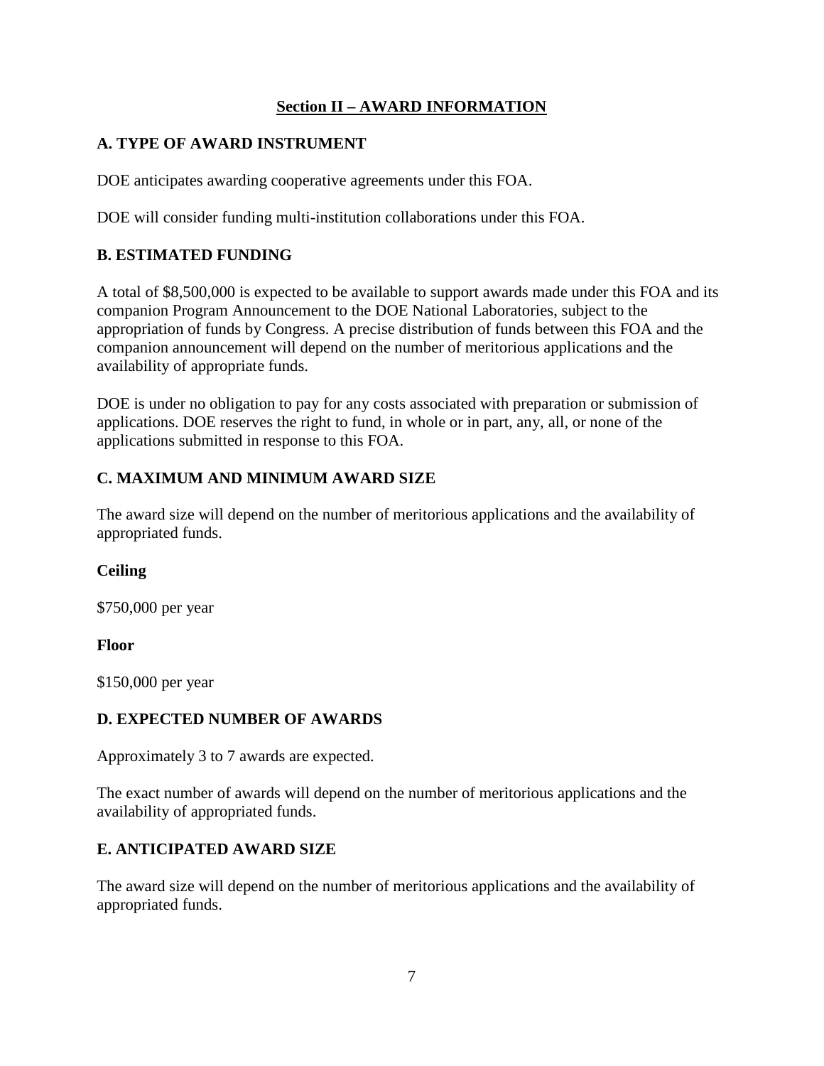## Section II – AWARD INFORMATION

### A. TYPE OF AWARD INSTRUMENT

DOE anticipates awarding cooperative agreements under this FOA.

DOE will consider funding multi-institution collaborations under this FOA.

### B. ESTIMATED FUNDING

A total of $8,500,000 is expected to be available to support awards made under this FOA and its companion Program Announcement to the DOE National Laboratories, subject to the appropriation of funds by Congress. A precise distribution of funds between this FOA and the companion announcement will depend on the number of meritorious applications and the availability of appropriate funds.

DOE is under no obligation to pay for any costs associated with preparation or submission of applications. DOE reserves the right to fund, in whole or in part, any, all, or none of the applications submitted in response to this FOA.

### C. MAXIMUM AND MINIMUM AWARD SIZE

The award size will depend on the number of meritorious applications and the availability of appropriated funds.

**Ceiling**

$750,000 per year

**Floor**

$150,000 per year

### D. EXPECTED NUMBER OF AWARDS

Approximately 3 to 7 awards are expected.

The exact number of awards will depend on the number of meritorious applications and the availability of appropriated funds.

### E. ANTICIPATED AWARD SIZE

The award size will depend on the number of meritorious applications and the availability of appropriated funds.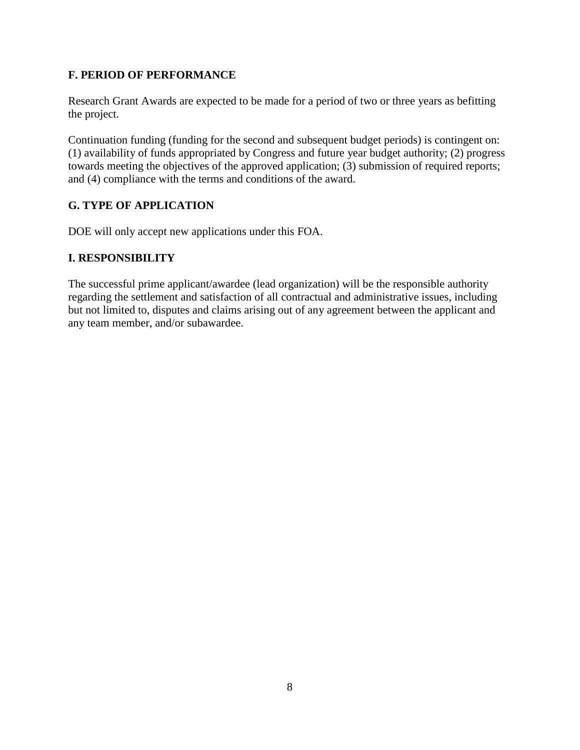### F. PERIOD OF PERFORMANCE

Research Grant Awards are expected to be made for a period of two or three years as befitting the project.

Continuation funding (funding for the second and subsequent budget periods) is contingent on: (1) availability of funds appropriated by Congress and future year budget authority; (2) progress towards meeting the objectives of the approved application; (3) submission of required reports; and (4) compliance with the terms and conditions of the award.

### G. TYPE OF APPLICATION

DOE will only accept new applications under this FOA.

### I. RESPONSIBILITY

The successful prime applicant/awardee (lead organization) will be the responsible authority regarding the settlement and satisfaction of all contractual and administrative issues, including but not limited to, disputes and claims arising out of any agreement between the applicant and any team member, and/or subawardee.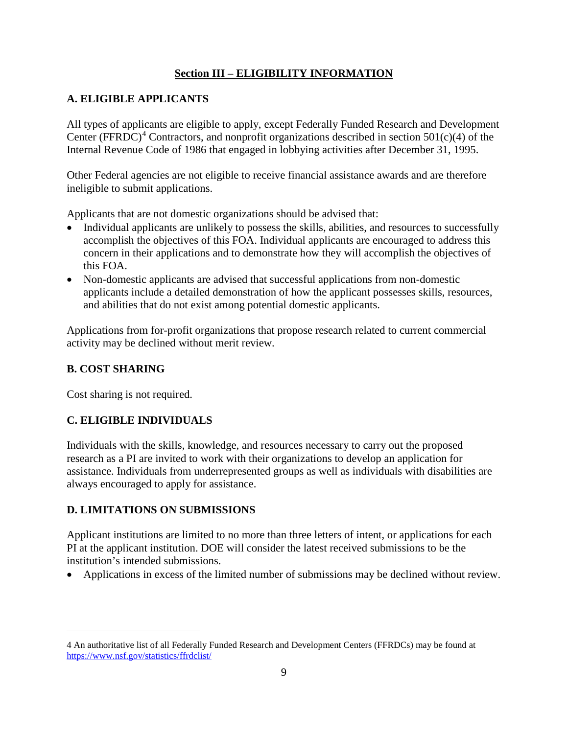## Section III – ELIGIBILITY INFORMATION

### A. ELIGIBLE APPLICANTS

All types of applicants are eligible to apply, except Federally Funded Research and Development Center (FFRDC)[4] Contractors, and nonprofit organizations described in section 501(c)(4) of the Internal Revenue Code of 1986 that engaged in lobbying activities after December 31, 1995.

Other Federal agencies are not eligible to receive financial assistance awards and are therefore ineligible to submit applications.

Applicants that are not domestic organizations should be advised that:

- Individual applicants are unlikely to possess the skills, abilities, and resources to successfully accomplish the objectives of this FOA. Individual applicants are encouraged to address this concern in their applications and to demonstrate how they will accomplish the objectives of this FOA.
- Non-domestic applicants are advised that successful applications from non-domestic applicants include a detailed demonstration of how the applicant possesses skills, resources, and abilities that do not exist among potential domestic applicants.

Applications from for-profit organizations that propose research related to current commercial activity may be declined without merit review.

### B. COST SHARING

Cost sharing is not required.

### C. ELIGIBLE INDIVIDUALS

Individuals with the skills, knowledge, and resources necessary to carry out the proposed research as a PI are invited to work with their organizations to develop an application for assistance. Individuals from underrepresented groups as well as individuals with disabilities are always encouraged to apply for assistance.

### D. LIMITATIONS ON SUBMISSIONS

Applicant institutions are limited to no more than three letters of intent, or applications for each PI at the applicant institution. DOE will consider the latest received submissions to be the institution's intended submissions.

- Applications in excess of the limited number of submissions may be declined without review.

---

4 An authoritative list of all Federally Funded Research and Development Centers (FFRDCs) may be found at https://www.nsf.gov/statistics/ffrdclist/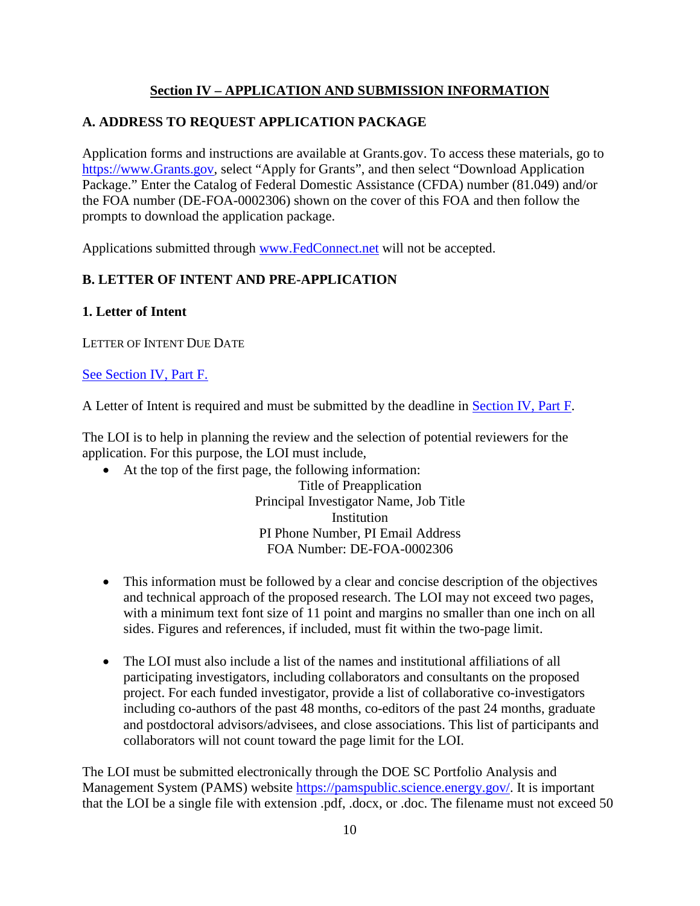## Section IV – APPLICATION AND SUBMISSION INFORMATION

### A. ADDRESS TO REQUEST APPLICATION PACKAGE

Application forms and instructions are available at Grants.gov. To access these materials, go to [https://www.Grants.gov](https://www.Grants.gov), select "Apply for Grants", and then select "Download Application Package." Enter the Catalog of Federal Domestic Assistance (CFDA) number (81.049) and/or the FOA number (DE-FOA-0002306) shown on the cover of this FOA and then follow the prompts to download the application package.

Applications submitted through [www.FedConnect.net](www.FedConnect.net) will not be accepted.

### B. LETTER OF INTENT AND PRE-APPLICATION

#### 1. Letter of Intent

LETTER OF INTENT DUE DATE

See Section IV, Part F.

A Letter of Intent is required and must be submitted by the deadline in Section IV, Part F.

The LOI is to help in planning the review and the selection of potential reviewers for the application. For this purpose, the LOI must include,

- At the top of the first page, the following information:

  Title of Preapplication
  Principal Investigator Name, Job Title
  Institution
  PI Phone Number, PI Email Address
  FOA Number: DE-FOA-0002306

- This information must be followed by a clear and concise description of the objectives and technical approach of the proposed research. The LOI may not exceed two pages, with a minimum text font size of 11 point and margins no smaller than one inch on all sides. Figures and references, if included, must fit within the two-page limit.

- The LOI must also include a list of the names and institutional affiliations of all participating investigators, including collaborators and consultants on the proposed project. For each funded investigator, provide a list of collaborative co-investigators including co-authors of the past 48 months, co-editors of the past 24 months, graduate and postdoctoral advisors/advisees, and close associations. This list of participants and collaborators will not count toward the page limit for the LOI.

The LOI must be submitted electronically through the DOE SC Portfolio Analysis and Management System (PAMS) website [https://pamspublic.science.energy.gov/](https://pamspublic.science.energy.gov/). It is important that the LOI be a single file with extension .pdf, .docx, or .doc. The filename must not exceed 50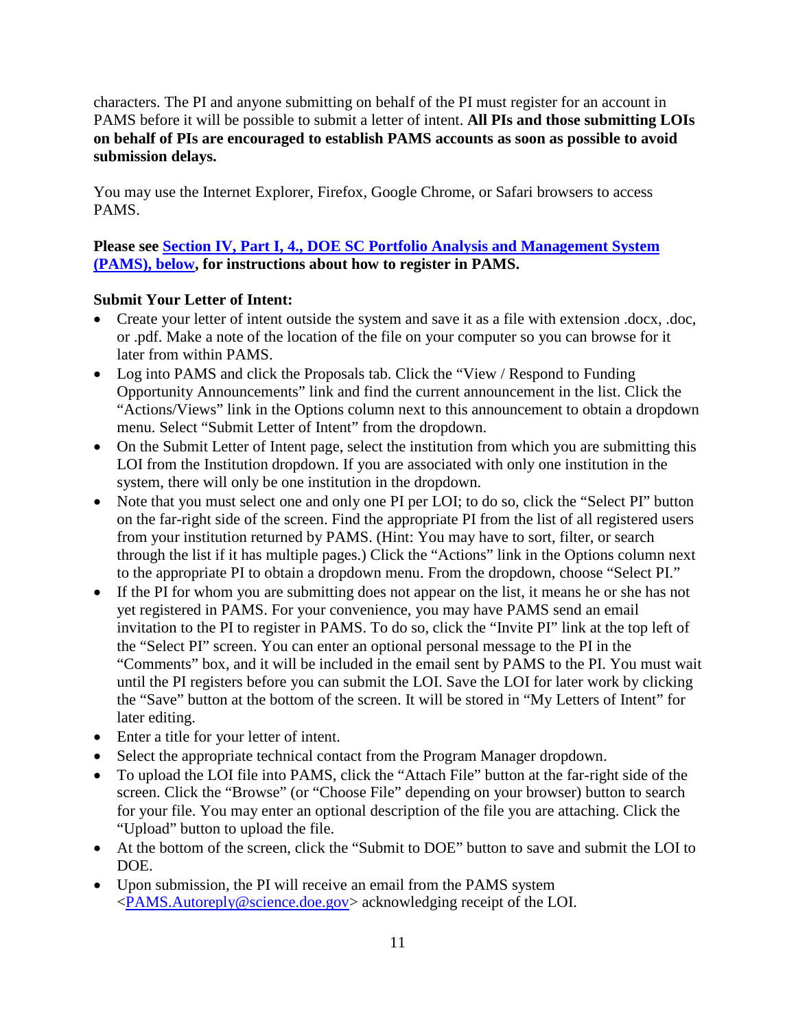characters. The PI and anyone submitting on behalf of the PI must register for an account in PAMS before it will be possible to submit a letter of intent. **All PIs and those submitting LOIs on behalf of PIs are encouraged to establish PAMS accounts as soon as possible to avoid submission delays.**

You may use the Internet Explorer, Firefox, Google Chrome, or Safari browsers to access PAMS.

**Please see [Section IV, Part I, 4., DOE SC Portfolio Analysis and Management System (PAMS), below](#), for instructions about how to register in PAMS.**

**Submit Your Letter of Intent:**

- Create your letter of intent outside the system and save it as a file with extension .docx, .doc, or .pdf. Make a note of the location of the file on your computer so you can browse for it later from within PAMS.
- Log into PAMS and click the Proposals tab. Click the "View / Respond to Funding Opportunity Announcements" link and find the current announcement in the list. Click the "Actions/Views" link in the Options column next to this announcement to obtain a dropdown menu. Select "Submit Letter of Intent" from the dropdown.
- On the Submit Letter of Intent page, select the institution from which you are submitting this LOI from the Institution dropdown. If you are associated with only one institution in the system, there will only be one institution in the dropdown.
- Note that you must select one and only one PI per LOI; to do so, click the "Select PI" button on the far-right side of the screen. Find the appropriate PI from the list of all registered users from your institution returned by PAMS. (Hint: You may have to sort, filter, or search through the list if it has multiple pages.) Click the "Actions" link in the Options column next to the appropriate PI to obtain a dropdown menu. From the dropdown, choose "Select PI."
- If the PI for whom you are submitting does not appear on the list, it means he or she has not yet registered in PAMS. For your convenience, you may have PAMS send an email invitation to the PI to register in PAMS. To do so, click the "Invite PI" link at the top left of the "Select PI" screen. You can enter an optional personal message to the PI in the "Comments" box, and it will be included in the email sent by PAMS to the PI. You must wait until the PI registers before you can submit the LOI. Save the LOI for later work by clicking the "Save" button at the bottom of the screen. It will be stored in "My Letters of Intent" for later editing.
- Enter a title for your letter of intent.
- Select the appropriate technical contact from the Program Manager dropdown.
- To upload the LOI file into PAMS, click the "Attach File" button at the far-right side of the screen. Click the "Browse" (or "Choose File" depending on your browser) button to search for your file. You may enter an optional description of the file you are attaching. Click the "Upload" button to upload the file.
- At the bottom of the screen, click the "Submit to DOE" button to save and submit the LOI to DOE.
- Upon submission, the PI will receive an email from the PAMS system <[PAMS.Autoreply@science.doe.gov](mailto:PAMS.Autoreply@science.doe.gov)> acknowledging receipt of the LOI.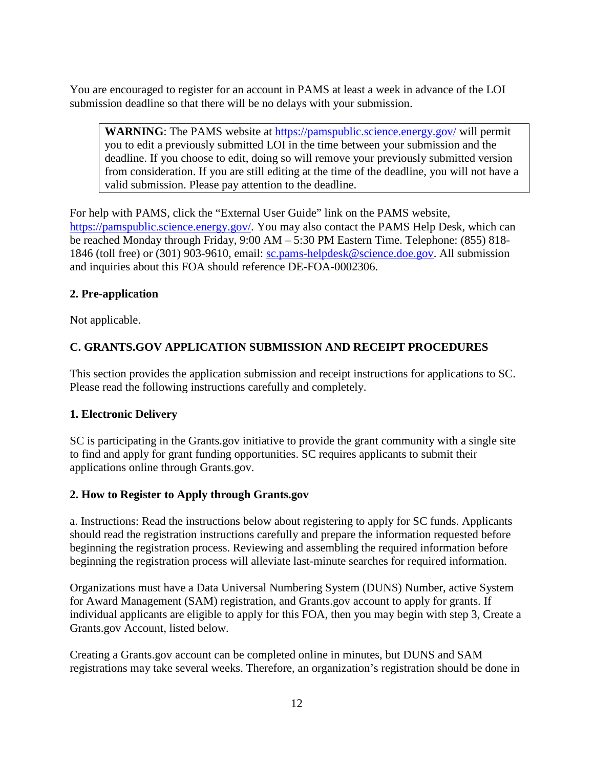You are encouraged to register for an account in PAMS at least a week in advance of the LOI submission deadline so that there will be no delays with your submission.

> **WARNING**: The PAMS website at https://pamspublic.science.energy.gov/ will permit you to edit a previously submitted LOI in the time between your submission and the deadline. If you choose to edit, doing so will remove your previously submitted version from consideration. If you are still editing at the time of the deadline, you will not have a valid submission. Please pay attention to the deadline.

For help with PAMS, click the "External User Guide" link on the PAMS website, https://pamspublic.science.energy.gov/. You may also contact the PAMS Help Desk, which can be reached Monday through Friday, 9:00 AM – 5:30 PM Eastern Time. Telephone: (855) 818-1846 (toll free) or (301) 903-9610, email: sc.pams-helpdesk@science.doe.gov. All submission and inquiries about this FOA should reference DE-FOA-0002306.

**2. Pre-application**

Not applicable.

## C. GRANTS.GOV APPLICATION SUBMISSION AND RECEIPT PROCEDURES

This section provides the application submission and receipt instructions for applications to SC. Please read the following instructions carefully and completely.

**1. Electronic Delivery**

SC is participating in the Grants.gov initiative to provide the grant community with a single site to find and apply for grant funding opportunities. SC requires applicants to submit their applications online through Grants.gov.

**2. How to Register to Apply through Grants.gov**

a. Instructions: Read the instructions below about registering to apply for SC funds. Applicants should read the registration instructions carefully and prepare the information requested before beginning the registration process. Reviewing and assembling the required information before beginning the registration process will alleviate last-minute searches for required information.

Organizations must have a Data Universal Numbering System (DUNS) Number, active System for Award Management (SAM) registration, and Grants.gov account to apply for grants. If individual applicants are eligible to apply for this FOA, then you may begin with step 3, Create a Grants.gov Account, listed below.

Creating a Grants.gov account can be completed online in minutes, but DUNS and SAM registrations may take several weeks. Therefore, an organization's registration should be done in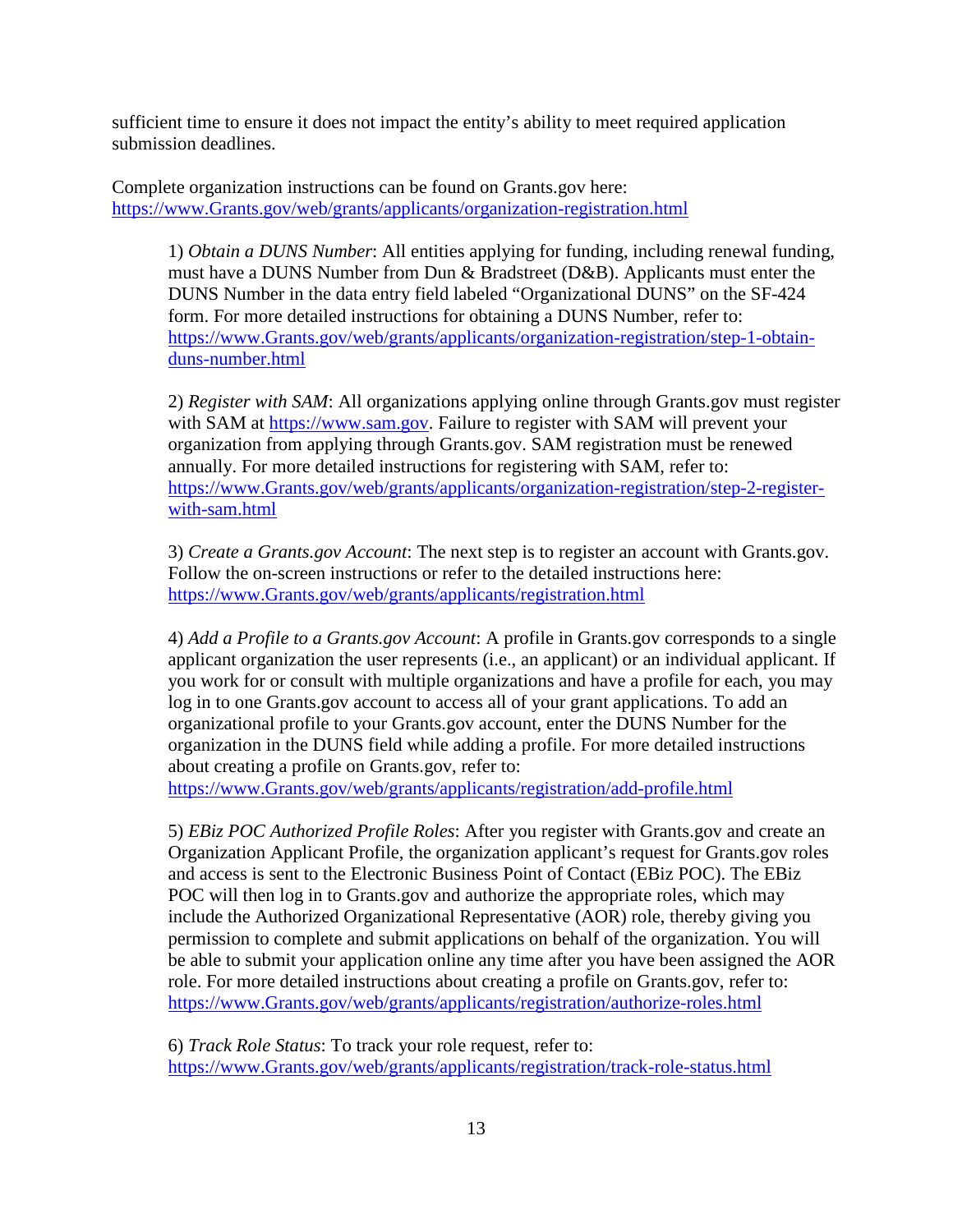sufficient time to ensure it does not impact the entity's ability to meet required application submission deadlines.

Complete organization instructions can be found on Grants.gov here: https://www.Grants.gov/web/grants/applicants/organization-registration.html

1) *Obtain a DUNS Number*: All entities applying for funding, including renewal funding, must have a DUNS Number from Dun & Bradstreet (D&B). Applicants must enter the DUNS Number in the data entry field labeled "Organizational DUNS" on the SF-424 form. For more detailed instructions for obtaining a DUNS Number, refer to: https://www.Grants.gov/web/grants/applicants/organization-registration/step-1-obtain-duns-number.html

2) *Register with SAM*: All organizations applying online through Grants.gov must register with SAM at https://www.sam.gov. Failure to register with SAM will prevent your organization from applying through Grants.gov. SAM registration must be renewed annually. For more detailed instructions for registering with SAM, refer to: https://www.Grants.gov/web/grants/applicants/organization-registration/step-2-register-with-sam.html

3) *Create a Grants.gov Account*: The next step is to register an account with Grants.gov. Follow the on-screen instructions or refer to the detailed instructions here: https://www.Grants.gov/web/grants/applicants/registration.html

4) *Add a Profile to a Grants.gov Account*: A profile in Grants.gov corresponds to a single applicant organization the user represents (i.e., an applicant) or an individual applicant. If you work for or consult with multiple organizations and have a profile for each, you may log in to one Grants.gov account to access all of your grant applications. To add an organizational profile to your Grants.gov account, enter the DUNS Number for the organization in the DUNS field while adding a profile. For more detailed instructions about creating a profile on Grants.gov, refer to: https://www.Grants.gov/web/grants/applicants/registration/add-profile.html

5) *EBiz POC Authorized Profile Roles*: After you register with Grants.gov and create an Organization Applicant Profile, the organization applicant's request for Grants.gov roles and access is sent to the Electronic Business Point of Contact (EBiz POC). The EBiz POC will then log in to Grants.gov and authorize the appropriate roles, which may include the Authorized Organizational Representative (AOR) role, thereby giving you permission to complete and submit applications on behalf of the organization. You will be able to submit your application online any time after you have been assigned the AOR role. For more detailed instructions about creating a profile on Grants.gov, refer to: https://www.Grants.gov/web/grants/applicants/registration/authorize-roles.html

6) *Track Role Status*: To track your role request, refer to: https://www.Grants.gov/web/grants/applicants/registration/track-role-status.html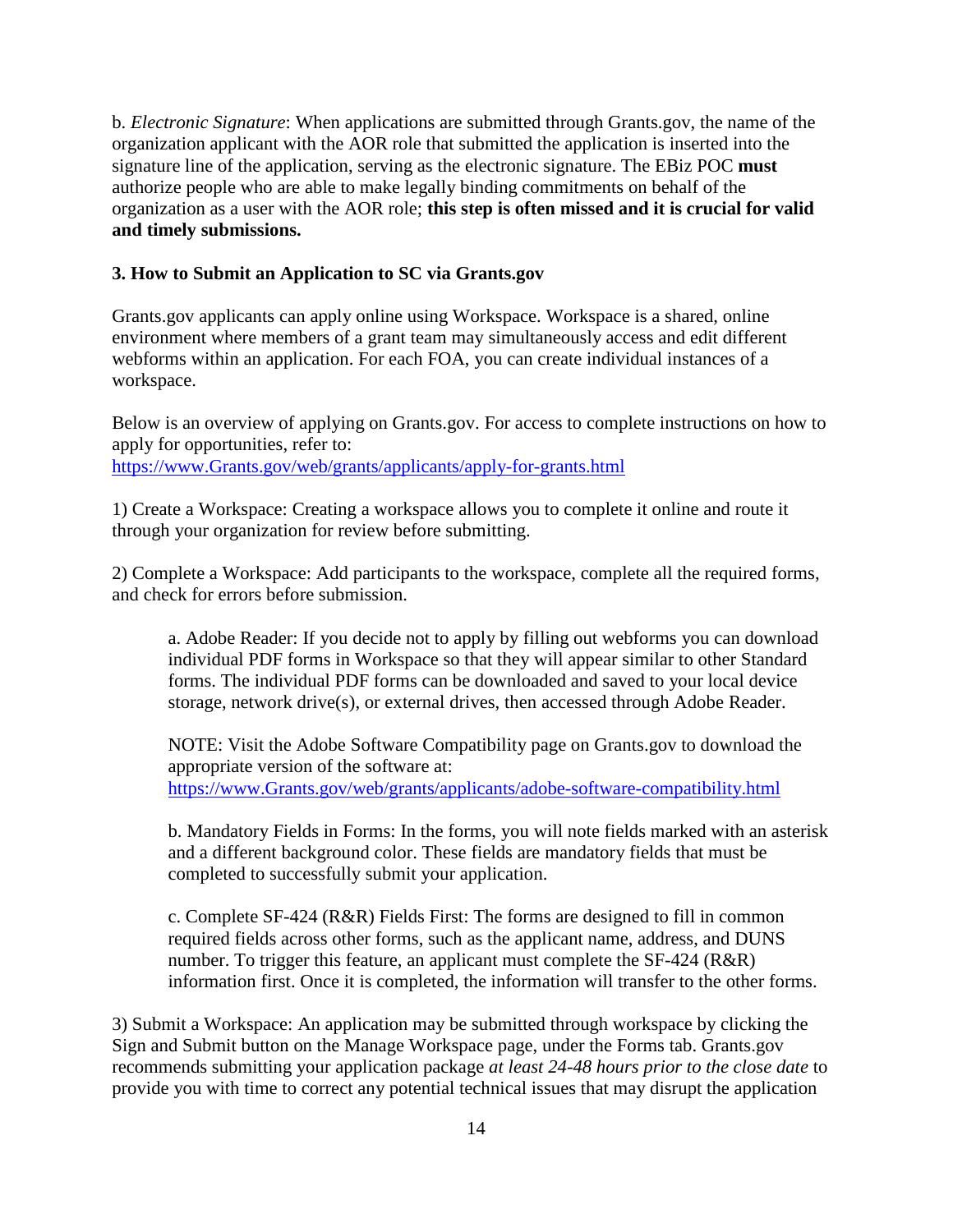b. *Electronic Signature*: When applications are submitted through Grants.gov, the name of the organization applicant with the AOR role that submitted the application is inserted into the signature line of the application, serving as the electronic signature. The EBiz POC **must** authorize people who are able to make legally binding commitments on behalf of the organization as a user with the AOR role; **this step is often missed and it is crucial for valid and timely submissions.**

### 3. How to Submit an Application to SC via Grants.gov

Grants.gov applicants can apply online using Workspace. Workspace is a shared, online environment where members of a grant team may simultaneously access and edit different webforms within an application. For each FOA, you can create individual instances of a workspace.

Below is an overview of applying on Grants.gov. For access to complete instructions on how to apply for opportunities, refer to:
https://www.Grants.gov/web/grants/applicants/apply-for-grants.html

1) Create a Workspace: Creating a workspace allows you to complete it online and route it through your organization for review before submitting.

2) Complete a Workspace: Add participants to the workspace, complete all the required forms, and check for errors before submission.

> a. Adobe Reader: If you decide not to apply by filling out webforms you can download individual PDF forms in Workspace so that they will appear similar to other Standard forms. The individual PDF forms can be downloaded and saved to your local device storage, network drive(s), or external drives, then accessed through Adobe Reader.
>
> NOTE: Visit the Adobe Software Compatibility page on Grants.gov to download the appropriate version of the software at:
> https://www.Grants.gov/web/grants/applicants/adobe-software-compatibility.html
>
> b. Mandatory Fields in Forms: In the forms, you will note fields marked with an asterisk and a different background color. These fields are mandatory fields that must be completed to successfully submit your application.
>
> c. Complete SF-424 (R&R) Fields First: The forms are designed to fill in common required fields across other forms, such as the applicant name, address, and DUNS number. To trigger this feature, an applicant must complete the SF-424 (R&R) information first. Once it is completed, the information will transfer to the other forms.

3) Submit a Workspace: An application may be submitted through workspace by clicking the Sign and Submit button on the Manage Workspace page, under the Forms tab. Grants.gov recommends submitting your application package *at least 24-48 hours prior to the close date* to provide you with time to correct any potential technical issues that may disrupt the application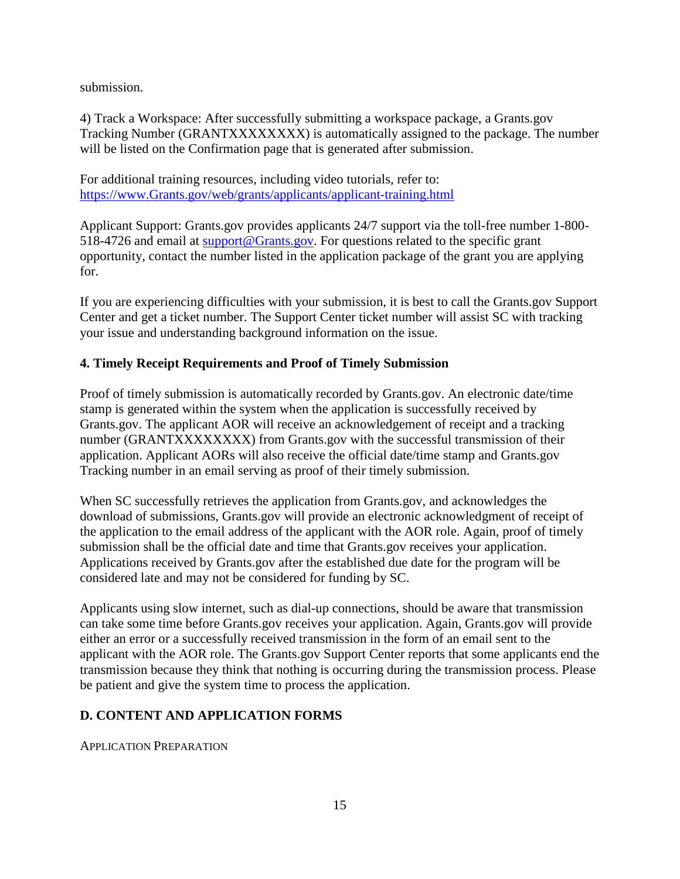submission.

4) Track a Workspace: After successfully submitting a workspace package, a Grants.gov Tracking Number (GRANTXXXXXXXX) is automatically assigned to the package. The number will be listed on the Confirmation page that is generated after submission.

For additional training resources, including video tutorials, refer to: https://www.Grants.gov/web/grants/applicants/applicant-training.html

Applicant Support: Grants.gov provides applicants 24/7 support via the toll-free number 1-800-518-4726 and email at support@Grants.gov. For questions related to the specific grant opportunity, contact the number listed in the application package of the grant you are applying for.

If you are experiencing difficulties with your submission, it is best to call the Grants.gov Support Center and get a ticket number. The Support Center ticket number will assist SC with tracking your issue and understanding background information on the issue.

### 4. Timely Receipt Requirements and Proof of Timely Submission

Proof of timely submission is automatically recorded by Grants.gov. An electronic date/time stamp is generated within the system when the application is successfully received by Grants.gov. The applicant AOR will receive an acknowledgement of receipt and a tracking number (GRANTXXXXXXXX) from Grants.gov with the successful transmission of their application. Applicant AORs will also receive the official date/time stamp and Grants.gov Tracking number in an email serving as proof of their timely submission.

When SC successfully retrieves the application from Grants.gov, and acknowledges the download of submissions, Grants.gov will provide an electronic acknowledgment of receipt of the application to the email address of the applicant with the AOR role. Again, proof of timely submission shall be the official date and time that Grants.gov receives your application. Applications received by Grants.gov after the established due date for the program will be considered late and may not be considered for funding by SC.

Applicants using slow internet, such as dial-up connections, should be aware that transmission can take some time before Grants.gov receives your application. Again, Grants.gov will provide either an error or a successfully received transmission in the form of an email sent to the applicant with the AOR role. The Grants.gov Support Center reports that some applicants end the transmission because they think that nothing is occurring during the transmission process. Please be patient and give the system time to process the application.

## D. CONTENT AND APPLICATION FORMS

APPLICATION PREPARATION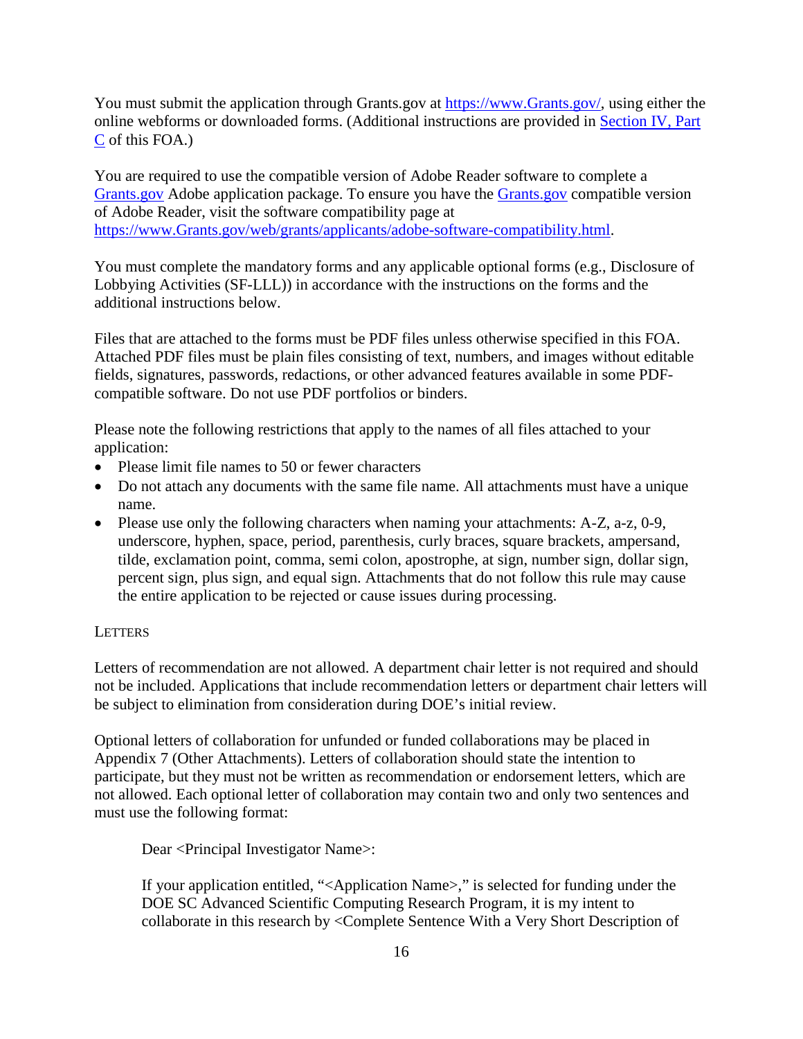You must submit the application through Grants.gov at https://www.Grants.gov/, using either the online webforms or downloaded forms. (Additional instructions are provided in Section IV, Part C of this FOA.)

You are required to use the compatible version of Adobe Reader software to complete a Grants.gov Adobe application package. To ensure you have the Grants.gov compatible version of Adobe Reader, visit the software compatibility page at https://www.Grants.gov/web/grants/applicants/adobe-software-compatibility.html.

You must complete the mandatory forms and any applicable optional forms (e.g., Disclosure of Lobbying Activities (SF-LLL)) in accordance with the instructions on the forms and the additional instructions below.

Files that are attached to the forms must be PDF files unless otherwise specified in this FOA. Attached PDF files must be plain files consisting of text, numbers, and images without editable fields, signatures, passwords, redactions, or other advanced features available in some PDF-compatible software. Do not use PDF portfolios or binders.

Please note the following restrictions that apply to the names of all files attached to your application:

- Please limit file names to 50 or fewer characters
- Do not attach any documents with the same file name. All attachments must have a unique name.
- Please use only the following characters when naming your attachments: A-Z, a-z, 0-9, underscore, hyphen, space, period, parenthesis, curly braces, square brackets, ampersand, tilde, exclamation point, comma, semi colon, apostrophe, at sign, number sign, dollar sign, percent sign, plus sign, and equal sign. Attachments that do not follow this rule may cause the entire application to be rejected or cause issues during processing.

LETTERS

Letters of recommendation are not allowed. A department chair letter is not required and should not be included. Applications that include recommendation letters or department chair letters will be subject to elimination from consideration during DOE's initial review.

Optional letters of collaboration for unfunded or funded collaborations may be placed in Appendix 7 (Other Attachments). Letters of collaboration should state the intention to participate, but they must not be written as recommendation or endorsement letters, which are not allowed. Each optional letter of collaboration may contain two and only two sentences and must use the following format:

> Dear <Principal Investigator Name>:
>
> If your application entitled, "<Application Name>," is selected for funding under the DOE SC Advanced Scientific Computing Research Program, it is my intent to collaborate in this research by <Complete Sentence With a Very Short Description of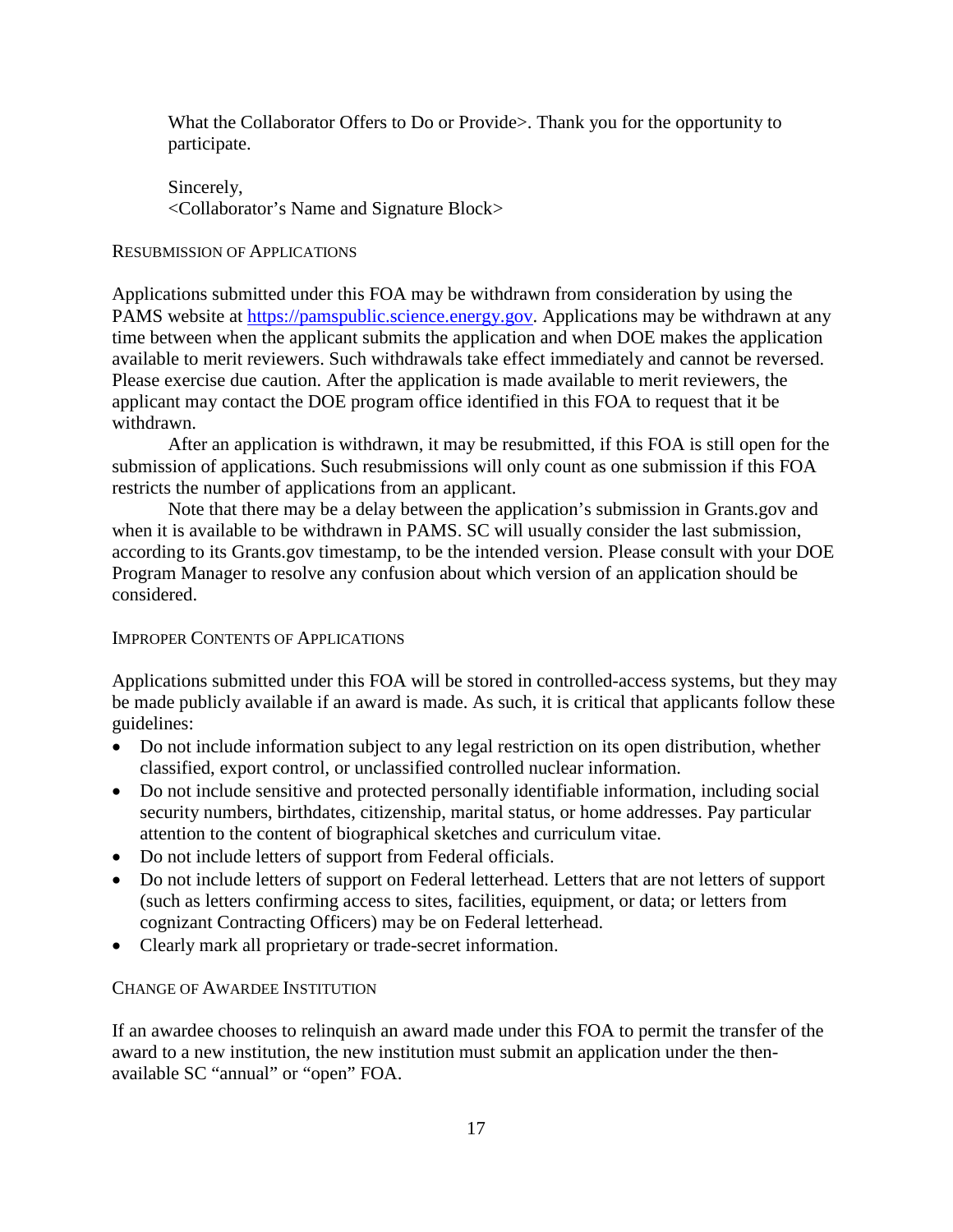What the Collaborator Offers to Do or Provide>. Thank you for the opportunity to participate.

Sincerely,
<Collaborator's Name and Signature Block>

### Resubmission of Applications

Applications submitted under this FOA may be withdrawn from consideration by using the PAMS website at https://pamspublic.science.energy.gov. Applications may be withdrawn at any time between when the applicant submits the application and when DOE makes the application available to merit reviewers. Such withdrawals take effect immediately and cannot be reversed. Please exercise due caution. After the application is made available to merit reviewers, the applicant may contact the DOE program office identified in this FOA to request that it be withdrawn.

After an application is withdrawn, it may be resubmitted, if this FOA is still open for the submission of applications. Such resubmissions will only count as one submission if this FOA restricts the number of applications from an applicant.

Note that there may be a delay between the application's submission in Grants.gov and when it is available to be withdrawn in PAMS. SC will usually consider the last submission, according to its Grants.gov timestamp, to be the intended version. Please consult with your DOE Program Manager to resolve any confusion about which version of an application should be considered.

### Improper Contents of Applications

Applications submitted under this FOA will be stored in controlled-access systems, but they may be made publicly available if an award is made. As such, it is critical that applicants follow these guidelines:

- Do not include information subject to any legal restriction on its open distribution, whether classified, export control, or unclassified controlled nuclear information.
- Do not include sensitive and protected personally identifiable information, including social security numbers, birthdates, citizenship, marital status, or home addresses. Pay particular attention to the content of biographical sketches and curriculum vitae.
- Do not include letters of support from Federal officials.
- Do not include letters of support on Federal letterhead. Letters that are not letters of support (such as letters confirming access to sites, facilities, equipment, or data; or letters from cognizant Contracting Officers) may be on Federal letterhead.
- Clearly mark all proprietary or trade-secret information.

### Change of Awardee Institution

If an awardee chooses to relinquish an award made under this FOA to permit the transfer of the award to a new institution, the new institution must submit an application under the then-available SC "annual" or "open" FOA.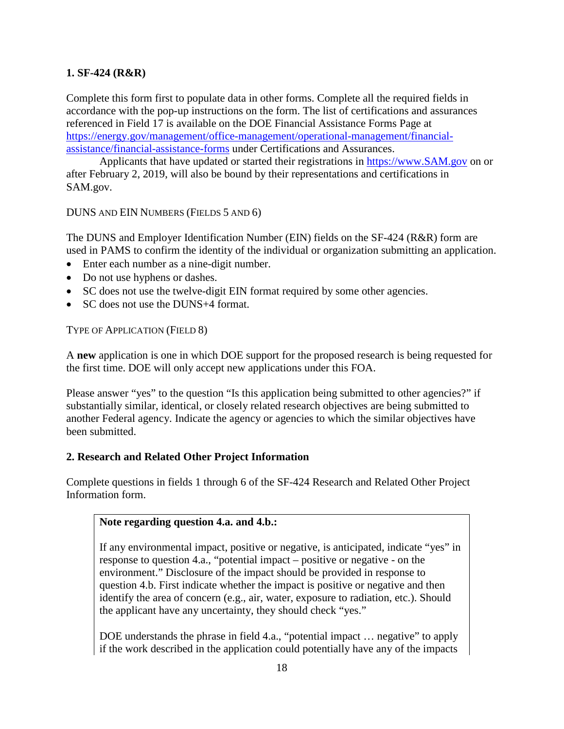**1. SF-424 (R&R)**

Complete this form first to populate data in other forms. Complete all the required fields in accordance with the pop-up instructions on the form. The list of certifications and assurances referenced in Field 17 is available on the DOE Financial Assistance Forms Page at [https://energy.gov/management/office-management/operational-management/financial-assistance/financial-assistance-forms](https://energy.gov/management/office-management/operational-management/financial-assistance/financial-assistance-forms) under Certifications and Assurances.

Applicants that have updated or started their registrations in [https://www.SAM.gov](https://www.SAM.gov) on or after February 2, 2019, will also be bound by their representations and certifications in SAM.gov.

DUNS AND EIN NUMBERS (FIELDS 5 AND 6)

The DUNS and Employer Identification Number (EIN) fields on the SF-424 (R&R) form are used in PAMS to confirm the identity of the individual or organization submitting an application.

- Enter each number as a nine-digit number.
- Do not use hyphens or dashes.
- SC does not use the twelve-digit EIN format required by some other agencies.
- SC does not use the DUNS+4 format.

TYPE OF APPLICATION (FIELD 8)

A **new** application is one in which DOE support for the proposed research is being requested for the first time. DOE will only accept new applications under this FOA.

Please answer "yes" to the question "Is this application being submitted to other agencies?" if substantially similar, identical, or closely related research objectives are being submitted to another Federal agency. Indicate the agency or agencies to which the similar objectives have been submitted.

**2. Research and Related Other Project Information**

Complete questions in fields 1 through 6 of the SF-424 Research and Related Other Project Information form.

**Note regarding question 4.a. and 4.b.:**

If any environmental impact, positive or negative, is anticipated, indicate "yes" in response to question 4.a., "potential impact – positive or negative - on the environment." Disclosure of the impact should be provided in response to question 4.b. First indicate whether the impact is positive or negative and then identify the area of concern (e.g., air, water, exposure to radiation, etc.). Should the applicant have any uncertainty, they should check "yes."

DOE understands the phrase in field 4.a., "potential impact … negative" to apply if the work described in the application could potentially have any of the impacts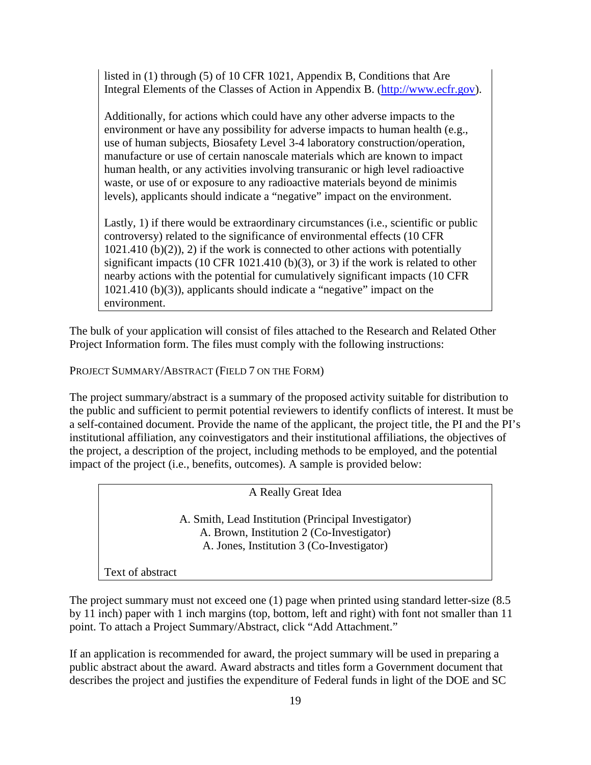listed in (1) through (5) of 10 CFR 1021, Appendix B, Conditions that Are Integral Elements of the Classes of Action in Appendix B. (http://www.ecfr.gov).

Additionally, for actions which could have any other adverse impacts to the environment or have any possibility for adverse impacts to human health (e.g., use of human subjects, Biosafety Level 3-4 laboratory construction/operation, manufacture or use of certain nanoscale materials which are known to impact human health, or any activities involving transuranic or high level radioactive waste, or use of or exposure to any radioactive materials beyond de minimis levels), applicants should indicate a "negative" impact on the environment.

Lastly, 1) if there would be extraordinary circumstances (i.e., scientific or public controversy) related to the significance of environmental effects (10 CFR 1021.410 (b)(2)), 2) if the work is connected to other actions with potentially significant impacts (10 CFR 1021.410 (b)(3), or 3) if the work is related to other nearby actions with the potential for cumulatively significant impacts (10 CFR 1021.410 (b)(3)), applicants should indicate a "negative" impact on the environment.

The bulk of your application will consist of files attached to the Research and Related Other Project Information form. The files must comply with the following instructions:

PROJECT SUMMARY/ABSTRACT (FIELD 7 ON THE FORM)

The project summary/abstract is a summary of the proposed activity suitable for distribution to the public and sufficient to permit potential reviewers to identify conflicts of interest. It must be a self-contained document. Provide the name of the applicant, the project title, the PI and the PI's institutional affiliation, any coinvestigators and their institutional affiliations, the objectives of the project, a description of the project, including methods to be employed, and the potential impact of the project (i.e., benefits, outcomes). A sample is provided below:

> A Really Great Idea
>
> A. Smith, Lead Institution (Principal Investigator)
> A. Brown, Institution 2 (Co-Investigator)
> A. Jones, Institution 3 (Co-Investigator)
>
> Text of abstract

The project summary must not exceed one (1) page when printed using standard letter-size (8.5 by 11 inch) paper with 1 inch margins (top, bottom, left and right) with font not smaller than 11 point. To attach a Project Summary/Abstract, click "Add Attachment."

If an application is recommended for award, the project summary will be used in preparing a public abstract about the award. Award abstracts and titles form a Government document that describes the project and justifies the expenditure of Federal funds in light of the DOE and SC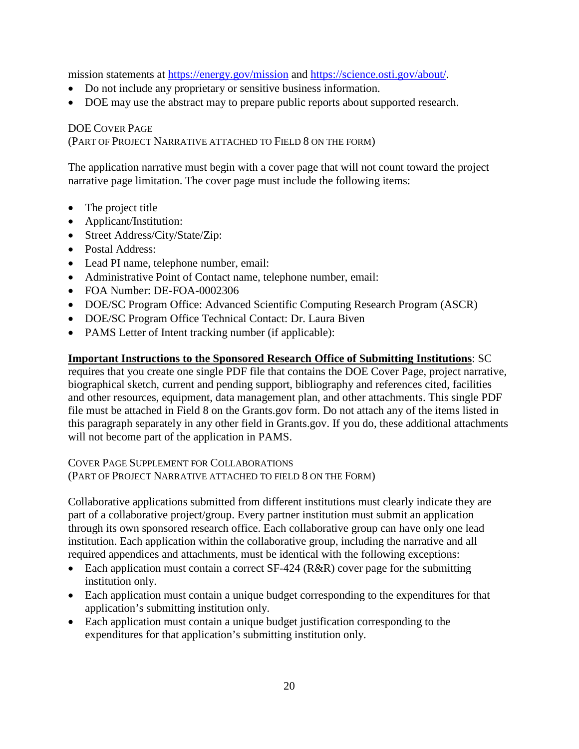mission statements at https://energy.gov/mission and https://science.osti.gov/about/.

- Do not include any proprietary or sensitive business information.
- DOE may use the abstract may to prepare public reports about supported research.

DOE COVER PAGE
(PART OF PROJECT NARRATIVE ATTACHED TO FIELD 8 ON THE FORM)

The application narrative must begin with a cover page that will not count toward the project narrative page limitation. The cover page must include the following items:

- The project title
- Applicant/Institution:
- Street Address/City/State/Zip:
- Postal Address:
- Lead PI name, telephone number, email:
- Administrative Point of Contact name, telephone number, email:
- FOA Number: DE-FOA-0002306
- DOE/SC Program Office: Advanced Scientific Computing Research Program (ASCR)
- DOE/SC Program Office Technical Contact: Dr. Laura Biven
- PAMS Letter of Intent tracking number (if applicable):

**Important Instructions to the Sponsored Research Office of Submitting Institutions**: SC requires that you create one single PDF file that contains the DOE Cover Page, project narrative, biographical sketch, current and pending support, bibliography and references cited, facilities and other resources, equipment, data management plan, and other attachments. This single PDF file must be attached in Field 8 on the Grants.gov form. Do not attach any of the items listed in this paragraph separately in any other field in Grants.gov. If you do, these additional attachments will not become part of the application in PAMS.

COVER PAGE SUPPLEMENT FOR COLLABORATIONS
(PART OF PROJECT NARRATIVE ATTACHED TO FIELD 8 ON THE FORM)

Collaborative applications submitted from different institutions must clearly indicate they are part of a collaborative project/group. Every partner institution must submit an application through its own sponsored research office. Each collaborative group can have only one lead institution. Each application within the collaborative group, including the narrative and all required appendices and attachments, must be identical with the following exceptions:

- Each application must contain a correct SF-424 (R&R) cover page for the submitting institution only.
- Each application must contain a unique budget corresponding to the expenditures for that application's submitting institution only.
- Each application must contain a unique budget justification corresponding to the expenditures for that application's submitting institution only.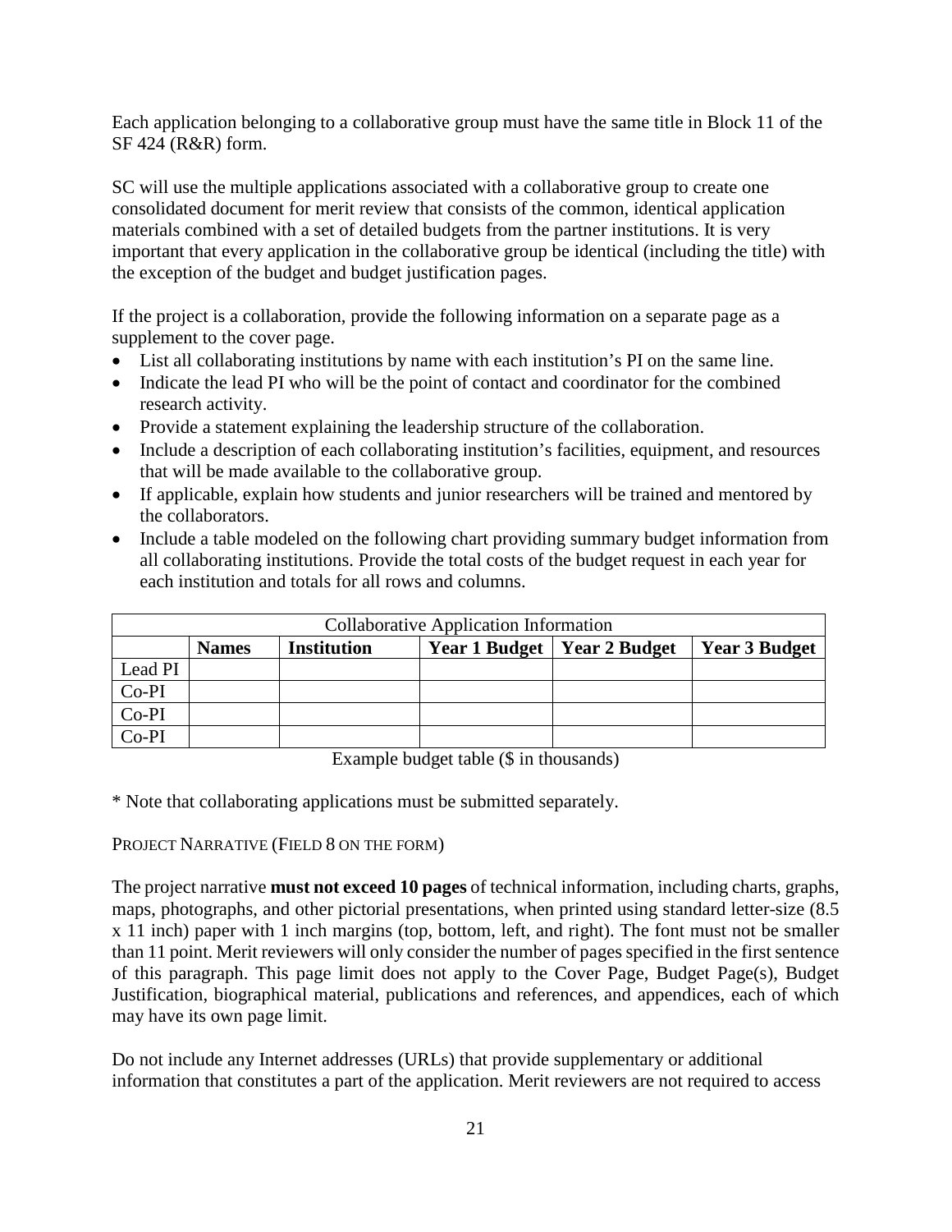Each application belonging to a collaborative group must have the same title in Block 11 of the SF 424 (R&R) form.

SC will use the multiple applications associated with a collaborative group to create one consolidated document for merit review that consists of the common, identical application materials combined with a set of detailed budgets from the partner institutions. It is very important that every application in the collaborative group be identical (including the title) with the exception of the budget and budget justification pages.

If the project is a collaboration, provide the following information on a separate page as a supplement to the cover page.

- List all collaborating institutions by name with each institution's PI on the same line.
- Indicate the lead PI who will be the point of contact and coordinator for the combined research activity.
- Provide a statement explaining the leadership structure of the collaboration.
- Include a description of each collaborating institution's facilities, equipment, and resources that will be made available to the collaborative group.
- If applicable, explain how students and junior researchers will be trained and mentored by the collaborators.
- Include a table modeled on the following chart providing summary budget information from all collaborating institutions. Provide the total costs of the budget request in each year for each institution and totals for all rows and columns.

| Collaborative Application Information | | | | | |
|---|---|---|---|---|---|
| | **Names** | **Institution** | **Year 1 Budget** | **Year 2 Budget** | **Year 3 Budget** |
| Lead PI | | | | | |
| Co-PI | | | | | |
| Co-PI | | | | | |
| Co-PI | | | | | |

Example budget table ($ in thousands)

* Note that collaborating applications must be submitted separately.

PROJECT NARRATIVE (FIELD 8 ON THE FORM)

The project narrative **must not exceed 10 pages** of technical information, including charts, graphs, maps, photographs, and other pictorial presentations, when printed using standard letter-size (8.5 x 11 inch) paper with 1 inch margins (top, bottom, left, and right). The font must not be smaller than 11 point. Merit reviewers will only consider the number of pages specified in the first sentence of this paragraph. This page limit does not apply to the Cover Page, Budget Page(s), Budget Justification, biographical material, publications and references, and appendices, each of which may have its own page limit.

Do not include any Internet addresses (URLs) that provide supplementary or additional information that constitutes a part of the application. Merit reviewers are not required to access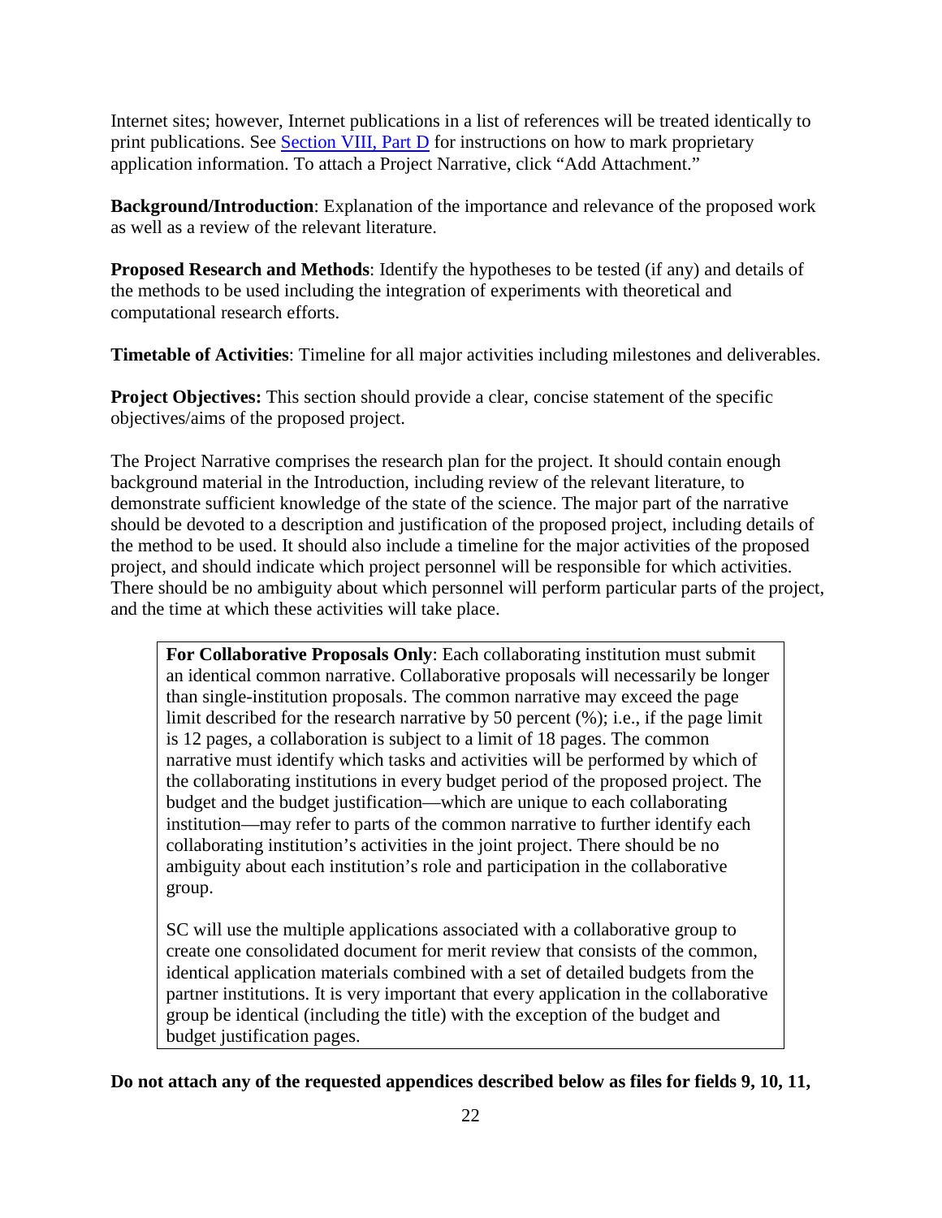Internet sites; however, Internet publications in a list of references will be treated identically to print publications. See [Section VIII, Part D](#) for instructions on how to mark proprietary application information. To attach a Project Narrative, click "Add Attachment."

**Background/Introduction**: Explanation of the importance and relevance of the proposed work as well as a review of the relevant literature.

**Proposed Research and Methods**: Identify the hypotheses to be tested (if any) and details of the methods to be used including the integration of experiments with theoretical and computational research efforts.

**Timetable of Activities**: Timeline for all major activities including milestones and deliverables.

**Project Objectives:** This section should provide a clear, concise statement of the specific objectives/aims of the proposed project.

The Project Narrative comprises the research plan for the project. It should contain enough background material in the Introduction, including review of the relevant literature, to demonstrate sufficient knowledge of the state of the science. The major part of the narrative should be devoted to a description and justification of the proposed project, including details of the method to be used. It should also include a timeline for the major activities of the proposed project, and should indicate which project personnel will be responsible for which activities. There should be no ambiguity about which personnel will perform particular parts of the project, and the time at which these activities will take place.

> **For Collaborative Proposals Only**: Each collaborating institution must submit an identical common narrative. Collaborative proposals will necessarily be longer than single-institution proposals. The common narrative may exceed the page limit described for the research narrative by 50 percent (%); i.e., if the page limit is 12 pages, a collaboration is subject to a limit of 18 pages. The common narrative must identify which tasks and activities will be performed by which of the collaborating institutions in every budget period of the proposed project. The budget and the budget justification—which are unique to each collaborating institution—may refer to parts of the common narrative to further identify each collaborating institution's activities in the joint project. There should be no ambiguity about each institution's role and participation in the collaborative group.
>
> SC will use the multiple applications associated with a collaborative group to create one consolidated document for merit review that consists of the common, identical application materials combined with a set of detailed budgets from the partner institutions. It is very important that every application in the collaborative group be identical (including the title) with the exception of the budget and budget justification pages.

**Do not attach any of the requested appendices described below as files for fields 9, 10, 11,**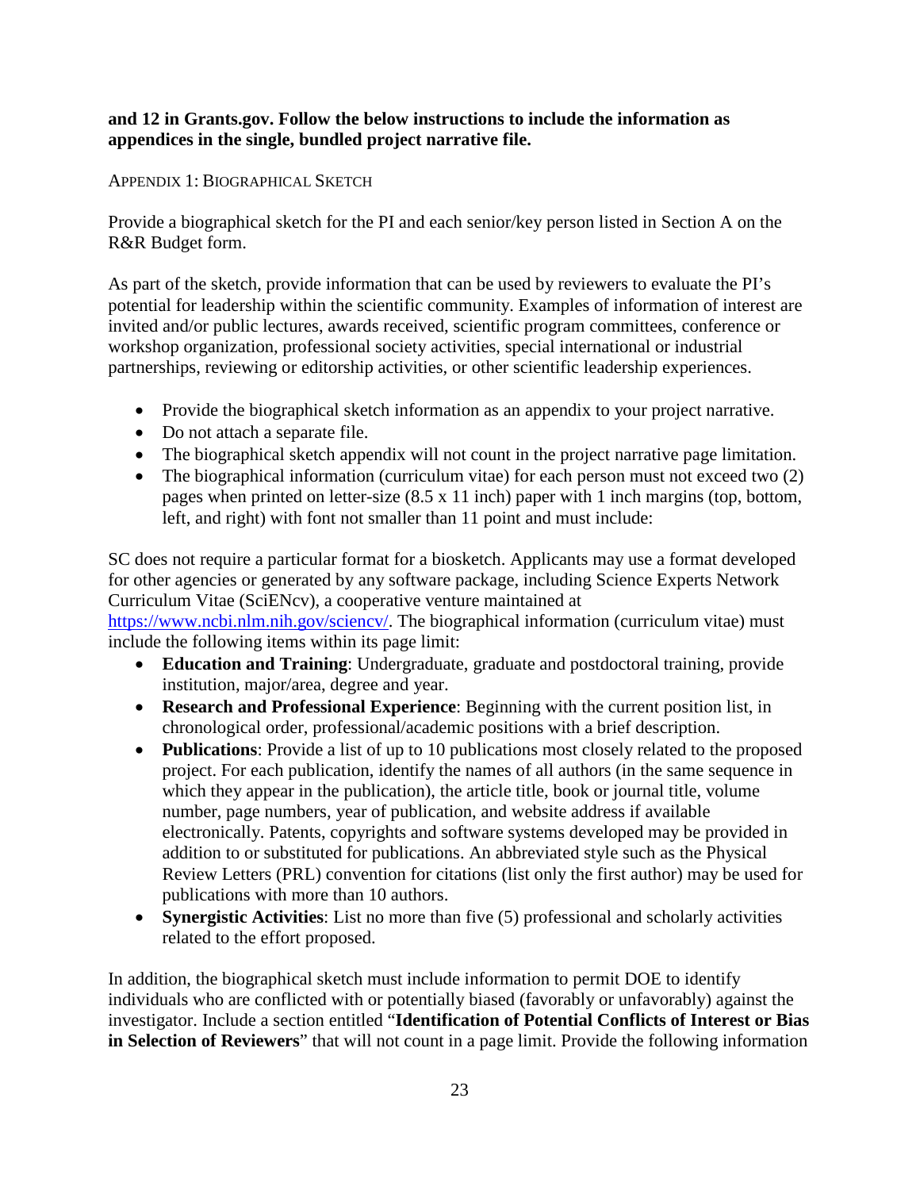**and 12 in Grants.gov. Follow the below instructions to include the information as appendices in the single, bundled project narrative file.**

APPENDIX 1: BIOGRAPHICAL SKETCH

Provide a biographical sketch for the PI and each senior/key person listed in Section A on the R&R Budget form.

As part of the sketch, provide information that can be used by reviewers to evaluate the PI's potential for leadership within the scientific community. Examples of information of interest are invited and/or public lectures, awards received, scientific program committees, conference or workshop organization, professional society activities, special international or industrial partnerships, reviewing or editorship activities, or other scientific leadership experiences.

- Provide the biographical sketch information as an appendix to your project narrative.
- Do not attach a separate file.
- The biographical sketch appendix will not count in the project narrative page limitation.
- The biographical information (curriculum vitae) for each person must not exceed two (2) pages when printed on letter-size (8.5 x 11 inch) paper with 1 inch margins (top, bottom, left, and right) with font not smaller than 11 point and must include:

SC does not require a particular format for a biosketch. Applicants may use a format developed for other agencies or generated by any software package, including Science Experts Network Curriculum Vitae (SciENcv), a cooperative venture maintained at https://www.ncbi.nlm.nih.gov/sciencv/. The biographical information (curriculum vitae) must include the following items within its page limit:

- **Education and Training**: Undergraduate, graduate and postdoctoral training, provide institution, major/area, degree and year.
- **Research and Professional Experience**: Beginning with the current position list, in chronological order, professional/academic positions with a brief description.
- **Publications**: Provide a list of up to 10 publications most closely related to the proposed project. For each publication, identify the names of all authors (in the same sequence in which they appear in the publication), the article title, book or journal title, volume number, page numbers, year of publication, and website address if available electronically. Patents, copyrights and software systems developed may be provided in addition to or substituted for publications. An abbreviated style such as the Physical Review Letters (PRL) convention for citations (list only the first author) may be used for publications with more than 10 authors.
- **Synergistic Activities**: List no more than five (5) professional and scholarly activities related to the effort proposed.

In addition, the biographical sketch must include information to permit DOE to identify individuals who are conflicted with or potentially biased (favorably or unfavorably) against the investigator. Include a section entitled "**Identification of Potential Conflicts of Interest or Bias in Selection of Reviewers**" that will not count in a page limit. Provide the following information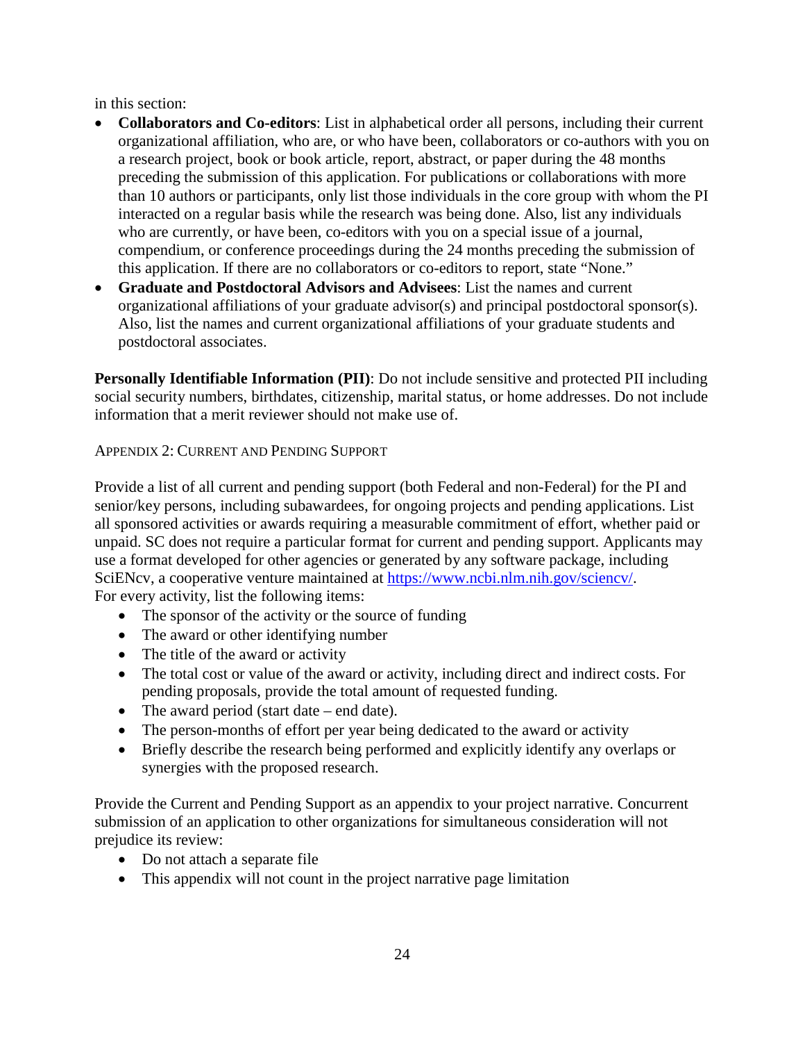in this section:

- **Collaborators and Co-editors**: List in alphabetical order all persons, including their current organizational affiliation, who are, or who have been, collaborators or co-authors with you on a research project, book or book article, report, abstract, or paper during the 48 months preceding the submission of this application. For publications or collaborations with more than 10 authors or participants, only list those individuals in the core group with whom the PI interacted on a regular basis while the research was being done. Also, list any individuals who are currently, or have been, co-editors with you on a special issue of a journal, compendium, or conference proceedings during the 24 months preceding the submission of this application. If there are no collaborators or co-editors to report, state "None."
- **Graduate and Postdoctoral Advisors and Advisees**: List the names and current organizational affiliations of your graduate advisor(s) and principal postdoctoral sponsor(s). Also, list the names and current organizational affiliations of your graduate students and postdoctoral associates.

**Personally Identifiable Information (PII)**: Do not include sensitive and protected PII including social security numbers, birthdates, citizenship, marital status, or home addresses. Do not include information that a merit reviewer should not make use of.

### Appendix 2: Current and Pending Support

Provide a list of all current and pending support (both Federal and non-Federal) for the PI and senior/key persons, including subawardees, for ongoing projects and pending applications. List all sponsored activities or awards requiring a measurable commitment of effort, whether paid or unpaid. SC does not require a particular format for current and pending support. Applicants may use a format developed for other agencies or generated by any software package, including SciENcv, a cooperative venture maintained at https://www.ncbi.nlm.nih.gov/sciencv/.
For every activity, list the following items:

- The sponsor of the activity or the source of funding
- The award or other identifying number
- The title of the award or activity
- The total cost or value of the award or activity, including direct and indirect costs. For pending proposals, provide the total amount of requested funding.
- The award period (start date – end date).
- The person-months of effort per year being dedicated to the award or activity
- Briefly describe the research being performed and explicitly identify any overlaps or synergies with the proposed research.

Provide the Current and Pending Support as an appendix to your project narrative. Concurrent submission of an application to other organizations for simultaneous consideration will not prejudice its review:

- Do not attach a separate file
- This appendix will not count in the project narrative page limitation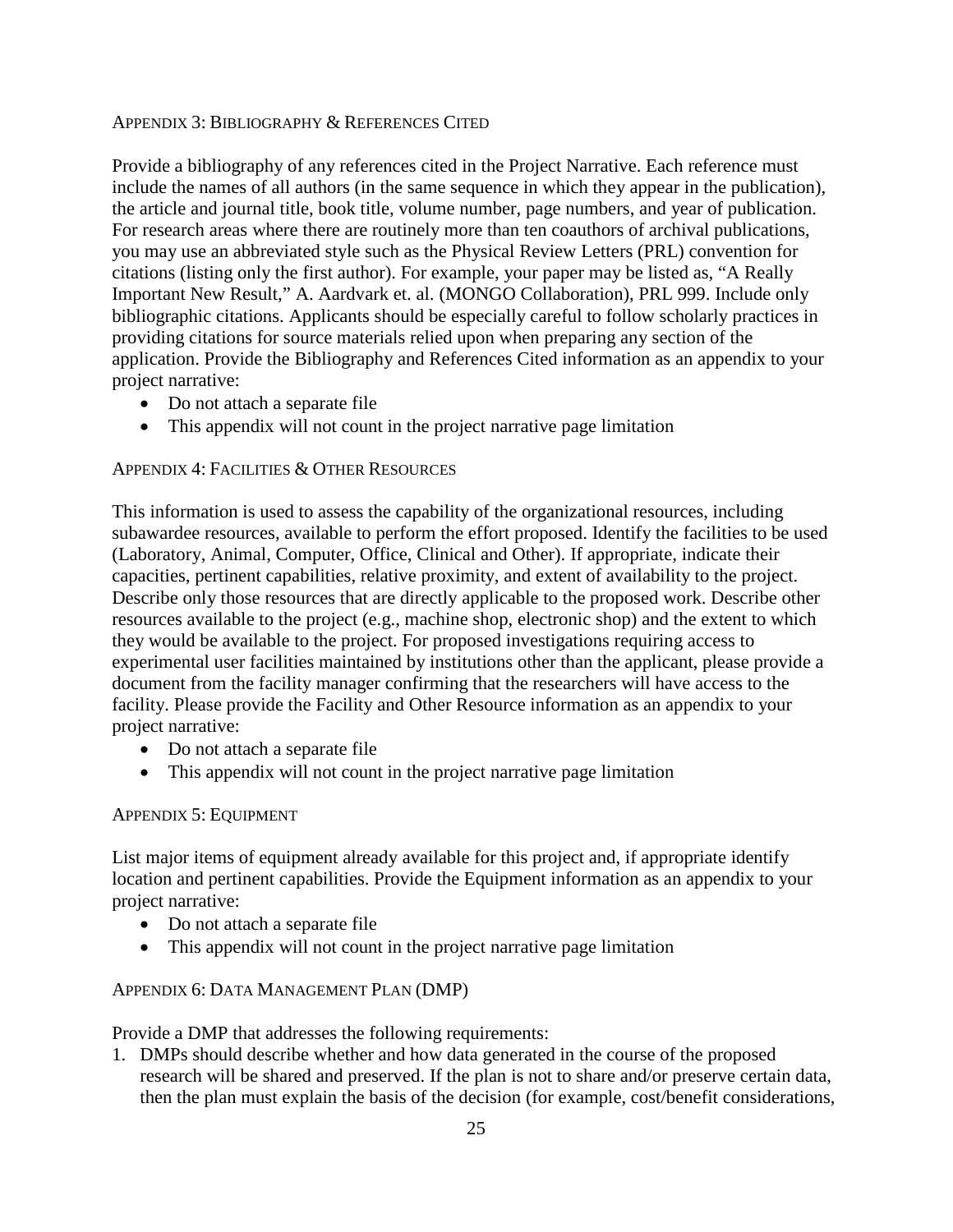### Appendix 3: Bibliography & References Cited

Provide a bibliography of any references cited in the Project Narrative. Each reference must include the names of all authors (in the same sequence in which they appear in the publication), the article and journal title, book title, volume number, page numbers, and year of publication. For research areas where there are routinely more than ten coauthors of archival publications, you may use an abbreviated style such as the Physical Review Letters (PRL) convention for citations (listing only the first author). For example, your paper may be listed as, "A Really Important New Result," A. Aardvark et. al. (MONGO Collaboration), PRL 999. Include only bibliographic citations. Applicants should be especially careful to follow scholarly practices in providing citations for source materials relied upon when preparing any section of the application. Provide the Bibliography and References Cited information as an appendix to your project narrative:

- Do not attach a separate file
- This appendix will not count in the project narrative page limitation

### Appendix 4: Facilities & Other Resources

This information is used to assess the capability of the organizational resources, including subawardee resources, available to perform the effort proposed. Identify the facilities to be used (Laboratory, Animal, Computer, Office, Clinical and Other). If appropriate, indicate their capacities, pertinent capabilities, relative proximity, and extent of availability to the project. Describe only those resources that are directly applicable to the proposed work. Describe other resources available to the project (e.g., machine shop, electronic shop) and the extent to which they would be available to the project. For proposed investigations requiring access to experimental user facilities maintained by institutions other than the applicant, please provide a document from the facility manager confirming that the researchers will have access to the facility. Please provide the Facility and Other Resource information as an appendix to your project narrative:

- Do not attach a separate file
- This appendix will not count in the project narrative page limitation

### Appendix 5: Equipment

List major items of equipment already available for this project and, if appropriate identify location and pertinent capabilities. Provide the Equipment information as an appendix to your project narrative:

- Do not attach a separate file
- This appendix will not count in the project narrative page limitation

### Appendix 6: Data Management Plan (DMP)

Provide a DMP that addresses the following requirements:

1. DMPs should describe whether and how data generated in the course of the proposed research will be shared and preserved. If the plan is not to share and/or preserve certain data, then the plan must explain the basis of the decision (for example, cost/benefit considerations,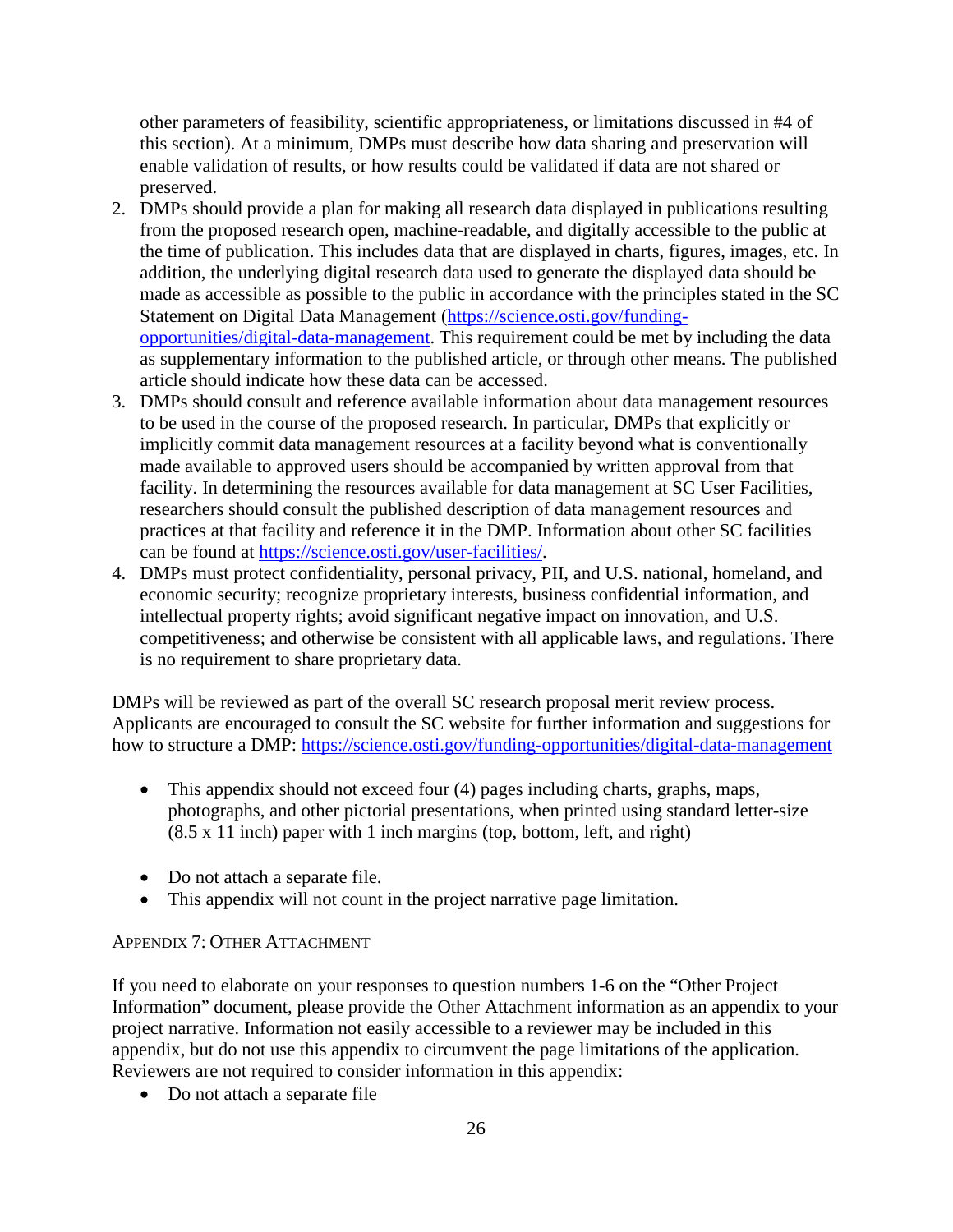other parameters of feasibility, scientific appropriateness, or limitations discussed in #4 of this section). At a minimum, DMPs must describe how data sharing and preservation will enable validation of results, or how results could be validated if data are not shared or preserved.

2. DMPs should provide a plan for making all research data displayed in publications resulting from the proposed research open, machine-readable, and digitally accessible to the public at the time of publication. This includes data that are displayed in charts, figures, images, etc. In addition, the underlying digital research data used to generate the displayed data should be made as accessible as possible to the public in accordance with the principles stated in the SC Statement on Digital Data Management (https://science.osti.gov/funding-opportunities/digital-data-management. This requirement could be met by including the data as supplementary information to the published article, or through other means. The published article should indicate how these data can be accessed.
3. DMPs should consult and reference available information about data management resources to be used in the course of the proposed research. In particular, DMPs that explicitly or implicitly commit data management resources at a facility beyond what is conventionally made available to approved users should be accompanied by written approval from that facility. In determining the resources available for data management at SC User Facilities, researchers should consult the published description of data management resources and practices at that facility and reference it in the DMP. Information about other SC facilities can be found at https://science.osti.gov/user-facilities/.
4. DMPs must protect confidentiality, personal privacy, PII, and U.S. national, homeland, and economic security; recognize proprietary interests, business confidential information, and intellectual property rights; avoid significant negative impact on innovation, and U.S. competitiveness; and otherwise be consistent with all applicable laws, and regulations. There is no requirement to share proprietary data.

DMPs will be reviewed as part of the overall SC research proposal merit review process. Applicants are encouraged to consult the SC website for further information and suggestions for how to structure a DMP: https://science.osti.gov/funding-opportunities/digital-data-management

- This appendix should not exceed four (4) pages including charts, graphs, maps, photographs, and other pictorial presentations, when printed using standard letter-size (8.5 x 11 inch) paper with 1 inch margins (top, bottom, left, and right)

- Do not attach a separate file.
- This appendix will not count in the project narrative page limitation.

APPENDIX 7: OTHER ATTACHMENT

If you need to elaborate on your responses to question numbers 1-6 on the "Other Project Information" document, please provide the Other Attachment information as an appendix to your project narrative. Information not easily accessible to a reviewer may be included in this appendix, but do not use this appendix to circumvent the page limitations of the application. Reviewers are not required to consider information in this appendix:

- Do not attach a separate file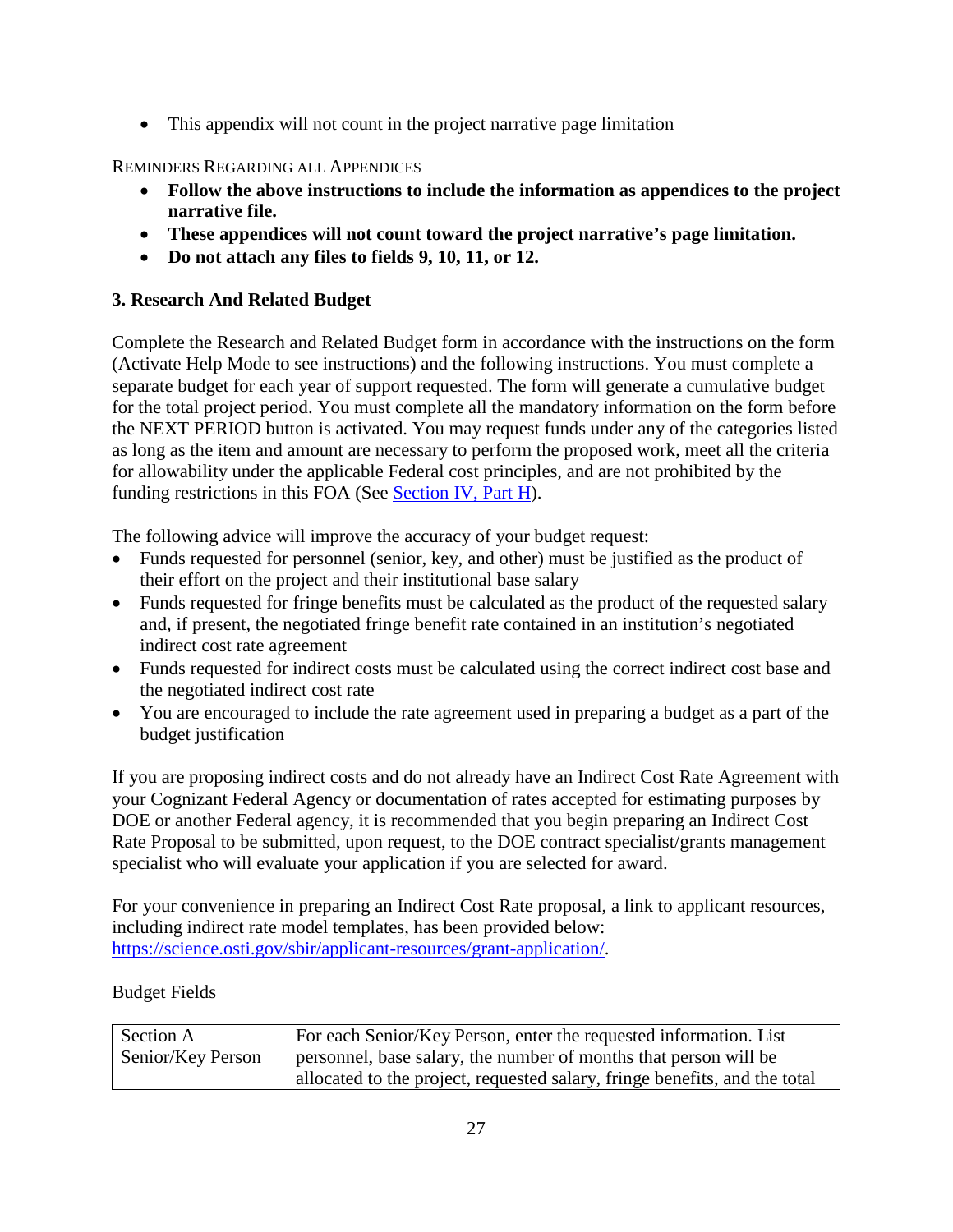- This appendix will not count in the project narrative page limitation

REMINDERS REGARDING ALL APPENDICES

- **Follow the above instructions to include the information as appendices to the project narrative file.**
- **These appendices will not count toward the project narrative's page limitation.**
- **Do not attach any files to fields 9, 10, 11, or 12.**

### 3. Research And Related Budget

Complete the Research and Related Budget form in accordance with the instructions on the form (Activate Help Mode to see instructions) and the following instructions. You must complete a separate budget for each year of support requested. The form will generate a cumulative budget for the total project period. You must complete all the mandatory information on the form before the NEXT PERIOD button is activated. You may request funds under any of the categories listed as long as the item and amount are necessary to perform the proposed work, meet all the criteria for allowability under the applicable Federal cost principles, and are not prohibited by the funding restrictions in this FOA (See Section IV, Part H).

The following advice will improve the accuracy of your budget request:

- Funds requested for personnel (senior, key, and other) must be justified as the product of their effort on the project and their institutional base salary
- Funds requested for fringe benefits must be calculated as the product of the requested salary and, if present, the negotiated fringe benefit rate contained in an institution's negotiated indirect cost rate agreement
- Funds requested for indirect costs must be calculated using the correct indirect cost base and the negotiated indirect cost rate
- You are encouraged to include the rate agreement used in preparing a budget as a part of the budget justification

If you are proposing indirect costs and do not already have an Indirect Cost Rate Agreement with your Cognizant Federal Agency or documentation of rates accepted for estimating purposes by DOE or another Federal agency, it is recommended that you begin preparing an Indirect Cost Rate Proposal to be submitted, upon request, to the DOE contract specialist/grants management specialist who will evaluate your application if you are selected for award.

For your convenience in preparing an Indirect Cost Rate proposal, a link to applicant resources, including indirect rate model templates, has been provided below: https://science.osti.gov/sbir/applicant-resources/grant-application/.

Budget Fields

| Section A Senior/Key Person | For each Senior/Key Person, enter the requested information. List personnel, base salary, the number of months that person will be allocated to the project, requested salary, fringe benefits, and the total |
|---|---|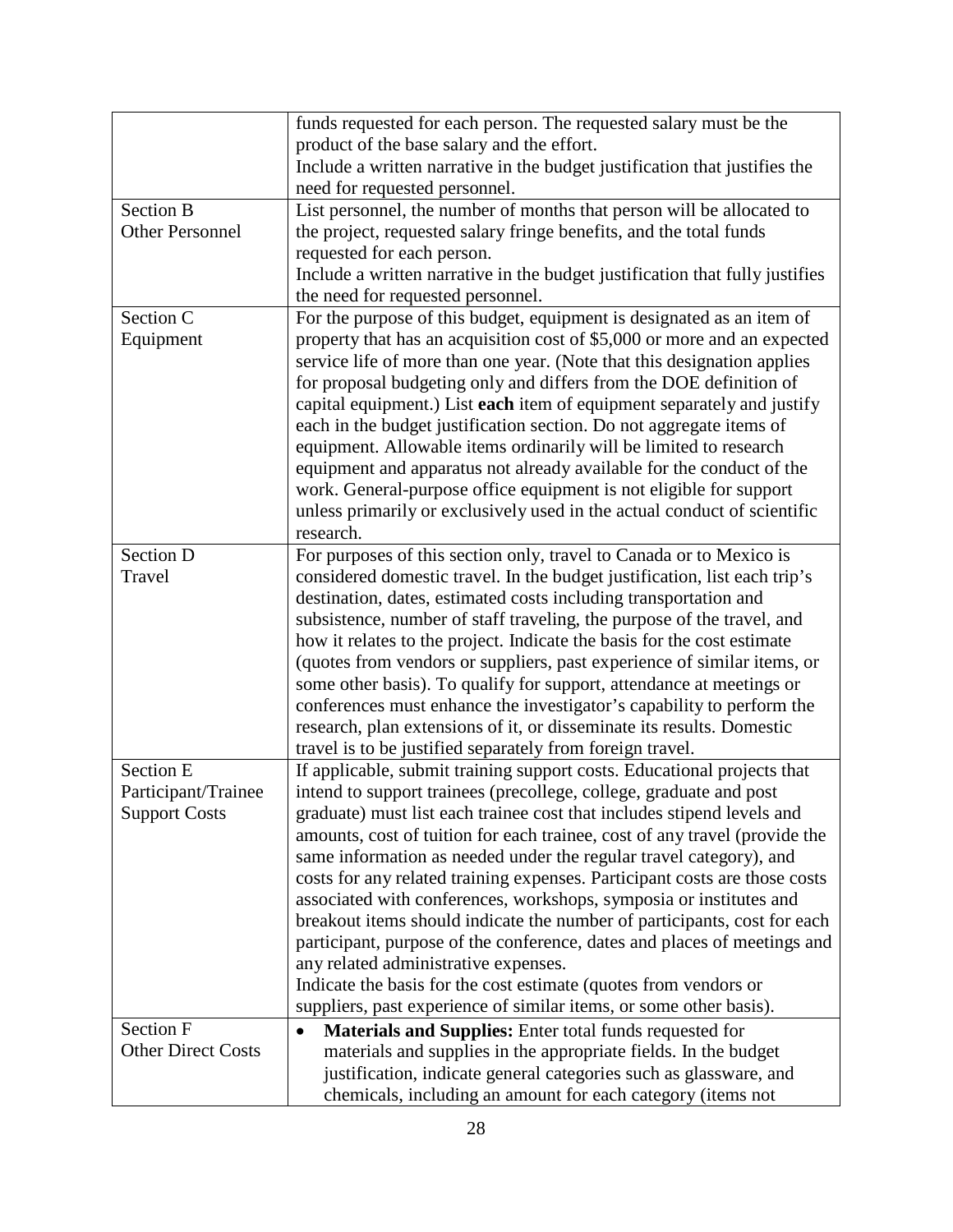| | |
|---|---|
| | funds requested for each person. The requested salary must be the product of the base salary and the effort.<br>Include a written narrative in the budget justification that justifies the need for requested personnel. |
| Section B<br>Other Personnel | List personnel, the number of months that person will be allocated to the project, requested salary fringe benefits, and the total funds requested for each person.<br>Include a written narrative in the budget justification that fully justifies the need for requested personnel. |
| Section C<br>Equipment | For the purpose of this budget, equipment is designated as an item of property that has an acquisition cost of $5,000 or more and an expected service life of more than one year. (Note that this designation applies for proposal budgeting only and differs from the DOE definition of capital equipment.) List **each** item of equipment separately and justify each in the budget justification section. Do not aggregate items of equipment. Allowable items ordinarily will be limited to research equipment and apparatus not already available for the conduct of the work. General-purpose office equipment is not eligible for support unless primarily or exclusively used in the actual conduct of scientific research. |
| Section D<br>Travel | For purposes of this section only, travel to Canada or to Mexico is considered domestic travel. In the budget justification, list each trip's destination, dates, estimated costs including transportation and subsistence, number of staff traveling, the purpose of the travel, and how it relates to the project. Indicate the basis for the cost estimate (quotes from vendors or suppliers, past experience of similar items, or some other basis). To qualify for support, attendance at meetings or conferences must enhance the investigator's capability to perform the research, plan extensions of it, or disseminate its results. Domestic travel is to be justified separately from foreign travel. |
| Section E<br>Participant/Trainee Support Costs | If applicable, submit training support costs. Educational projects that intend to support trainees (precollege, college, graduate and post graduate) must list each trainee cost that includes stipend levels and amounts, cost of tuition for each trainee, cost of any travel (provide the same information as needed under the regular travel category), and costs for any related training expenses. Participant costs are those costs associated with conferences, workshops, symposia or institutes and breakout items should indicate the number of participants, cost for each participant, purpose of the conference, dates and places of meetings and any related administrative expenses.<br>Indicate the basis for the cost estimate (quotes from vendors or suppliers, past experience of similar items, or some other basis). |
| Section F<br>Other Direct Costs | • **Materials and Supplies:** Enter total funds requested for materials and supplies in the appropriate fields. In the budget justification, indicate general categories such as glassware, and chemicals, including an amount for each category (items not |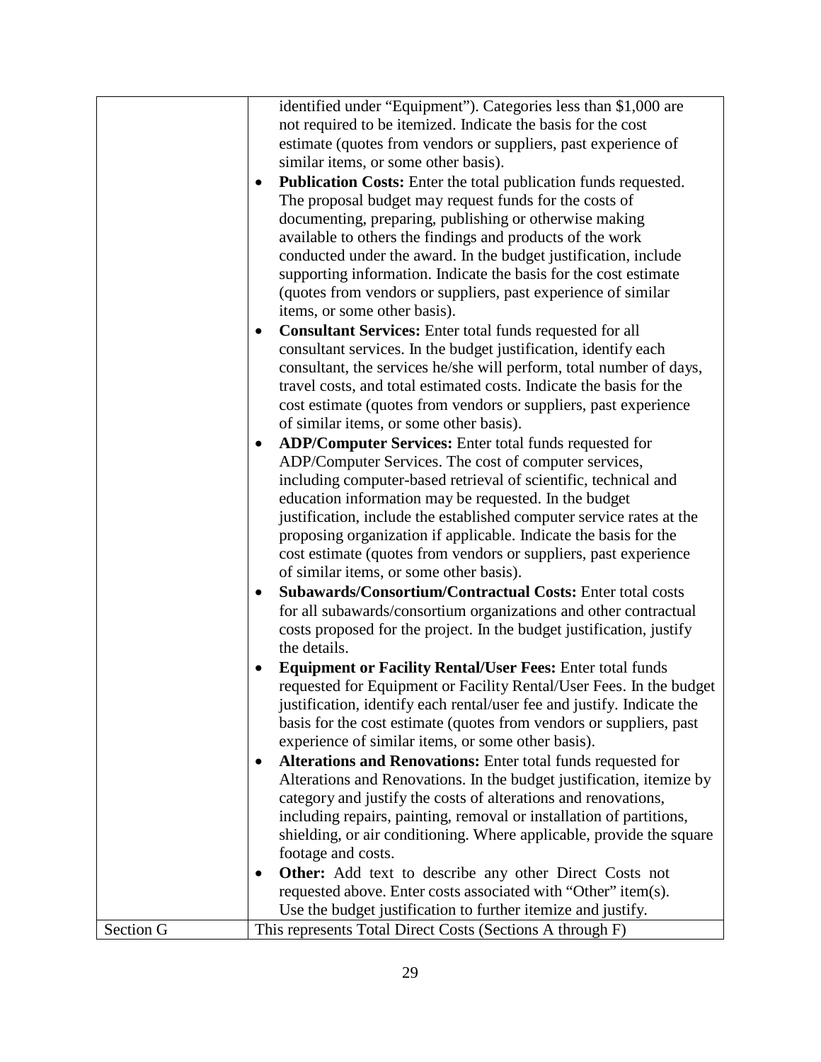| | |
|---|---|
| | identified under "Equipment"). Categories less than $1,000 are not required to be itemized. Indicate the basis for the cost estimate (quotes from vendors or suppliers, past experience of similar items, or some other basis).<br>• **Publication Costs:** Enter the total publication funds requested. The proposal budget may request funds for the costs of documenting, preparing, publishing or otherwise making available to others the findings and products of the work conducted under the award. In the budget justification, include supporting information. Indicate the basis for the cost estimate (quotes from vendors or suppliers, past experience of similar items, or some other basis).<br>• **Consultant Services:** Enter total funds requested for all consultant services. In the budget justification, identify each consultant, the services he/she will perform, total number of days, travel costs, and total estimated costs. Indicate the basis for the cost estimate (quotes from vendors or suppliers, past experience of similar items, or some other basis).<br>• **ADP/Computer Services:** Enter total funds requested for ADP/Computer Services. The cost of computer services, including computer-based retrieval of scientific, technical and education information may be requested. In the budget justification, include the established computer service rates at the proposing organization if applicable. Indicate the basis for the cost estimate (quotes from vendors or suppliers, past experience of similar items, or some other basis).<br>• **Subawards/Consortium/Contractual Costs:** Enter total costs for all subawards/consortium organizations and other contractual costs proposed for the project. In the budget justification, justify the details.<br>• **Equipment or Facility Rental/User Fees:** Enter total funds requested for Equipment or Facility Rental/User Fees. In the budget justification, identify each rental/user fee and justify. Indicate the basis for the cost estimate (quotes from vendors or suppliers, past experience of similar items, or some other basis).<br>• **Alterations and Renovations:** Enter total funds requested for Alterations and Renovations. In the budget justification, itemize by category and justify the costs of alterations and renovations, including repairs, painting, removal or installation of partitions, shielding, or air conditioning. Where applicable, provide the square footage and costs.<br>• **Other:** Add text to describe any other Direct Costs not requested above. Enter costs associated with "Other" item(s). Use the budget justification to further itemize and justify. |
| Section G | This represents Total Direct Costs (Sections A through F) |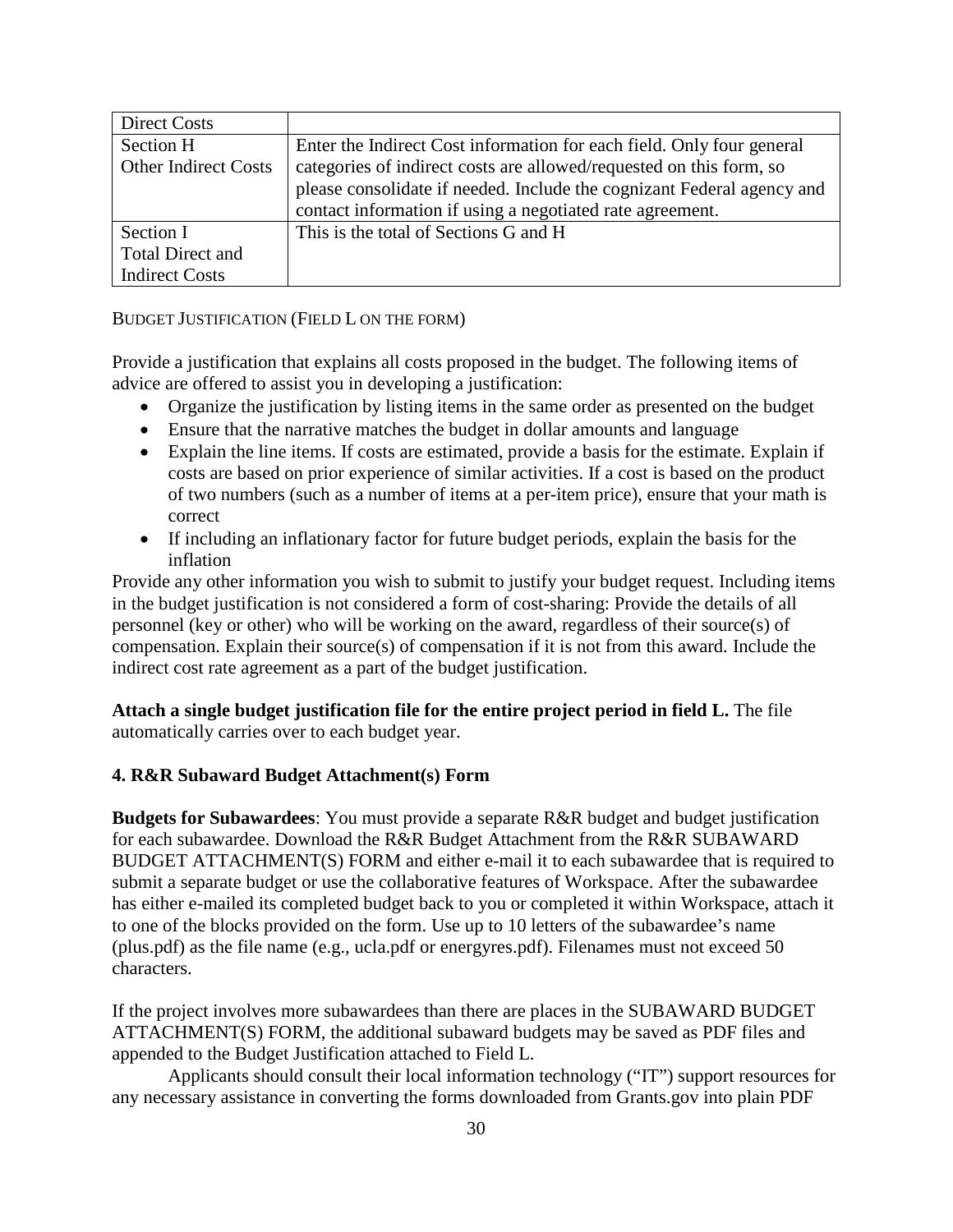| Direct Costs | |
|---|---|
| Section H<br>Other Indirect Costs | Enter the Indirect Cost information for each field. Only four general categories of indirect costs are allowed/requested on this form, so please consolidate if needed. Include the cognizant Federal agency and contact information if using a negotiated rate agreement. |
| Section I<br>Total Direct and Indirect Costs | This is the total of Sections G and H |

BUDGET JUSTIFICATION (FIELD L ON THE FORM)

Provide a justification that explains all costs proposed in the budget. The following items of advice are offered to assist you in developing a justification:

- Organize the justification by listing items in the same order as presented on the budget
- Ensure that the narrative matches the budget in dollar amounts and language
- Explain the line items. If costs are estimated, provide a basis for the estimate. Explain if costs are based on prior experience of similar activities. If a cost is based on the product of two numbers (such as a number of items at a per-item price), ensure that your math is correct
- If including an inflationary factor for future budget periods, explain the basis for the inflation

Provide any other information you wish to submit to justify your budget request. Including items in the budget justification is not considered a form of cost-sharing: Provide the details of all personnel (key or other) who will be working on the award, regardless of their source(s) of compensation. Explain their source(s) of compensation if it is not from this award. Include the indirect cost rate agreement as a part of the budget justification.

**Attach a single budget justification file for the entire project period in field L.** The file automatically carries over to each budget year.

**4. R&R Subaward Budget Attachment(s) Form**

**Budgets for Subawardees**: You must provide a separate R&R budget and budget justification for each subawardee. Download the R&R Budget Attachment from the R&R SUBAWARD BUDGET ATTACHMENT(S) FORM and either e-mail it to each subawardee that is required to submit a separate budget or use the collaborative features of Workspace. After the subawardee has either e-mailed its completed budget back to you or completed it within Workspace, attach it to one of the blocks provided on the form. Use up to 10 letters of the subawardee's name (plus.pdf) as the file name (e.g., ucla.pdf or energyres.pdf). Filenames must not exceed 50 characters.

If the project involves more subawardees than there are places in the SUBAWARD BUDGET ATTACHMENT(S) FORM, the additional subaward budgets may be saved as PDF files and appended to the Budget Justification attached to Field L.

Applicants should consult their local information technology ("IT") support resources for any necessary assistance in converting the forms downloaded from Grants.gov into plain PDF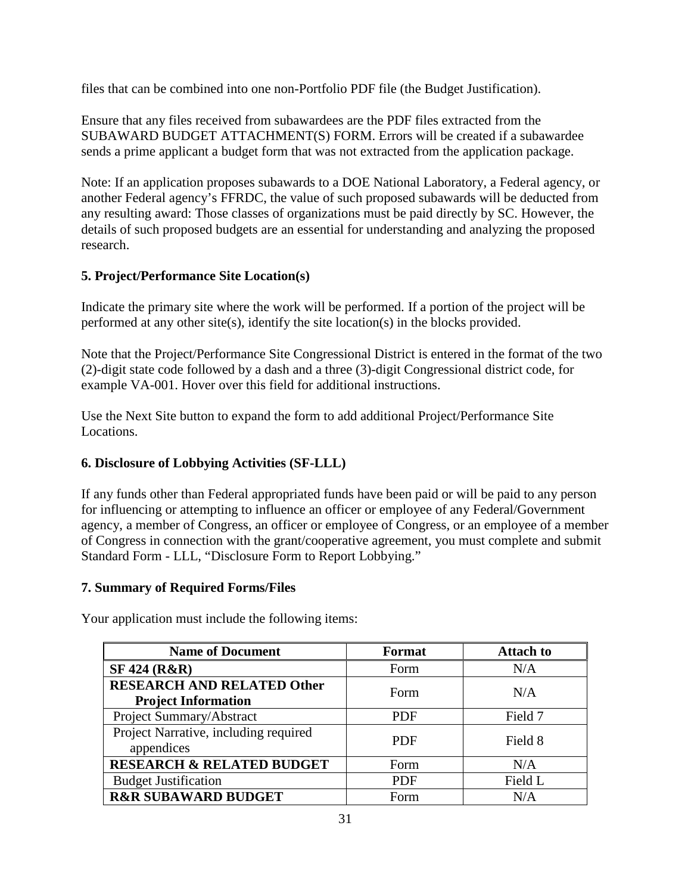files that can be combined into one non-Portfolio PDF file (the Budget Justification).

Ensure that any files received from subawardees are the PDF files extracted from the SUBAWARD BUDGET ATTACHMENT(S) FORM. Errors will be created if a subawardee sends a prime applicant a budget form that was not extracted from the application package.

Note: If an application proposes subawards to a DOE National Laboratory, a Federal agency, or another Federal agency's FFRDC, the value of such proposed subawards will be deducted from any resulting award: Those classes of organizations must be paid directly by SC. However, the details of such proposed budgets are an essential for understanding and analyzing the proposed research.

**5. Project/Performance Site Location(s)**

Indicate the primary site where the work will be performed. If a portion of the project will be performed at any other site(s), identify the site location(s) in the blocks provided.

Note that the Project/Performance Site Congressional District is entered in the format of the two (2)-digit state code followed by a dash and a three (3)-digit Congressional district code, for example VA-001. Hover over this field for additional instructions.

Use the Next Site button to expand the form to add additional Project/Performance Site Locations.

**6. Disclosure of Lobbying Activities (SF-LLL)**

If any funds other than Federal appropriated funds have been paid or will be paid to any person for influencing or attempting to influence an officer or employee of any Federal/Government agency, a member of Congress, an officer or employee of Congress, or an employee of a member of Congress in connection with the grant/cooperative agreement, you must complete and submit Standard Form - LLL, "Disclosure Form to Report Lobbying."

**7. Summary of Required Forms/Files**

Your application must include the following items:

| Name of Document | Format | Attach to |
|---|---|---|
| **SF 424 (R&R)** | Form | N/A |
| **RESEARCH AND RELATED Other Project Information** | Form | N/A |
| Project Summary/Abstract | PDF | Field 7 |
| Project Narrative, including required appendices | PDF | Field 8 |
| **RESEARCH & RELATED BUDGET** | Form | N/A |
| Budget Justification | PDF | Field L |
| **R&R SUBAWARD BUDGET** | Form | N/A |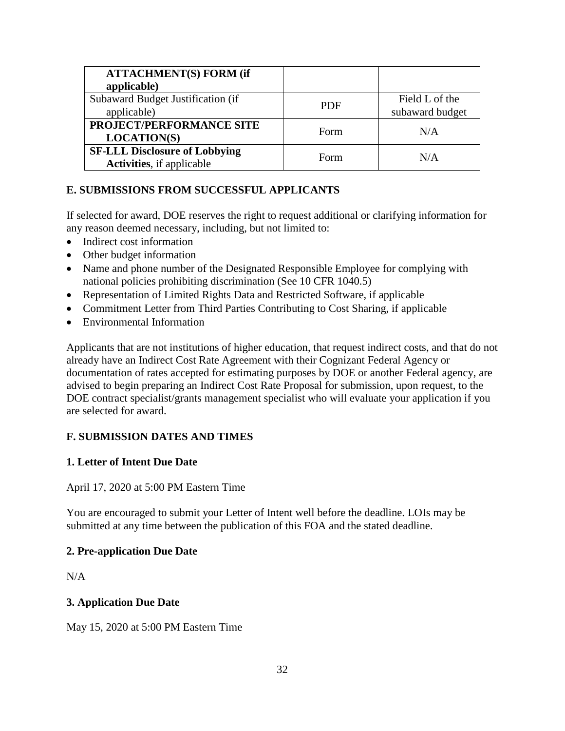| **ATTACHMENT(S) FORM (if applicable)** | | |
|---|---|---|
| Subaward Budget Justification (if applicable) | PDF | Field L of the subaward budget |
| **PROJECT/PERFORMANCE SITE LOCATION(S)** | Form | N/A |
| **SF-LLL Disclosure of Lobbying Activities**, if applicable | Form | N/A |

## E. SUBMISSIONS FROM SUCCESSFUL APPLICANTS

If selected for award, DOE reserves the right to request additional or clarifying information for any reason deemed necessary, including, but not limited to:

- Indirect cost information
- Other budget information
- Name and phone number of the Designated Responsible Employee for complying with national policies prohibiting discrimination (See 10 CFR 1040.5)
- Representation of Limited Rights Data and Restricted Software, if applicable
- Commitment Letter from Third Parties Contributing to Cost Sharing, if applicable
- Environmental Information

Applicants that are not institutions of higher education, that request indirect costs, and that do not already have an Indirect Cost Rate Agreement with their Cognizant Federal Agency or documentation of rates accepted for estimating purposes by DOE or another Federal agency, are advised to begin preparing an Indirect Cost Rate Proposal for submission, upon request, to the DOE contract specialist/grants management specialist who will evaluate your application if you are selected for award.

## F. SUBMISSION DATES AND TIMES

### 1. Letter of Intent Due Date

April 17, 2020 at 5:00 PM Eastern Time

You are encouraged to submit your Letter of Intent well before the deadline. LOIs may be submitted at any time between the publication of this FOA and the stated deadline.

### 2. Pre-application Due Date

N/A

### 3. Application Due Date

May 15, 2020 at 5:00 PM Eastern Time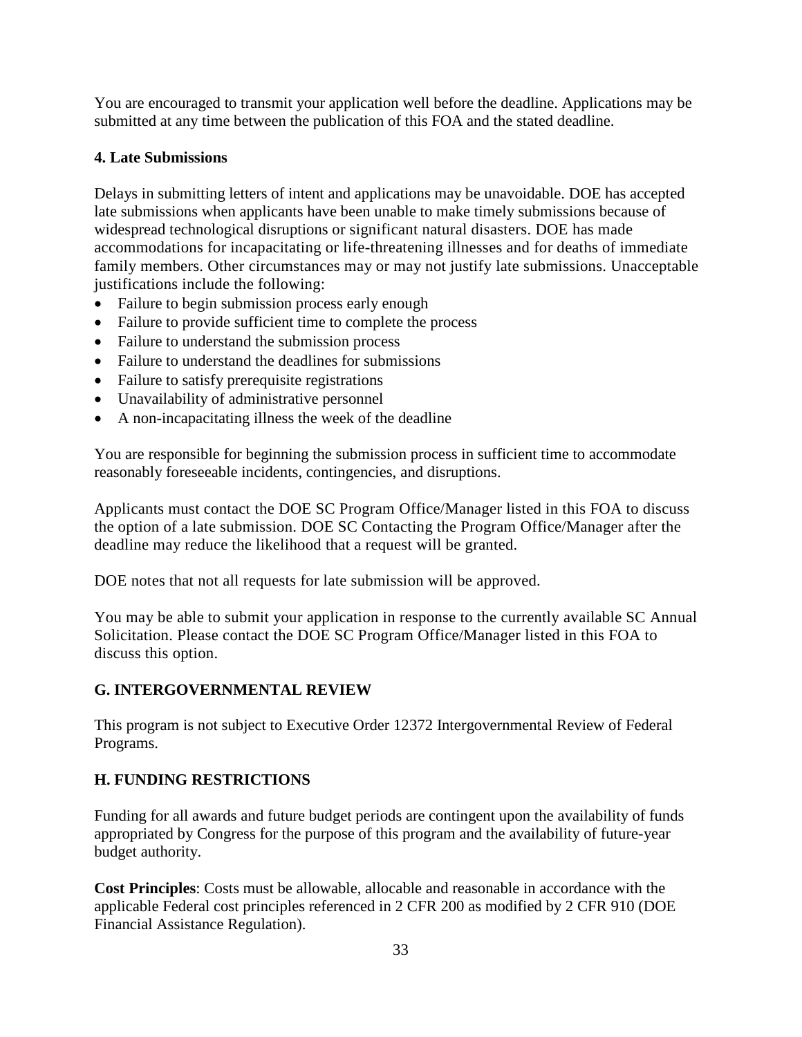You are encouraged to transmit your application well before the deadline. Applications may be submitted at any time between the publication of this FOA and the stated deadline.

### 4. Late Submissions

Delays in submitting letters of intent and applications may be unavoidable. DOE has accepted late submissions when applicants have been unable to make timely submissions because of widespread technological disruptions or significant natural disasters. DOE has made accommodations for incapacitating or life-threatening illnesses and for deaths of immediate family members. Other circumstances may or may not justify late submissions. Unacceptable justifications include the following:

- Failure to begin submission process early enough
- Failure to provide sufficient time to complete the process
- Failure to understand the submission process
- Failure to understand the deadlines for submissions
- Failure to satisfy prerequisite registrations
- Unavailability of administrative personnel
- A non-incapacitating illness the week of the deadline

You are responsible for beginning the submission process in sufficient time to accommodate reasonably foreseeable incidents, contingencies, and disruptions.

Applicants must contact the DOE SC Program Office/Manager listed in this FOA to discuss the option of a late submission. DOE SC Contacting the Program Office/Manager after the deadline may reduce the likelihood that a request will be granted.

DOE notes that not all requests for late submission will be approved.

You may be able to submit your application in response to the currently available SC Annual Solicitation. Please contact the DOE SC Program Office/Manager listed in this FOA to discuss this option.

## G. INTERGOVERNMENTAL REVIEW

This program is not subject to Executive Order 12372 Intergovernmental Review of Federal Programs.

## H. FUNDING RESTRICTIONS

Funding for all awards and future budget periods are contingent upon the availability of funds appropriated by Congress for the purpose of this program and the availability of future-year budget authority.

**Cost Principles**: Costs must be allowable, allocable and reasonable in accordance with the applicable Federal cost principles referenced in 2 CFR 200 as modified by 2 CFR 910 (DOE Financial Assistance Regulation).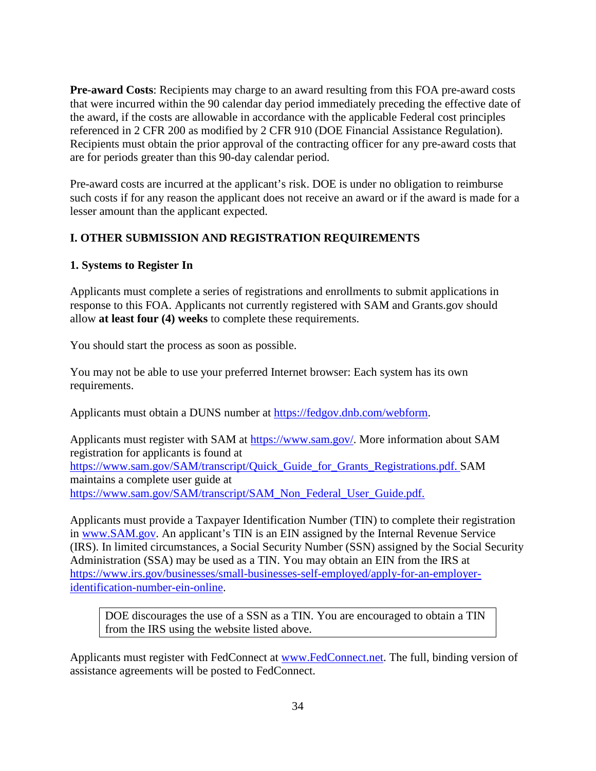**Pre-award Costs**: Recipients may charge to an award resulting from this FOA pre-award costs that were incurred within the 90 calendar day period immediately preceding the effective date of the award, if the costs are allowable in accordance with the applicable Federal cost principles referenced in 2 CFR 200 as modified by 2 CFR 910 (DOE Financial Assistance Regulation). Recipients must obtain the prior approval of the contracting officer for any pre-award costs that are for periods greater than this 90-day calendar period.

Pre-award costs are incurred at the applicant's risk. DOE is under no obligation to reimburse such costs if for any reason the applicant does not receive an award or if the award is made for a lesser amount than the applicant expected.

## I. OTHER SUBMISSION AND REGISTRATION REQUIREMENTS

### 1. Systems to Register In

Applicants must complete a series of registrations and enrollments to submit applications in response to this FOA. Applicants not currently registered with SAM and Grants.gov should allow **at least four (4) weeks** to complete these requirements.

You should start the process as soon as possible.

You may not be able to use your preferred Internet browser: Each system has its own requirements.

Applicants must obtain a DUNS number at https://fedgov.dnb.com/webform.

Applicants must register with SAM at https://www.sam.gov/. More information about SAM registration for applicants is found at https://www.sam.gov/SAM/transcript/Quick_Guide_for_Grants_Registrations.pdf. SAM maintains a complete user guide at https://www.sam.gov/SAM/transcript/SAM_Non_Federal_User_Guide.pdf.

Applicants must provide a Taxpayer Identification Number (TIN) to complete their registration in www.SAM.gov. An applicant's TIN is an EIN assigned by the Internal Revenue Service (IRS). In limited circumstances, a Social Security Number (SSN) assigned by the Social Security Administration (SSA) may be used as a TIN. You may obtain an EIN from the IRS at https://www.irs.gov/businesses/small-businesses-self-employed/apply-for-an-employer-identification-number-ein-online.

> DOE discourages the use of a SSN as a TIN. You are encouraged to obtain a TIN from the IRS using the website listed above.

Applicants must register with FedConnect at www.FedConnect.net. The full, binding version of assistance agreements will be posted to FedConnect.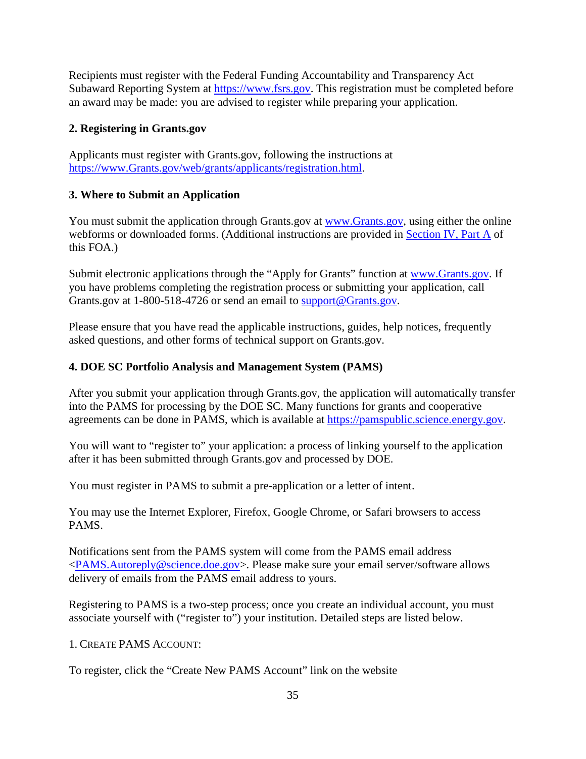Recipients must register with the Federal Funding Accountability and Transparency Act Subaward Reporting System at https://www.fsrs.gov. This registration must be completed before an award may be made: you are advised to register while preparing your application.

**2. Registering in Grants.gov**

Applicants must register with Grants.gov, following the instructions at https://www.Grants.gov/web/grants/applicants/registration.html.

**3. Where to Submit an Application**

You must submit the application through Grants.gov at www.Grants.gov, using either the online webforms or downloaded forms. (Additional instructions are provided in Section IV, Part A of this FOA.)

Submit electronic applications through the "Apply for Grants" function at www.Grants.gov. If you have problems completing the registration process or submitting your application, call Grants.gov at 1-800-518-4726 or send an email to support@Grants.gov.

Please ensure that you have read the applicable instructions, guides, help notices, frequently asked questions, and other forms of technical support on Grants.gov.

**4. DOE SC Portfolio Analysis and Management System (PAMS)**

After you submit your application through Grants.gov, the application will automatically transfer into the PAMS for processing by the DOE SC. Many functions for grants and cooperative agreements can be done in PAMS, which is available at https://pamspublic.science.energy.gov.

You will want to "register to" your application: a process of linking yourself to the application after it has been submitted through Grants.gov and processed by DOE.

You must register in PAMS to submit a pre-application or a letter of intent.

You may use the Internet Explorer, Firefox, Google Chrome, or Safari browsers to access PAMS.

Notifications sent from the PAMS system will come from the PAMS email address <PAMS.Autoreply@science.doe.gov>. Please make sure your email server/software allows delivery of emails from the PAMS email address to yours.

Registering to PAMS is a two-step process; once you create an individual account, you must associate yourself with ("register to") your institution. Detailed steps are listed below.

1. CREATE PAMS ACCOUNT:

To register, click the "Create New PAMS Account" link on the website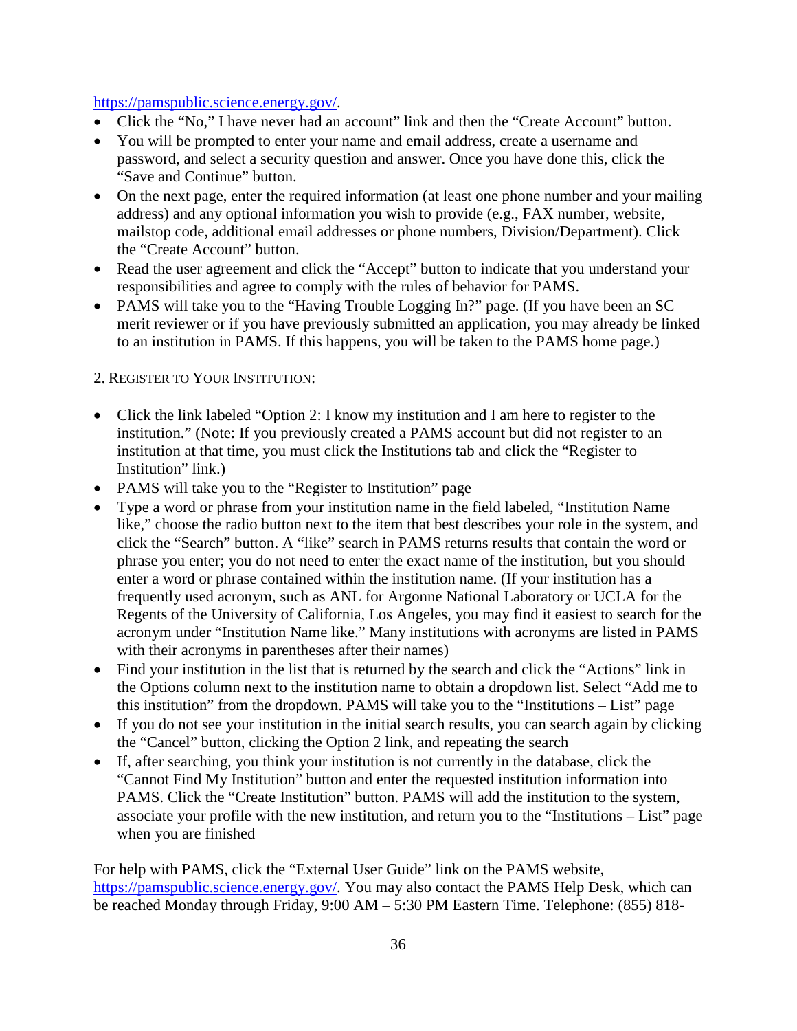https://pamspublic.science.energy.gov/.

- Click the "No," I have never had an account" link and then the "Create Account" button.
- You will be prompted to enter your name and email address, create a username and password, and select a security question and answer. Once you have done this, click the "Save and Continue" button.
- On the next page, enter the required information (at least one phone number and your mailing address) and any optional information you wish to provide (e.g., FAX number, website, mailstop code, additional email addresses or phone numbers, Division/Department). Click the "Create Account" button.
- Read the user agreement and click the "Accept" button to indicate that you understand your responsibilities and agree to comply with the rules of behavior for PAMS.
- PAMS will take you to the "Having Trouble Logging In?" page. (If you have been an SC merit reviewer or if you have previously submitted an application, you may already be linked to an institution in PAMS. If this happens, you will be taken to the PAMS home page.)

2. REGISTER TO YOUR INSTITUTION:

- Click the link labeled "Option 2: I know my institution and I am here to register to the institution." (Note: If you previously created a PAMS account but did not register to an institution at that time, you must click the Institutions tab and click the "Register to Institution" link.)
- PAMS will take you to the "Register to Institution" page
- Type a word or phrase from your institution name in the field labeled, "Institution Name like," choose the radio button next to the item that best describes your role in the system, and click the "Search" button. A "like" search in PAMS returns results that contain the word or phrase you enter; you do not need to enter the exact name of the institution, but you should enter a word or phrase contained within the institution name. (If your institution has a frequently used acronym, such as ANL for Argonne National Laboratory or UCLA for the Regents of the University of California, Los Angeles, you may find it easiest to search for the acronym under "Institution Name like." Many institutions with acronyms are listed in PAMS with their acronyms in parentheses after their names)
- Find your institution in the list that is returned by the search and click the "Actions" link in the Options column next to the institution name to obtain a dropdown list. Select "Add me to this institution" from the dropdown. PAMS will take you to the "Institutions – List" page
- If you do not see your institution in the initial search results, you can search again by clicking the "Cancel" button, clicking the Option 2 link, and repeating the search
- If, after searching, you think your institution is not currently in the database, click the "Cannot Find My Institution" button and enter the requested institution information into PAMS. Click the "Create Institution" button. PAMS will add the institution to the system, associate your profile with the new institution, and return you to the "Institutions – List" page when you are finished

For help with PAMS, click the "External User Guide" link on the PAMS website, https://pamspublic.science.energy.gov/. You may also contact the PAMS Help Desk, which can be reached Monday through Friday, 9:00 AM – 5:30 PM Eastern Time. Telephone: (855) 818-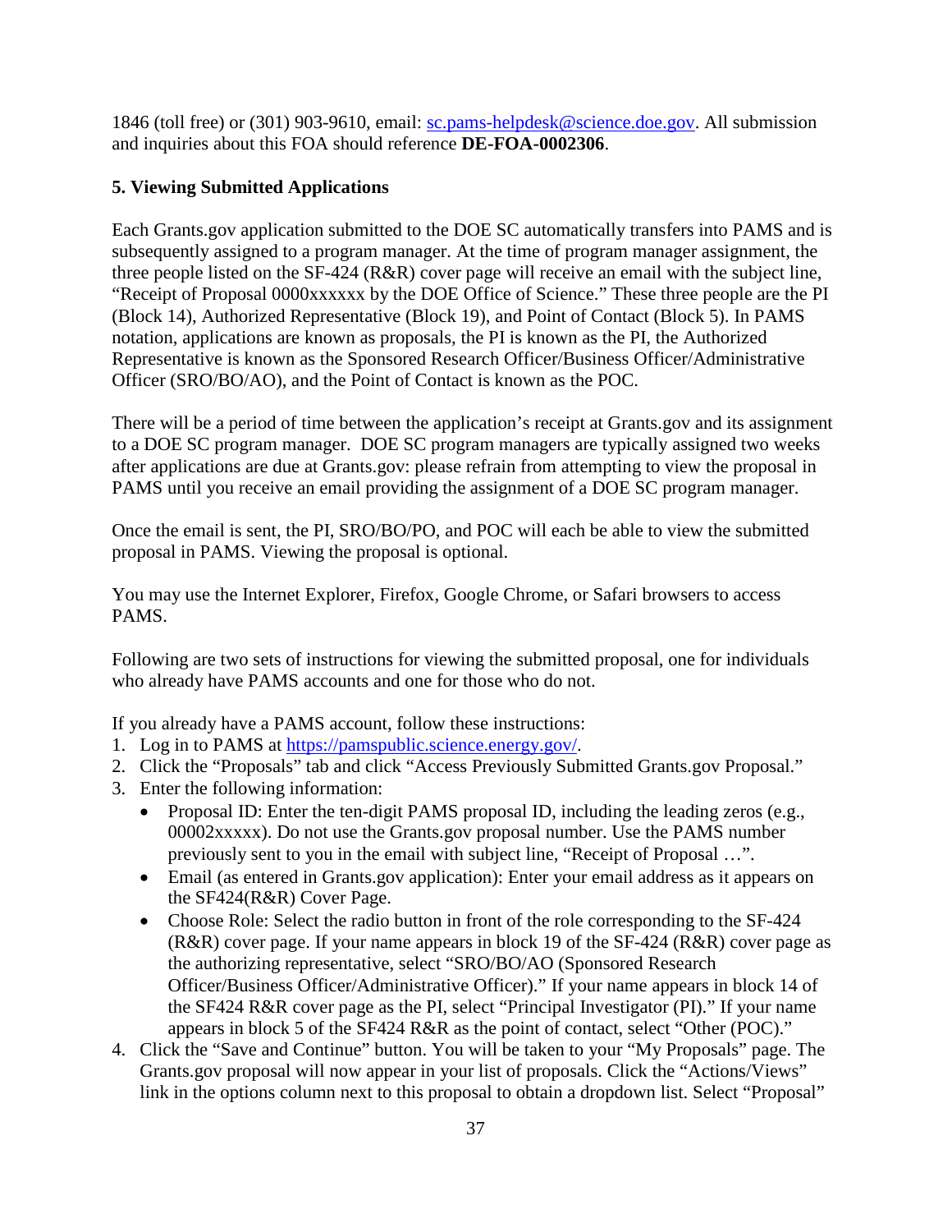1846 (toll free) or (301) 903-9610, email: sc.pams-helpdesk@science.doe.gov. All submission and inquiries about this FOA should reference **DE-FOA-0002306**.

**5. Viewing Submitted Applications**

Each Grants.gov application submitted to the DOE SC automatically transfers into PAMS and is subsequently assigned to a program manager. At the time of program manager assignment, the three people listed on the SF-424 (R&R) cover page will receive an email with the subject line, "Receipt of Proposal 0000xxxxxx by the DOE Office of Science." These three people are the PI (Block 14), Authorized Representative (Block 19), and Point of Contact (Block 5). In PAMS notation, applications are known as proposals, the PI is known as the PI, the Authorized Representative is known as the Sponsored Research Officer/Business Officer/Administrative Officer (SRO/BO/AO), and the Point of Contact is known as the POC.

There will be a period of time between the application's receipt at Grants.gov and its assignment to a DOE SC program manager. DOE SC program managers are typically assigned two weeks after applications are due at Grants.gov: please refrain from attempting to view the proposal in PAMS until you receive an email providing the assignment of a DOE SC program manager.

Once the email is sent, the PI, SRO/BO/PO, and POC will each be able to view the submitted proposal in PAMS. Viewing the proposal is optional.

You may use the Internet Explorer, Firefox, Google Chrome, or Safari browsers to access PAMS.

Following are two sets of instructions for viewing the submitted proposal, one for individuals who already have PAMS accounts and one for those who do not.

If you already have a PAMS account, follow these instructions:

1. Log in to PAMS at https://pamspublic.science.energy.gov/.
2. Click the "Proposals" tab and click "Access Previously Submitted Grants.gov Proposal."
3. Enter the following information:
   - Proposal ID: Enter the ten-digit PAMS proposal ID, including the leading zeros (e.g., 00002xxxxx). Do not use the Grants.gov proposal number. Use the PAMS number previously sent to you in the email with subject line, "Receipt of Proposal …".
   - Email (as entered in Grants.gov application): Enter your email address as it appears on the SF424(R&R) Cover Page.
   - Choose Role: Select the radio button in front of the role corresponding to the SF-424 (R&R) cover page. If your name appears in block 19 of the SF-424 (R&R) cover page as the authorizing representative, select "SRO/BO/AO (Sponsored Research Officer/Business Officer/Administrative Officer)." If your name appears in block 14 of the SF424 R&R cover page as the PI, select "Principal Investigator (PI)." If your name appears in block 5 of the SF424 R&R as the point of contact, select "Other (POC)."
4. Click the "Save and Continue" button. You will be taken to your "My Proposals" page. The Grants.gov proposal will now appear in your list of proposals. Click the "Actions/Views" link in the options column next to this proposal to obtain a dropdown list. Select "Proposal"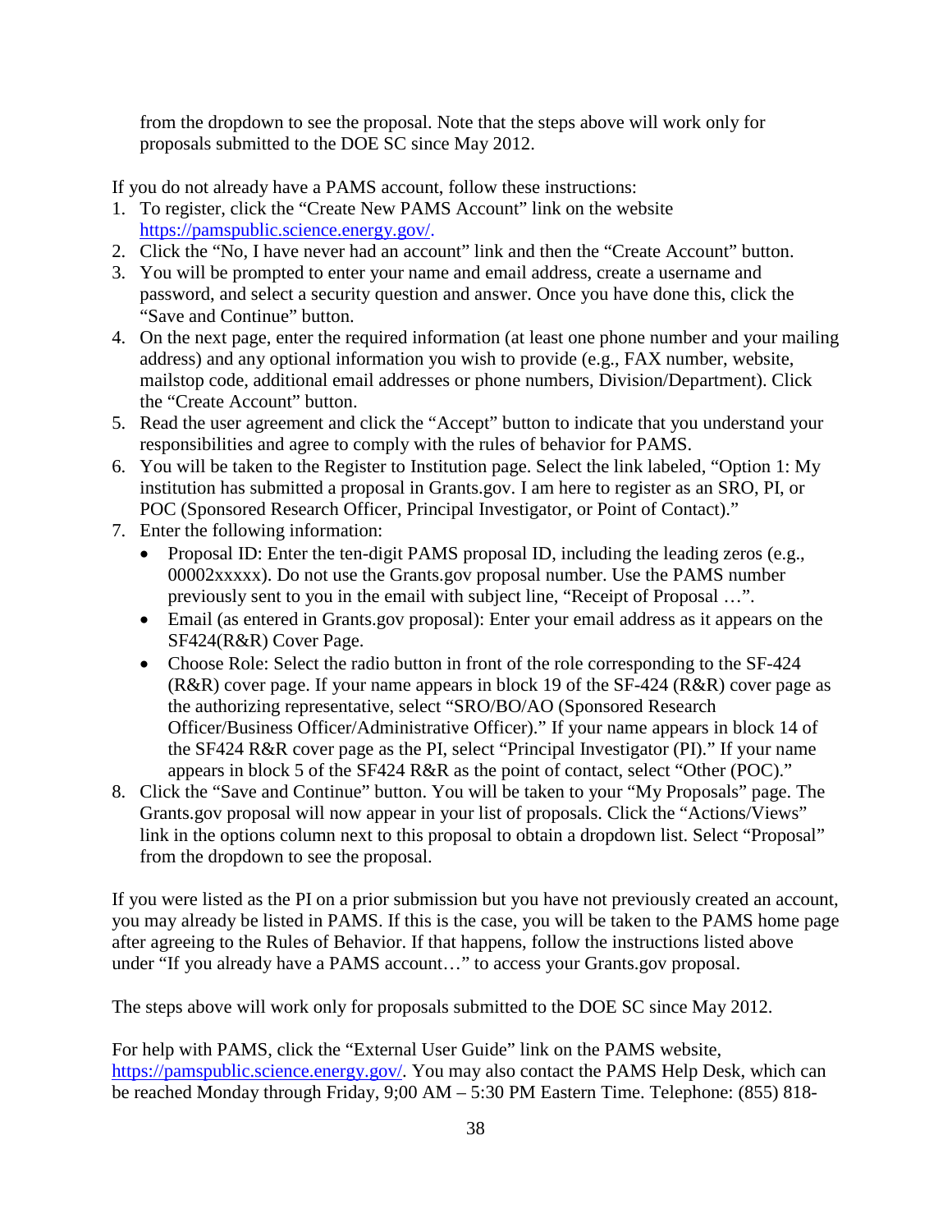from the dropdown to see the proposal. Note that the steps above will work only for proposals submitted to the DOE SC since May 2012.

If you do not already have a PAMS account, follow these instructions:

1. To register, click the "Create New PAMS Account" link on the website https://pamspublic.science.energy.gov/.
2. Click the "No, I have never had an account" link and then the "Create Account" button.
3. You will be prompted to enter your name and email address, create a username and password, and select a security question and answer. Once you have done this, click the "Save and Continue" button.
4. On the next page, enter the required information (at least one phone number and your mailing address) and any optional information you wish to provide (e.g., FAX number, website, mailstop code, additional email addresses or phone numbers, Division/Department). Click the "Create Account" button.
5. Read the user agreement and click the "Accept" button to indicate that you understand your responsibilities and agree to comply with the rules of behavior for PAMS.
6. You will be taken to the Register to Institution page. Select the link labeled, "Option 1: My institution has submitted a proposal in Grants.gov. I am here to register as an SRO, PI, or POC (Sponsored Research Officer, Principal Investigator, or Point of Contact)."
7. Enter the following information:
   - Proposal ID: Enter the ten-digit PAMS proposal ID, including the leading zeros (e.g., 00002xxxxx). Do not use the Grants.gov proposal number. Use the PAMS number previously sent to you in the email with subject line, "Receipt of Proposal …".
   - Email (as entered in Grants.gov proposal): Enter your email address as it appears on the SF424(R&R) Cover Page.
   - Choose Role: Select the radio button in front of the role corresponding to the SF-424 (R&R) cover page. If your name appears in block 19 of the SF-424 (R&R) cover page as the authorizing representative, select "SRO/BO/AO (Sponsored Research Officer/Business Officer/Administrative Officer)." If your name appears in block 14 of the SF424 R&R cover page as the PI, select "Principal Investigator (PI)." If your name appears in block 5 of the SF424 R&R as the point of contact, select "Other (POC)."
8. Click the "Save and Continue" button. You will be taken to your "My Proposals" page. The Grants.gov proposal will now appear in your list of proposals. Click the "Actions/Views" link in the options column next to this proposal to obtain a dropdown list. Select "Proposal" from the dropdown to see the proposal.

If you were listed as the PI on a prior submission but you have not previously created an account, you may already be listed in PAMS. If this is the case, you will be taken to the PAMS home page after agreeing to the Rules of Behavior. If that happens, follow the instructions listed above under "If you already have a PAMS account…" to access your Grants.gov proposal.

The steps above will work only for proposals submitted to the DOE SC since May 2012.

For help with PAMS, click the "External User Guide" link on the PAMS website, https://pamspublic.science.energy.gov/. You may also contact the PAMS Help Desk, which can be reached Monday through Friday, 9;00 AM – 5:30 PM Eastern Time. Telephone: (855) 818-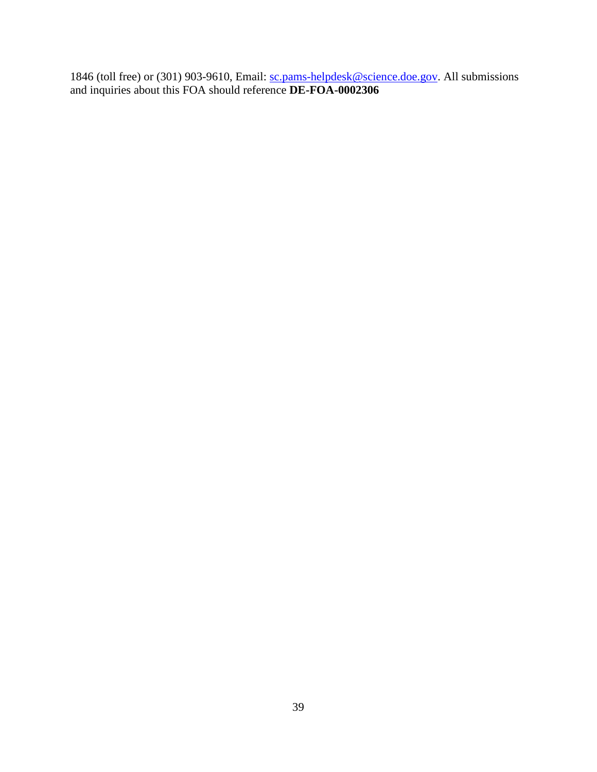1846 (toll free) or (301) 903-9610, Email: sc.pams-helpdesk@science.doe.gov. All submissions and inquiries about this FOA should reference **DE-FOA-0002306**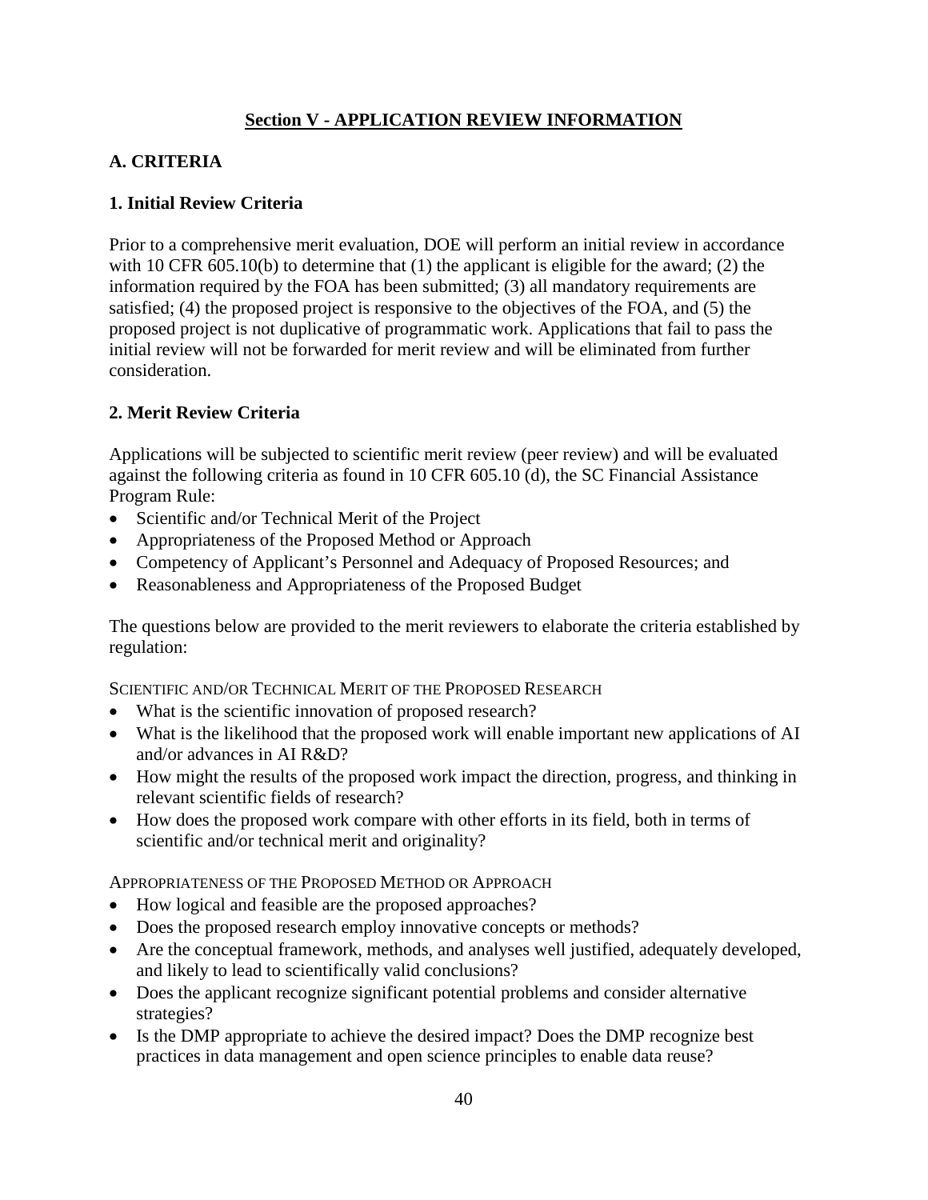## Section V - APPLICATION REVIEW INFORMATION

### A. CRITERIA

#### 1. Initial Review Criteria

Prior to a comprehensive merit evaluation, DOE will perform an initial review in accordance with 10 CFR 605.10(b) to determine that (1) the applicant is eligible for the award; (2) the information required by the FOA has been submitted; (3) all mandatory requirements are satisfied; (4) the proposed project is responsive to the objectives of the FOA, and (5) the proposed project is not duplicative of programmatic work. Applications that fail to pass the initial review will not be forwarded for merit review and will be eliminated from further consideration.

#### 2. Merit Review Criteria

Applications will be subjected to scientific merit review (peer review) and will be evaluated against the following criteria as found in 10 CFR 605.10 (d), the SC Financial Assistance Program Rule:

- Scientific and/or Technical Merit of the Project
- Appropriateness of the Proposed Method or Approach
- Competency of Applicant's Personnel and Adequacy of Proposed Resources; and
- Reasonableness and Appropriateness of the Proposed Budget

The questions below are provided to the merit reviewers to elaborate the criteria established by regulation:

SCIENTIFIC AND/OR TECHNICAL MERIT OF THE PROPOSED RESEARCH

- What is the scientific innovation of proposed research?
- What is the likelihood that the proposed work will enable important new applications of AI and/or advances in AI R&D?
- How might the results of the proposed work impact the direction, progress, and thinking in relevant scientific fields of research?
- How does the proposed work compare with other efforts in its field, both in terms of scientific and/or technical merit and originality?

APPROPRIATENESS OF THE PROPOSED METHOD OR APPROACH

- How logical and feasible are the proposed approaches?
- Does the proposed research employ innovative concepts or methods?
- Are the conceptual framework, methods, and analyses well justified, adequately developed, and likely to lead to scientifically valid conclusions?
- Does the applicant recognize significant potential problems and consider alternative strategies?
- Is the DMP appropriate to achieve the desired impact? Does the DMP recognize best practices in data management and open science principles to enable data reuse?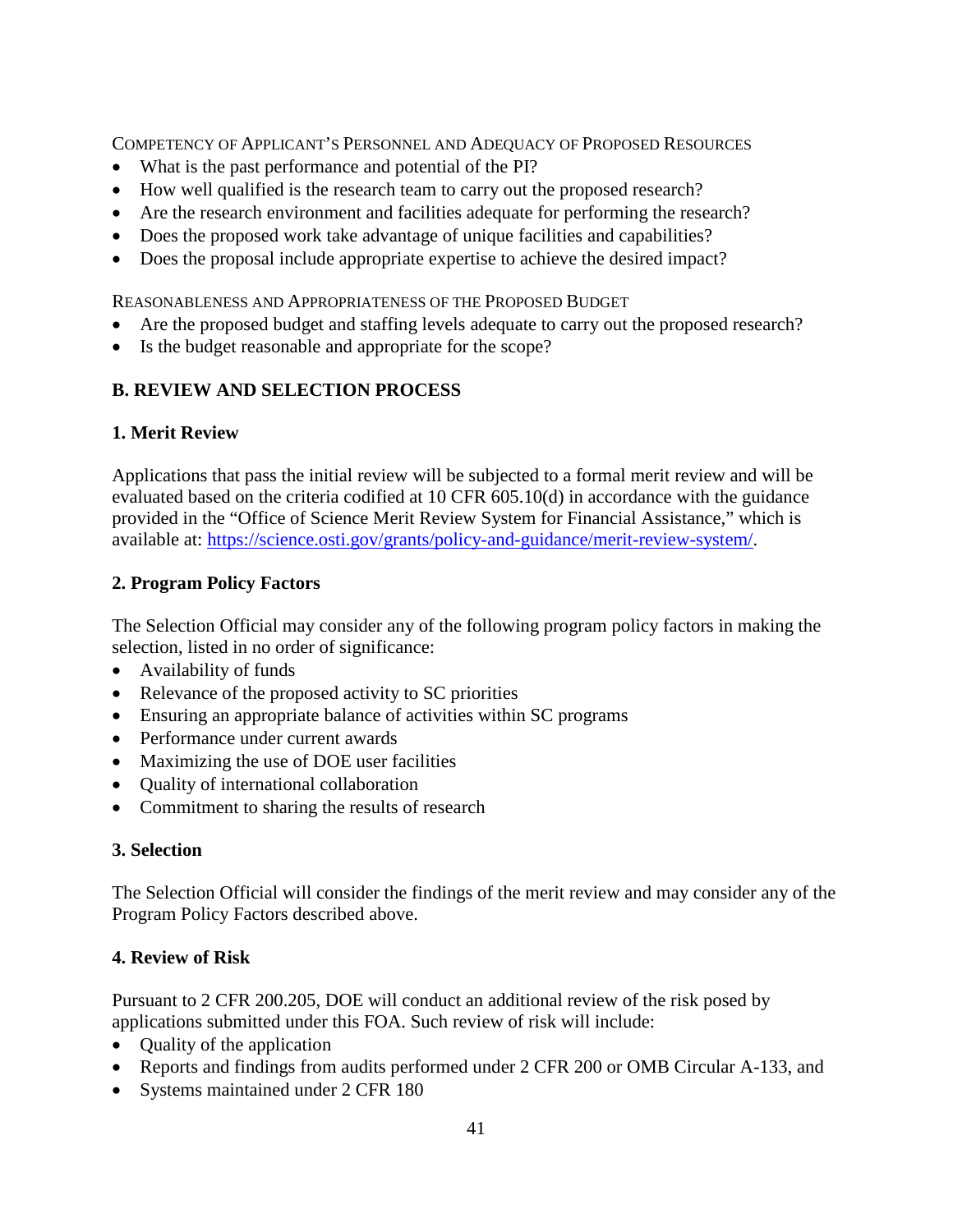COMPETENCY OF APPLICANT'S PERSONNEL AND ADEQUACY OF PROPOSED RESOURCES

- What is the past performance and potential of the PI?
- How well qualified is the research team to carry out the proposed research?
- Are the research environment and facilities adequate for performing the research?
- Does the proposed work take advantage of unique facilities and capabilities?
- Does the proposal include appropriate expertise to achieve the desired impact?

REASONABLENESS AND APPROPRIATENESS OF THE PROPOSED BUDGET

- Are the proposed budget and staffing levels adequate to carry out the proposed research?
- Is the budget reasonable and appropriate for the scope?

## B. REVIEW AND SELECTION PROCESS

### 1. Merit Review

Applications that pass the initial review will be subjected to a formal merit review and will be evaluated based on the criteria codified at 10 CFR 605.10(d) in accordance with the guidance provided in the "Office of Science Merit Review System for Financial Assistance," which is available at: https://science.osti.gov/grants/policy-and-guidance/merit-review-system/.

### 2. Program Policy Factors

The Selection Official may consider any of the following program policy factors in making the selection, listed in no order of significance:

- Availability of funds
- Relevance of the proposed activity to SC priorities
- Ensuring an appropriate balance of activities within SC programs
- Performance under current awards
- Maximizing the use of DOE user facilities
- Quality of international collaboration
- Commitment to sharing the results of research

### 3. Selection

The Selection Official will consider the findings of the merit review and may consider any of the Program Policy Factors described above.

### 4. Review of Risk

Pursuant to 2 CFR 200.205, DOE will conduct an additional review of the risk posed by applications submitted under this FOA. Such review of risk will include:

- Quality of the application
- Reports and findings from audits performed under 2 CFR 200 or OMB Circular A-133, and
- Systems maintained under 2 CFR 180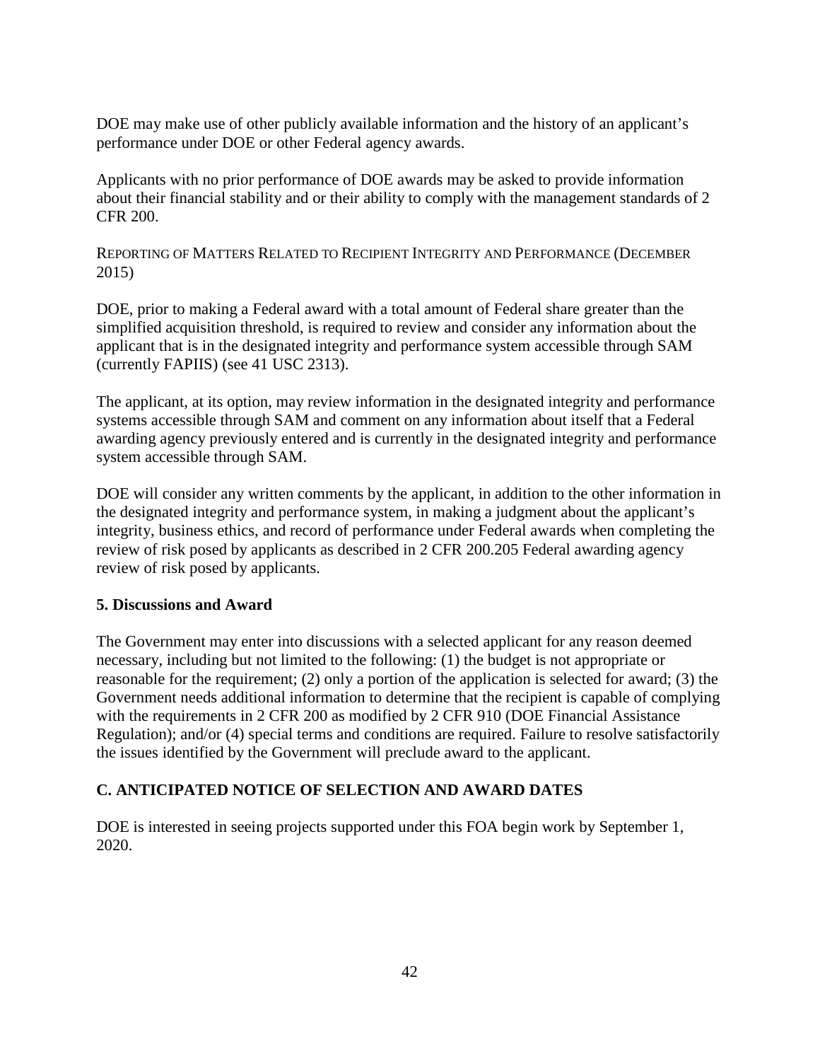DOE may make use of other publicly available information and the history of an applicant's performance under DOE or other Federal agency awards.

Applicants with no prior performance of DOE awards may be asked to provide information about their financial stability and or their ability to comply with the management standards of 2 CFR 200.

REPORTING OF MATTERS RELATED TO RECIPIENT INTEGRITY AND PERFORMANCE (DECEMBER 2015)

DOE, prior to making a Federal award with a total amount of Federal share greater than the simplified acquisition threshold, is required to review and consider any information about the applicant that is in the designated integrity and performance system accessible through SAM (currently FAPIIS) (see 41 USC 2313).

The applicant, at its option, may review information in the designated integrity and performance systems accessible through SAM and comment on any information about itself that a Federal awarding agency previously entered and is currently in the designated integrity and performance system accessible through SAM.

DOE will consider any written comments by the applicant, in addition to the other information in the designated integrity and performance system, in making a judgment about the applicant's integrity, business ethics, and record of performance under Federal awards when completing the review of risk posed by applicants as described in 2 CFR 200.205 Federal awarding agency review of risk posed by applicants.

### 5. Discussions and Award

The Government may enter into discussions with a selected applicant for any reason deemed necessary, including but not limited to the following: (1) the budget is not appropriate or reasonable for the requirement; (2) only a portion of the application is selected for award; (3) the Government needs additional information to determine that the recipient is capable of complying with the requirements in 2 CFR 200 as modified by 2 CFR 910 (DOE Financial Assistance Regulation); and/or (4) special terms and conditions are required. Failure to resolve satisfactorily the issues identified by the Government will preclude award to the applicant.

## C. ANTICIPATED NOTICE OF SELECTION AND AWARD DATES

DOE is interested in seeing projects supported under this FOA begin work by September 1, 2020.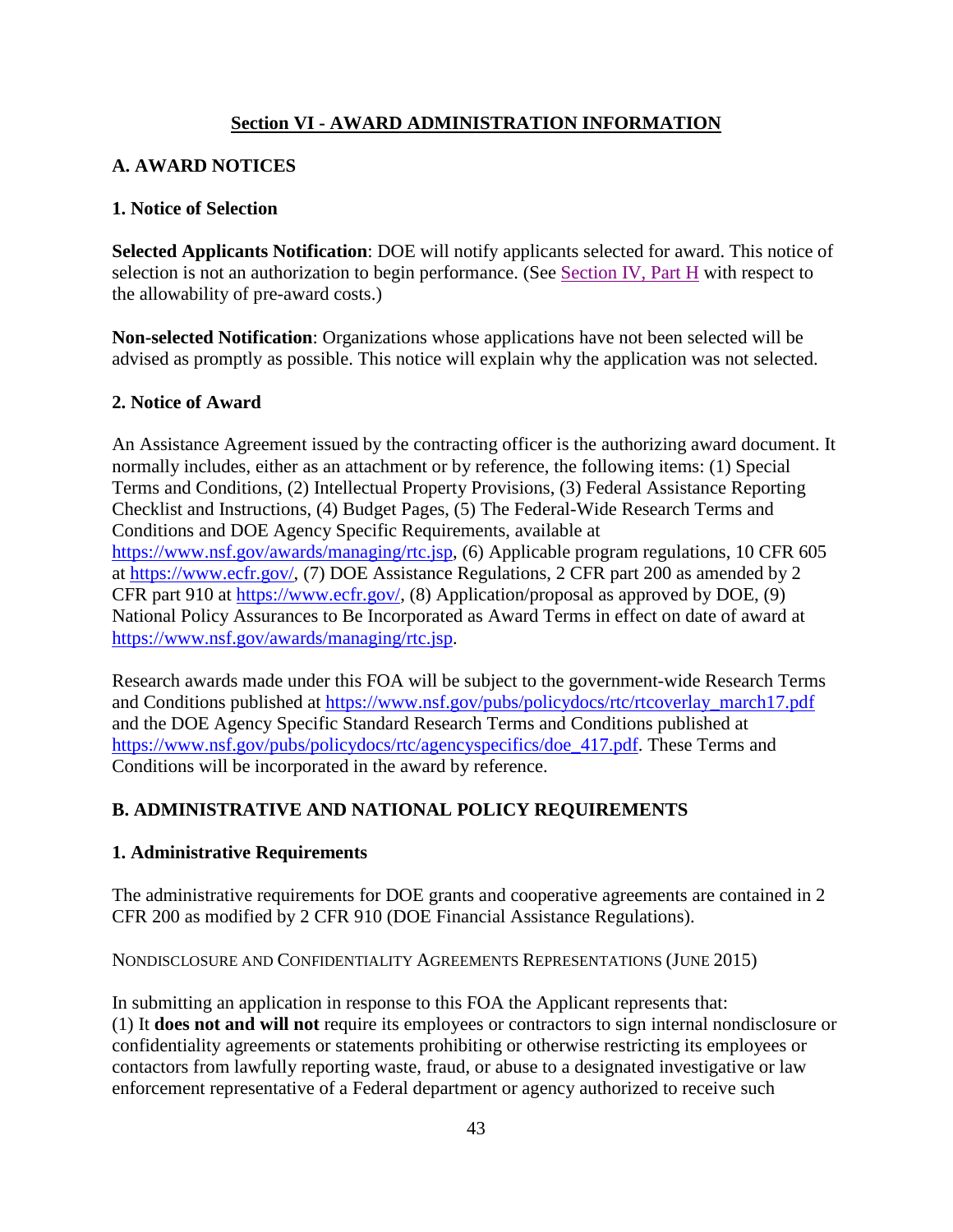## Section VI - AWARD ADMINISTRATION INFORMATION

### A. AWARD NOTICES

#### 1. Notice of Selection

**Selected Applicants Notification**: DOE will notify applicants selected for award. This notice of selection is not an authorization to begin performance. (See Section IV, Part H with respect to the allowability of pre-award costs.)

**Non-selected Notification**: Organizations whose applications have not been selected will be advised as promptly as possible. This notice will explain why the application was not selected.

#### 2. Notice of Award

An Assistance Agreement issued by the contracting officer is the authorizing award document. It normally includes, either as an attachment or by reference, the following items: (1) Special Terms and Conditions, (2) Intellectual Property Provisions, (3) Federal Assistance Reporting Checklist and Instructions, (4) Budget Pages, (5) The Federal-Wide Research Terms and Conditions and DOE Agency Specific Requirements, available at https://www.nsf.gov/awards/managing/rtc.jsp, (6) Applicable program regulations, 10 CFR 605 at https://www.ecfr.gov/, (7) DOE Assistance Regulations, 2 CFR part 200 as amended by 2 CFR part 910 at https://www.ecfr.gov/, (8) Application/proposal as approved by DOE, (9) National Policy Assurances to Be Incorporated as Award Terms in effect on date of award at https://www.nsf.gov/awards/managing/rtc.jsp.

Research awards made under this FOA will be subject to the government-wide Research Terms and Conditions published at https://www.nsf.gov/pubs/policydocs/rtc/rtcoverlay_march17.pdf and the DOE Agency Specific Standard Research Terms and Conditions published at https://www.nsf.gov/pubs/policydocs/rtc/agencyspecifics/doe_417.pdf. These Terms and Conditions will be incorporated in the award by reference.

### B. ADMINISTRATIVE AND NATIONAL POLICY REQUIREMENTS

#### 1. Administrative Requirements

The administrative requirements for DOE grants and cooperative agreements are contained in 2 CFR 200 as modified by 2 CFR 910 (DOE Financial Assistance Regulations).

NONDISCLOSURE AND CONFIDENTIALITY AGREEMENTS REPRESENTATIONS (JUNE 2015)

In submitting an application in response to this FOA the Applicant represents that:
(1) It **does not and will not** require its employees or contractors to sign internal nondisclosure or confidentiality agreements or statements prohibiting or otherwise restricting its employees or contactors from lawfully reporting waste, fraud, or abuse to a designated investigative or law enforcement representative of a Federal department or agency authorized to receive such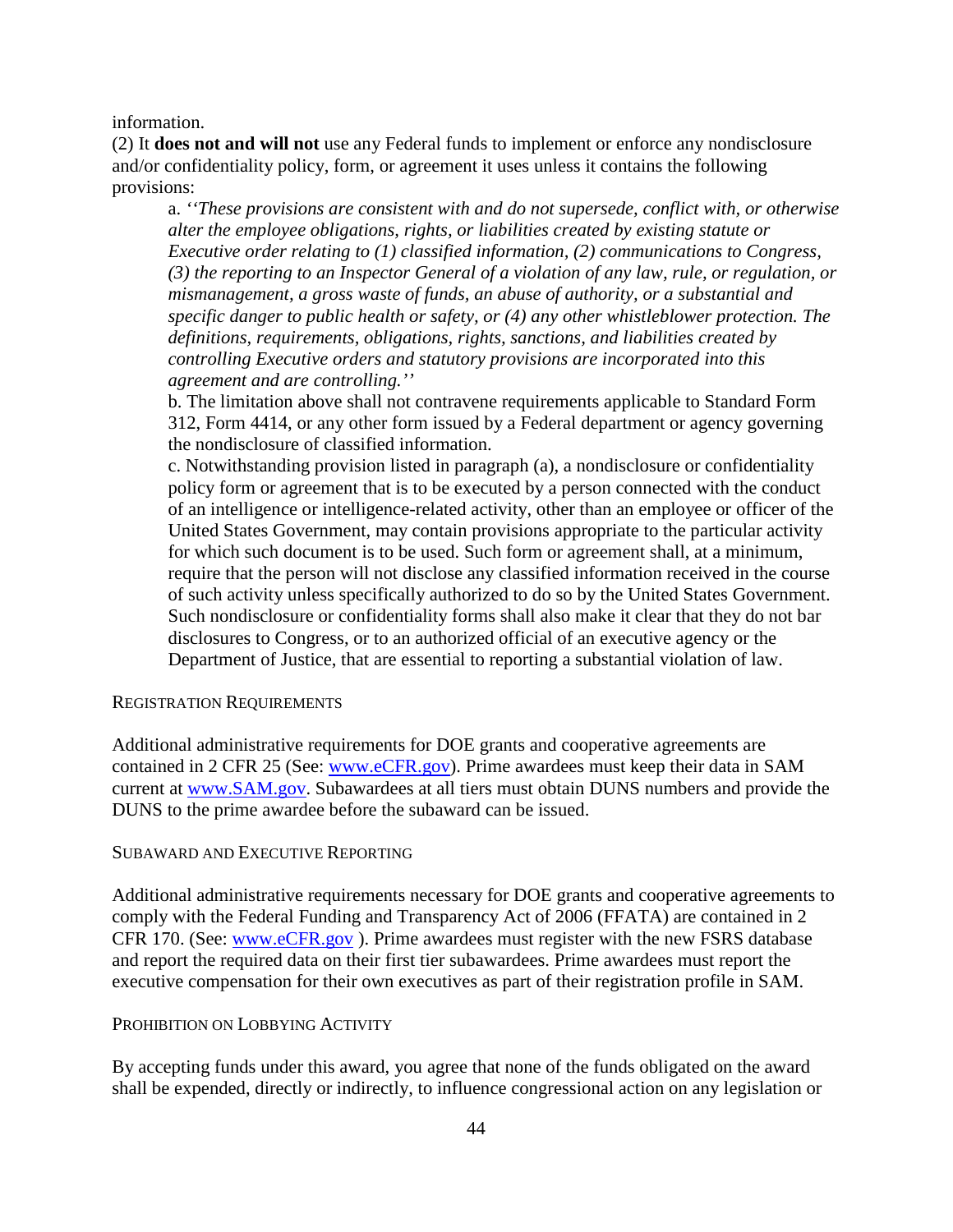information.

(2) It **does not and will not** use any Federal funds to implement or enforce any nondisclosure and/or confidentiality policy, form, or agreement it uses unless it contains the following provisions:

> a. *''These provisions are consistent with and do not supersede, conflict with, or otherwise alter the employee obligations, rights, or liabilities created by existing statute or Executive order relating to (1) classified information, (2) communications to Congress, (3) the reporting to an Inspector General of a violation of any law, rule, or regulation, or mismanagement, a gross waste of funds, an abuse of authority, or a substantial and specific danger to public health or safety, or (4) any other whistleblower protection. The definitions, requirements, obligations, rights, sanctions, and liabilities created by controlling Executive orders and statutory provisions are incorporated into this agreement and are controlling.''*
>
> b. The limitation above shall not contravene requirements applicable to Standard Form 312, Form 4414, or any other form issued by a Federal department or agency governing the nondisclosure of classified information.
>
> c. Notwithstanding provision listed in paragraph (a), a nondisclosure or confidentiality policy form or agreement that is to be executed by a person connected with the conduct of an intelligence or intelligence-related activity, other than an employee or officer of the United States Government, may contain provisions appropriate to the particular activity for which such document is to be used. Such form or agreement shall, at a minimum, require that the person will not disclose any classified information received in the course of such activity unless specifically authorized to do so by the United States Government. Such nondisclosure or confidentiality forms shall also make it clear that they do not bar disclosures to Congress, or to an authorized official of an executive agency or the Department of Justice, that are essential to reporting a substantial violation of law.

### Registration Requirements

Additional administrative requirements for DOE grants and cooperative agreements are contained in 2 CFR 25 (See: [www.eCFR.gov](www.eCFR.gov)). Prime awardees must keep their data in SAM current at [www.SAM.gov](www.SAM.gov). Subawardees at all tiers must obtain DUNS numbers and provide the DUNS to the prime awardee before the subaward can be issued.

### Subaward and Executive Reporting

Additional administrative requirements necessary for DOE grants and cooperative agreements to comply with the Federal Funding and Transparency Act of 2006 (FFATA) are contained in 2 CFR 170. (See: [www.eCFR.gov](www.eCFR.gov) ). Prime awardees must register with the new FSRS database and report the required data on their first tier subawardees. Prime awardees must report the executive compensation for their own executives as part of their registration profile in SAM.

### Prohibition on Lobbying Activity

By accepting funds under this award, you agree that none of the funds obligated on the award shall be expended, directly or indirectly, to influence congressional action on any legislation or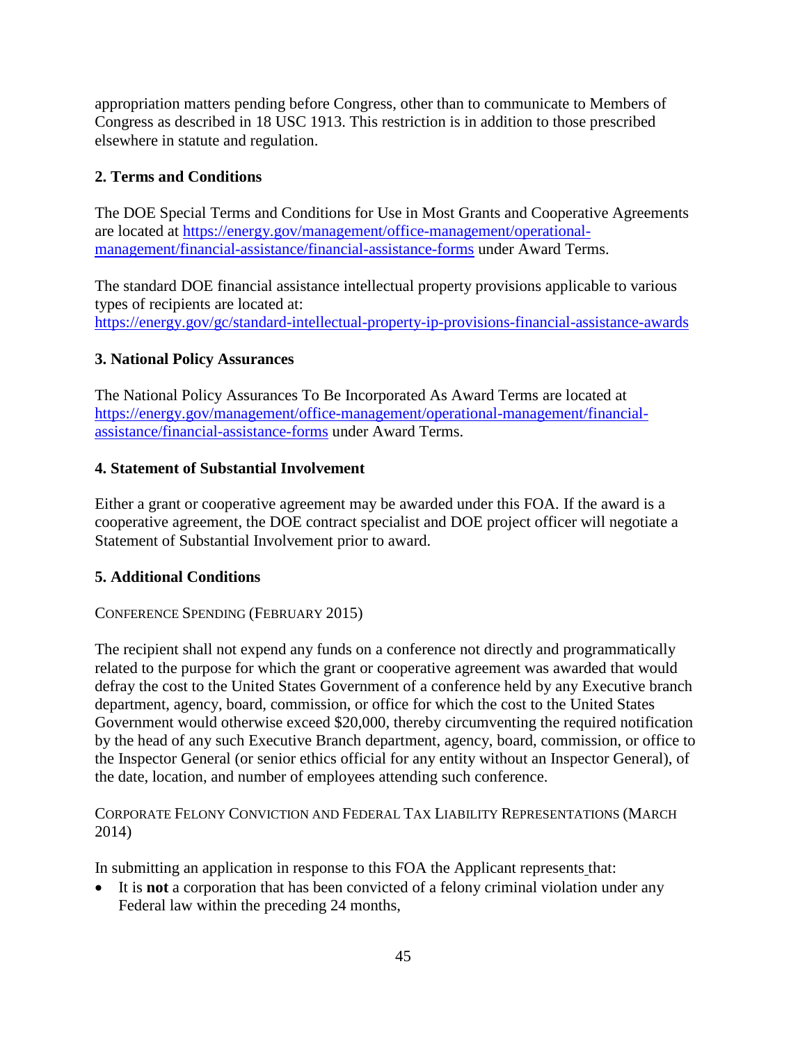appropriation matters pending before Congress, other than to communicate to Members of Congress as described in 18 USC 1913. This restriction is in addition to those prescribed elsewhere in statute and regulation.

### 2. Terms and Conditions

The DOE Special Terms and Conditions for Use in Most Grants and Cooperative Agreements are located at [https://energy.gov/management/office-management/operational-management/financial-assistance/financial-assistance-forms](https://energy.gov/management/office-management/operational-management/financial-assistance/financial-assistance-forms) under Award Terms.

The standard DOE financial assistance intellectual property provisions applicable to various types of recipients are located at:
[https://energy.gov/gc/standard-intellectual-property-ip-provisions-financial-assistance-awards](https://energy.gov/gc/standard-intellectual-property-ip-provisions-financial-assistance-awards)

### 3. National Policy Assurances

The National Policy Assurances To Be Incorporated As Award Terms are located at [https://energy.gov/management/office-management/operational-management/financial-assistance/financial-assistance-forms](https://energy.gov/management/office-management/operational-management/financial-assistance/financial-assistance-forms) under Award Terms.

### 4. Statement of Substantial Involvement

Either a grant or cooperative agreement may be awarded under this FOA. If the award is a cooperative agreement, the DOE contract specialist and DOE project officer will negotiate a Statement of Substantial Involvement prior to award.

### 5. Additional Conditions

CONFERENCE SPENDING (FEBRUARY 2015)

The recipient shall not expend any funds on a conference not directly and programmatically related to the purpose for which the grant or cooperative agreement was awarded that would defray the cost to the United States Government of a conference held by any Executive branch department, agency, board, commission, or office for which the cost to the United States Government would otherwise exceed $20,000, thereby circumventing the required notification by the head of any such Executive Branch department, agency, board, commission, or office to the Inspector General (or senior ethics official for any entity without an Inspector General), of the date, location, and number of employees attending such conference.

CORPORATE FELONY CONVICTION AND FEDERAL TAX LIABILITY REPRESENTATIONS (MARCH 2014)

In submitting an application in response to this FOA the Applicant represents that:

- It is **not** a corporation that has been convicted of a felony criminal violation under any Federal law within the preceding 24 months,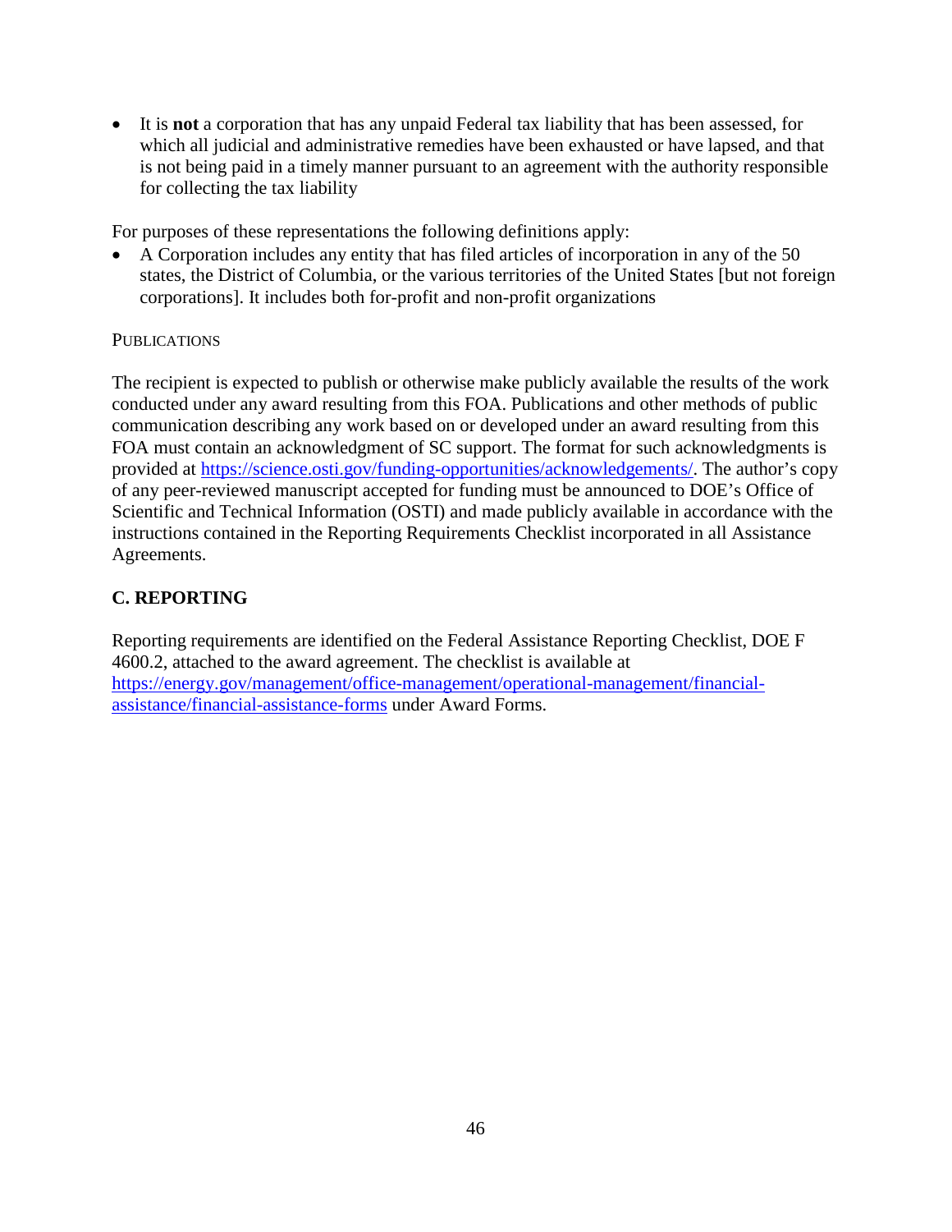- It is **not** a corporation that has any unpaid Federal tax liability that has been assessed, for which all judicial and administrative remedies have been exhausted or have lapsed, and that is not being paid in a timely manner pursuant to an agreement with the authority responsible for collecting the tax liability

For purposes of these representations the following definitions apply:

- A Corporation includes any entity that has filed articles of incorporation in any of the 50 states, the District of Columbia, or the various territories of the United States [but not foreign corporations]. It includes both for-profit and non-profit organizations

PUBLICATIONS

The recipient is expected to publish or otherwise make publicly available the results of the work conducted under any award resulting from this FOA. Publications and other methods of public communication describing any work based on or developed under an award resulting from this FOA must contain an acknowledgment of SC support. The format for such acknowledgments is provided at https://science.osti.gov/funding-opportunities/acknowledgements/. The author's copy of any peer-reviewed manuscript accepted for funding must be announced to DOE's Office of Scientific and Technical Information (OSTI) and made publicly available in accordance with the instructions contained in the Reporting Requirements Checklist incorporated in all Assistance Agreements.

## C. REPORTING

Reporting requirements are identified on the Federal Assistance Reporting Checklist, DOE F 4600.2, attached to the award agreement. The checklist is available at https://energy.gov/management/office-management/operational-management/financial-assistance/financial-assistance-forms under Award Forms.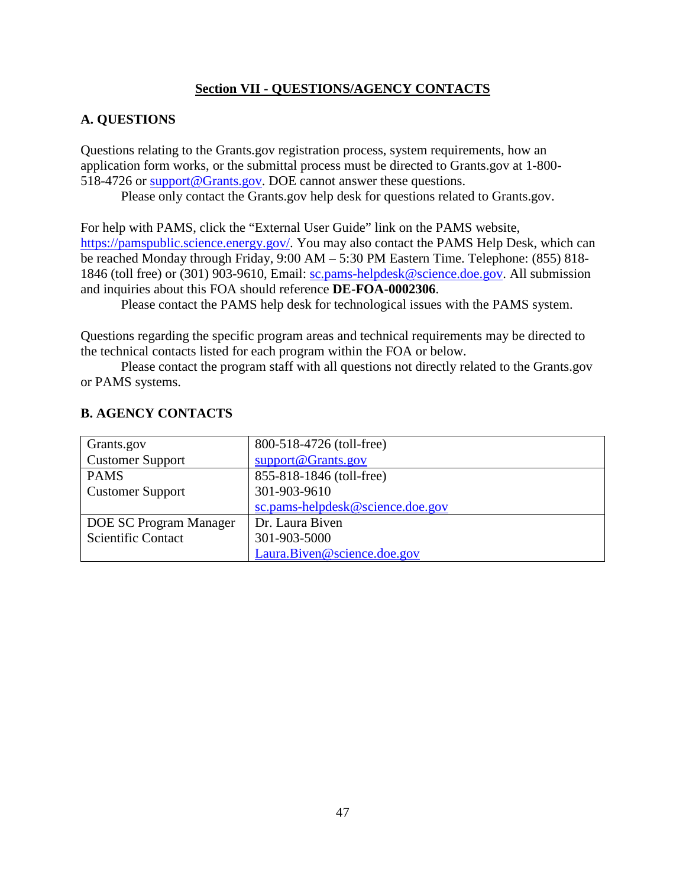## Section VII - QUESTIONS/AGENCY CONTACTS

### A. QUESTIONS

Questions relating to the Grants.gov registration process, system requirements, how an application form works, or the submittal process must be directed to Grants.gov at 1-800-518-4726 or support@Grants.gov. DOE cannot answer these questions.

Please only contact the Grants.gov help desk for questions related to Grants.gov.

For help with PAMS, click the "External User Guide" link on the PAMS website, https://pamspublic.science.energy.gov/. You may also contact the PAMS Help Desk, which can be reached Monday through Friday, 9:00 AM – 5:30 PM Eastern Time. Telephone: (855) 818-1846 (toll free) or (301) 903-9610, Email: sc.pams-helpdesk@science.doe.gov. All submission and inquiries about this FOA should reference **DE-FOA-0002306**.

Please contact the PAMS help desk for technological issues with the PAMS system.

Questions regarding the specific program areas and technical requirements may be directed to the technical contacts listed for each program within the FOA or below.

Please contact the program staff with all questions not directly related to the Grants.gov or PAMS systems.

### B. AGENCY CONTACTS

| | |
|---|---|
| Grants.gov Customer Support | 800-518-4726 (toll-free)<br>support@Grants.gov |
| PAMS Customer Support | 855-818-1846 (toll-free)<br>301-903-9610<br>sc.pams-helpdesk@science.doe.gov |
| DOE SC Program Manager Scientific Contact | Dr. Laura Biven<br>301-903-5000<br>Laura.Biven@science.doe.gov |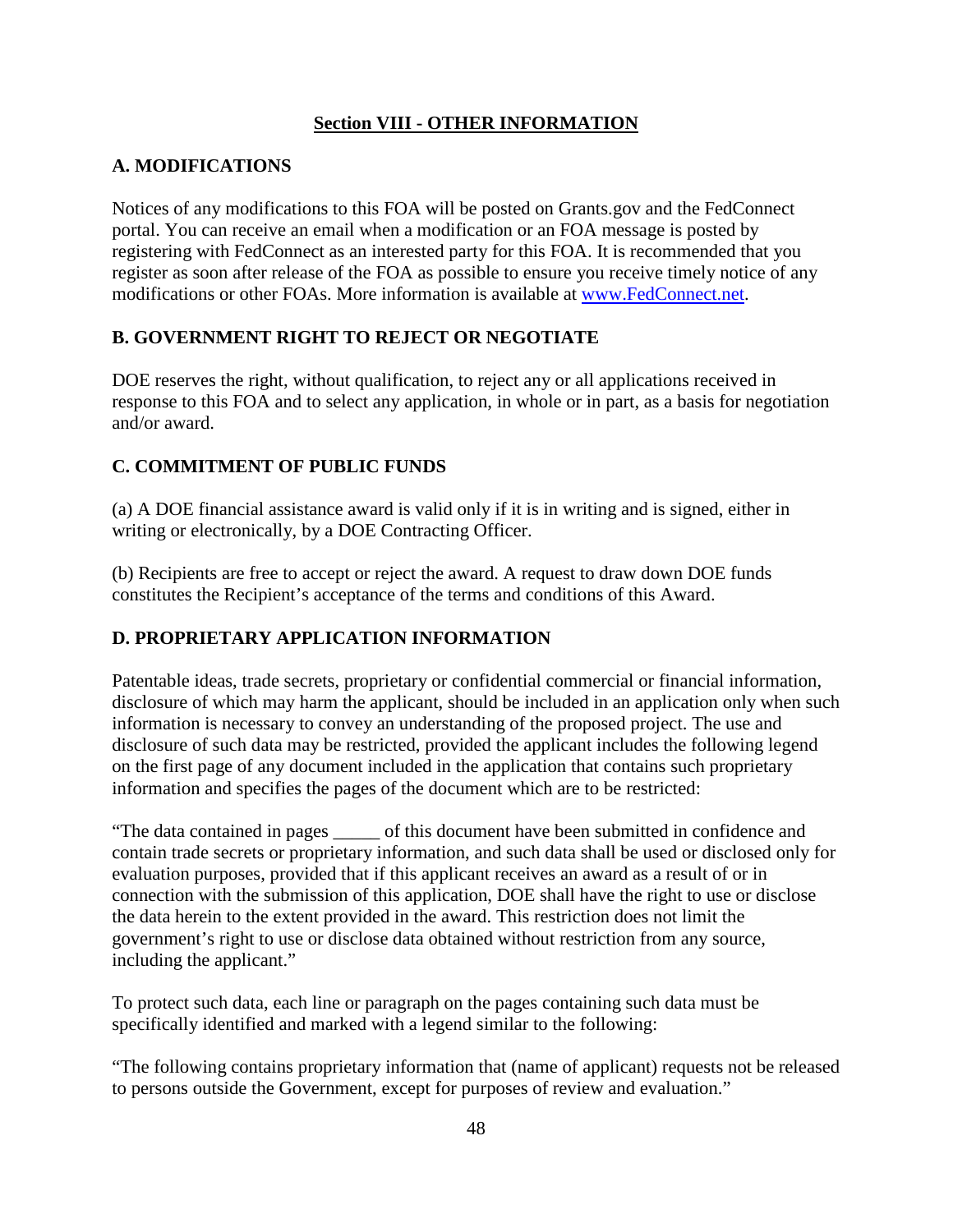# Section VIII - OTHER INFORMATION

## A. MODIFICATIONS

Notices of any modifications to this FOA will be posted on Grants.gov and the FedConnect portal. You can receive an email when a modification or an FOA message is posted by registering with FedConnect as an interested party for this FOA. It is recommended that you register as soon after release of the FOA as possible to ensure you receive timely notice of any modifications or other FOAs. More information is available at [www.FedConnect.net](http://www.FedConnect.net).

## B. GOVERNMENT RIGHT TO REJECT OR NEGOTIATE

DOE reserves the right, without qualification, to reject any or all applications received in response to this FOA and to select any application, in whole or in part, as a basis for negotiation and/or award.

## C. COMMITMENT OF PUBLIC FUNDS

(a) A DOE financial assistance award is valid only if it is in writing and is signed, either in writing or electronically, by a DOE Contracting Officer.

(b) Recipients are free to accept or reject the award. A request to draw down DOE funds constitutes the Recipient's acceptance of the terms and conditions of this Award.

## D. PROPRIETARY APPLICATION INFORMATION

Patentable ideas, trade secrets, proprietary or confidential commercial or financial information, disclosure of which may harm the applicant, should be included in an application only when such information is necessary to convey an understanding of the proposed project. The use and disclosure of such data may be restricted, provided the applicant includes the following legend on the first page of any document included in the application that contains such proprietary information and specifies the pages of the document which are to be restricted:

"The data contained in pages _____ of this document have been submitted in confidence and contain trade secrets or proprietary information, and such data shall be used or disclosed only for evaluation purposes, provided that if this applicant receives an award as a result of or in connection with the submission of this application, DOE shall have the right to use or disclose the data herein to the extent provided in the award. This restriction does not limit the government's right to use or disclose data obtained without restriction from any source, including the applicant."

To protect such data, each line or paragraph on the pages containing such data must be specifically identified and marked with a legend similar to the following:

"The following contains proprietary information that (name of applicant) requests not be released to persons outside the Government, except for purposes of review and evaluation."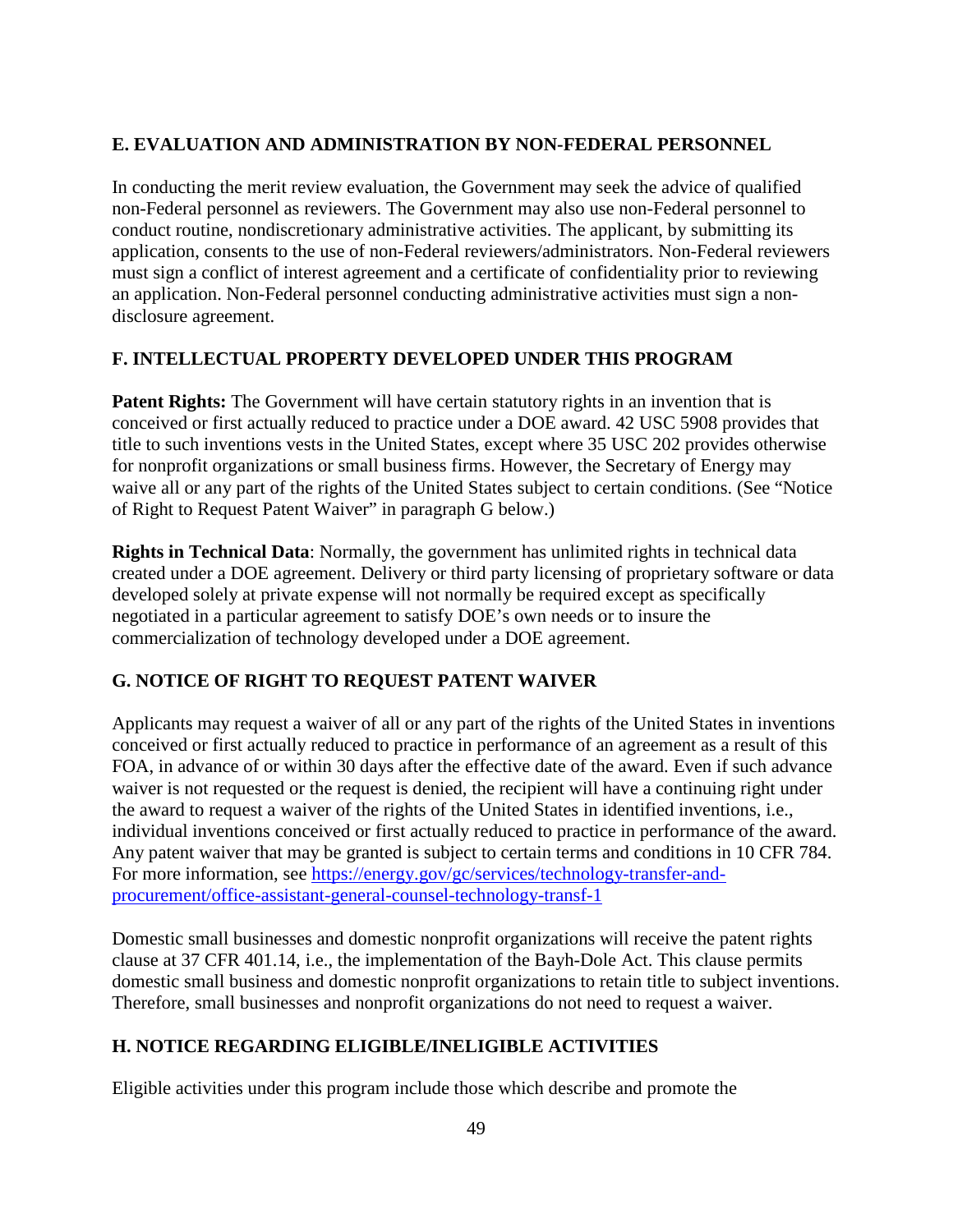## E. EVALUATION AND ADMINISTRATION BY NON-FEDERAL PERSONNEL

In conducting the merit review evaluation, the Government may seek the advice of qualified non-Federal personnel as reviewers. The Government may also use non-Federal personnel to conduct routine, nondiscretionary administrative activities. The applicant, by submitting its application, consents to the use of non-Federal reviewers/administrators. Non-Federal reviewers must sign a conflict of interest agreement and a certificate of confidentiality prior to reviewing an application. Non-Federal personnel conducting administrative activities must sign a non-disclosure agreement.

## F. INTELLECTUAL PROPERTY DEVELOPED UNDER THIS PROGRAM

**Patent Rights:** The Government will have certain statutory rights in an invention that is conceived or first actually reduced to practice under a DOE award. 42 USC 5908 provides that title to such inventions vests in the United States, except where 35 USC 202 provides otherwise for nonprofit organizations or small business firms. However, the Secretary of Energy may waive all or any part of the rights of the United States subject to certain conditions. (See "Notice of Right to Request Patent Waiver" in paragraph G below.)

**Rights in Technical Data**: Normally, the government has unlimited rights in technical data created under a DOE agreement. Delivery or third party licensing of proprietary software or data developed solely at private expense will not normally be required except as specifically negotiated in a particular agreement to satisfy DOE's own needs or to insure the commercialization of technology developed under a DOE agreement.

## G. NOTICE OF RIGHT TO REQUEST PATENT WAIVER

Applicants may request a waiver of all or any part of the rights of the United States in inventions conceived or first actually reduced to practice in performance of an agreement as a result of this FOA, in advance of or within 30 days after the effective date of the award. Even if such advance waiver is not requested or the request is denied, the recipient will have a continuing right under the award to request a waiver of the rights of the United States in identified inventions, i.e., individual inventions conceived or first actually reduced to practice in performance of the award. Any patent waiver that may be granted is subject to certain terms and conditions in 10 CFR 784. For more information, see [https://energy.gov/gc/services/technology-transfer-and-procurement/office-assistant-general-counsel-technology-transf-1](https://energy.gov/gc/services/technology-transfer-and-procurement/office-assistant-general-counsel-technology-transf-1)

Domestic small businesses and domestic nonprofit organizations will receive the patent rights clause at 37 CFR 401.14, i.e., the implementation of the Bayh-Dole Act. This clause permits domestic small business and domestic nonprofit organizations to retain title to subject inventions. Therefore, small businesses and nonprofit organizations do not need to request a waiver.

## H. NOTICE REGARDING ELIGIBLE/INELIGIBLE ACTIVITIES

Eligible activities under this program include those which describe and promote the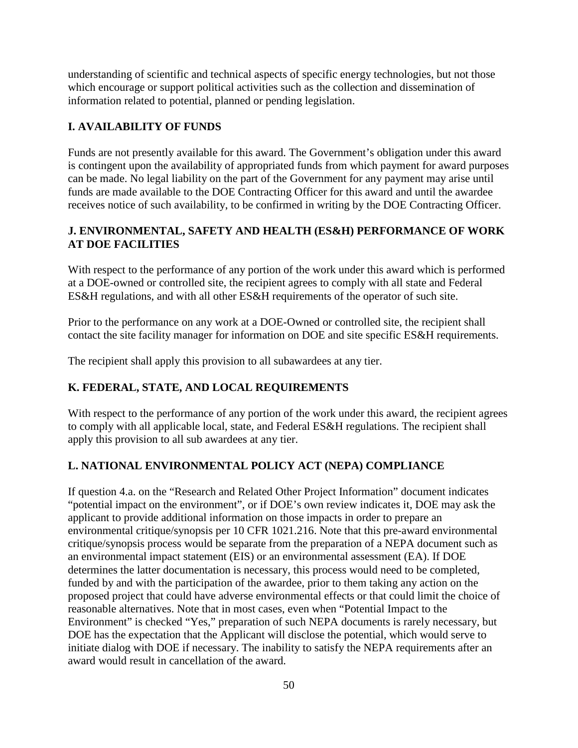understanding of scientific and technical aspects of specific energy technologies, but not those which encourage or support political activities such as the collection and dissemination of information related to potential, planned or pending legislation.

## I. AVAILABILITY OF FUNDS

Funds are not presently available for this award. The Government's obligation under this award is contingent upon the availability of appropriated funds from which payment for award purposes can be made. No legal liability on the part of the Government for any payment may arise until funds are made available to the DOE Contracting Officer for this award and until the awardee receives notice of such availability, to be confirmed in writing by the DOE Contracting Officer.

## J. ENVIRONMENTAL, SAFETY AND HEALTH (ES&H) PERFORMANCE OF WORK AT DOE FACILITIES

With respect to the performance of any portion of the work under this award which is performed at a DOE-owned or controlled site, the recipient agrees to comply with all state and Federal ES&H regulations, and with all other ES&H requirements of the operator of such site.

Prior to the performance on any work at a DOE-Owned or controlled site, the recipient shall contact the site facility manager for information on DOE and site specific ES&H requirements.

The recipient shall apply this provision to all subawardees at any tier.

## K. FEDERAL, STATE, AND LOCAL REQUIREMENTS

With respect to the performance of any portion of the work under this award, the recipient agrees to comply with all applicable local, state, and Federal ES&H regulations. The recipient shall apply this provision to all sub awardees at any tier.

## L. NATIONAL ENVIRONMENTAL POLICY ACT (NEPA) COMPLIANCE

If question 4.a. on the "Research and Related Other Project Information" document indicates "potential impact on the environment", or if DOE's own review indicates it, DOE may ask the applicant to provide additional information on those impacts in order to prepare an environmental critique/synopsis per 10 CFR 1021.216. Note that this pre-award environmental critique/synopsis process would be separate from the preparation of a NEPA document such as an environmental impact statement (EIS) or an environmental assessment (EA). If DOE determines the latter documentation is necessary, this process would need to be completed, funded by and with the participation of the awardee, prior to them taking any action on the proposed project that could have adverse environmental effects or that could limit the choice of reasonable alternatives. Note that in most cases, even when "Potential Impact to the Environment" is checked "Yes," preparation of such NEPA documents is rarely necessary, but DOE has the expectation that the Applicant will disclose the potential, which would serve to initiate dialog with DOE if necessary. The inability to satisfy the NEPA requirements after an award would result in cancellation of the award.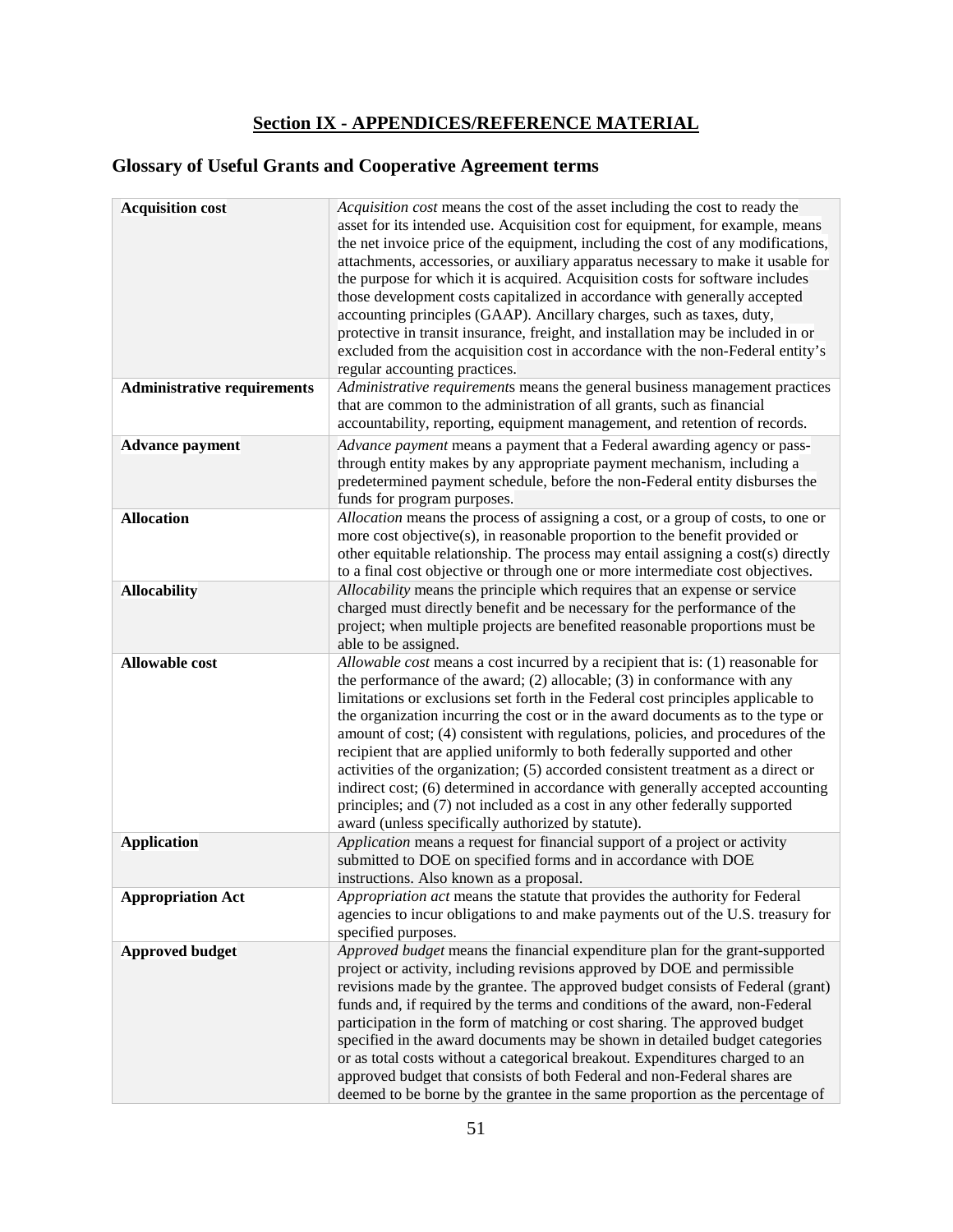## Section IX - APPENDICES/REFERENCE MATERIAL

### Glossary of Useful Grants and Cooperative Agreement terms

| Term | Definition |
|---|---|
| **Acquisition cost** | *Acquisition cost* means the cost of the asset including the cost to ready the asset for its intended use. Acquisition cost for equipment, for example, means the net invoice price of the equipment, including the cost of any modifications, attachments, accessories, or auxiliary apparatus necessary to make it usable for the purpose for which it is acquired. Acquisition costs for software includes those development costs capitalized in accordance with generally accepted accounting principles (GAAP). Ancillary charges, such as taxes, duty, protective in transit insurance, freight, and installation may be included in or excluded from the acquisition cost in accordance with the non-Federal entity's regular accounting practices. |
| **Administrative requirements** | *Administrative requirements* means the general business management practices that are common to the administration of all grants, such as financial accountability, reporting, equipment management, and retention of records. |
| **Advance payment** | *Advance payment* means a payment that a Federal awarding agency or pass-through entity makes by any appropriate payment mechanism, including a predetermined payment schedule, before the non-Federal entity disburses the funds for program purposes. |
| **Allocation** | *Allocation* means the process of assigning a cost, or a group of costs, to one or more cost objective(s), in reasonable proportion to the benefit provided or other equitable relationship. The process may entail assigning a cost(s) directly to a final cost objective or through one or more intermediate cost objectives. |
| **Allocability** | *Allocability* means the principle which requires that an expense or service charged must directly benefit and be necessary for the performance of the project; when multiple projects are benefited reasonable proportions must be able to be assigned. |
| **Allowable cost** | *Allowable cost* means a cost incurred by a recipient that is: (1) reasonable for the performance of the award; (2) allocable; (3) in conformance with any limitations or exclusions set forth in the Federal cost principles applicable to the organization incurring the cost or in the award documents as to the type or amount of cost; (4) consistent with regulations, policies, and procedures of the recipient that are applied uniformly to both federally supported and other activities of the organization; (5) accorded consistent treatment as a direct or indirect cost; (6) determined in accordance with generally accepted accounting principles; and (7) not included as a cost in any other federally supported award (unless specifically authorized by statute). |
| **Application** | *Application* means a request for financial support of a project or activity submitted to DOE on specified forms and in accordance with DOE instructions. Also known as a proposal. |
| **Appropriation Act** | *Appropriation act* means the statute that provides the authority for Federal agencies to incur obligations to and make payments out of the U.S. treasury for specified purposes. |
| **Approved budget** | *Approved budget* means the financial expenditure plan for the grant-supported project or activity, including revisions approved by DOE and permissible revisions made by the grantee. The approved budget consists of Federal (grant) funds and, if required by the terms and conditions of the award, non-Federal participation in the form of matching or cost sharing. The approved budget specified in the award documents may be shown in detailed budget categories or as total costs without a categorical breakout. Expenditures charged to an approved budget that consists of both Federal and non-Federal shares are deemed to be borne by the grantee in the same proportion as the percentage of |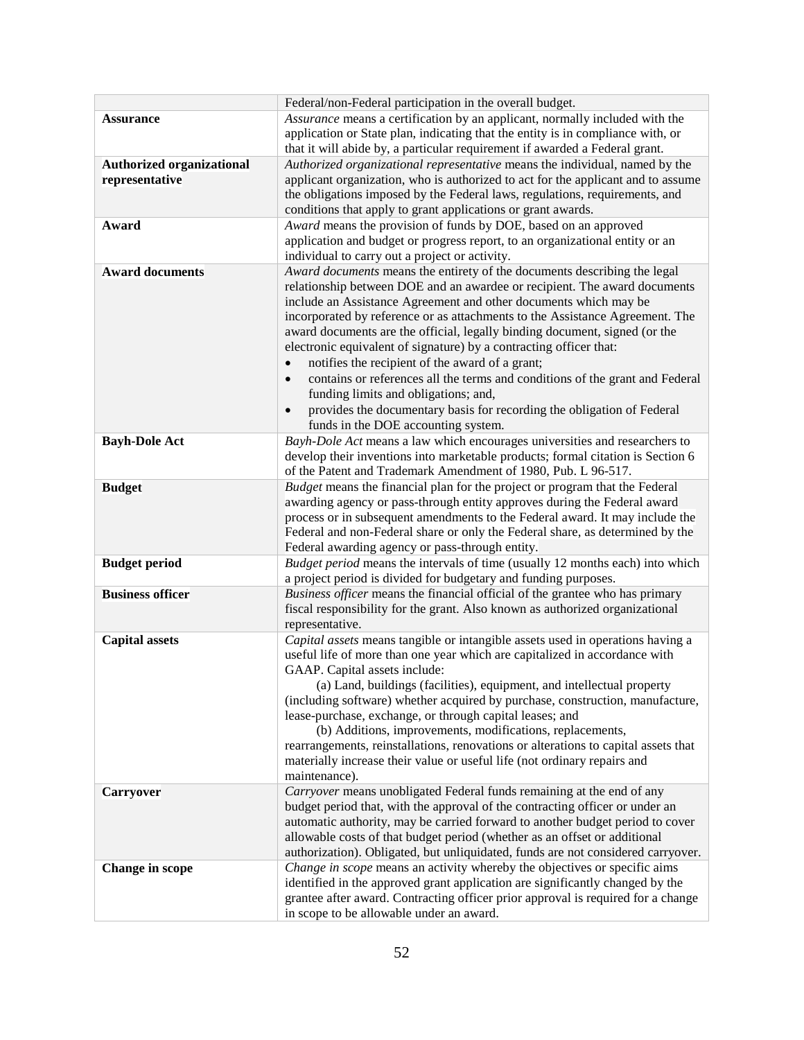| | |
|---|---|
| | Federal/non-Federal participation in the overall budget. |
| **Assurance** | *Assurance* means a certification by an applicant, normally included with the application or State plan, indicating that the entity is in compliance with, or that it will abide by, a particular requirement if awarded a Federal grant. |
| **Authorized organizational representative** | *Authorized organizational representative* means the individual, named by the applicant organization, who is authorized to act for the applicant and to assume the obligations imposed by the Federal laws, regulations, requirements, and conditions that apply to grant applications or grant awards. |
| **Award** | *Award* means the provision of funds by DOE, based on an approved application and budget or progress report, to an organizational entity or an individual to carry out a project or activity. |
| **Award documents** | *Award documents* means the entirety of the documents describing the legal relationship between DOE and an awardee or recipient. The award documents include an Assistance Agreement and other documents which may be incorporated by reference or as attachments to the Assistance Agreement. The award documents are the official, legally binding document, signed (or the electronic equivalent of signature) by a contracting officer that: <br>• notifies the recipient of the award of a grant; <br>• contains or references all the terms and conditions of the grant and Federal funding limits and obligations; and, <br>• provides the documentary basis for recording the obligation of Federal funds in the DOE accounting system. |
| **Bayh-Dole Act** | *Bayh-Dole Act* means a law which encourages universities and researchers to develop their inventions into marketable products; formal citation is Section 6 of the Patent and Trademark Amendment of 1980, Pub. L 96-517. |
| **Budget** | *Budget* means the financial plan for the project or program that the Federal awarding agency or pass-through entity approves during the Federal award process or in subsequent amendments to the Federal award. It may include the Federal and non-Federal share or only the Federal share, as determined by the Federal awarding agency or pass-through entity. |
| **Budget period** | *Budget period* means the intervals of time (usually 12 months each) into which a project period is divided for budgetary and funding purposes. |
| **Business officer** | *Business officer* means the financial official of the grantee who has primary fiscal responsibility for the grant. Also known as authorized organizational representative. |
| **Capital assets** | *Capital assets* means tangible or intangible assets used in operations having a useful life of more than one year which are capitalized in accordance with GAAP. Capital assets include: <br>(a) Land, buildings (facilities), equipment, and intellectual property (including software) whether acquired by purchase, construction, manufacture, lease-purchase, exchange, or through capital leases; and <br>(b) Additions, improvements, modifications, replacements, rearrangements, reinstallations, renovations or alterations to capital assets that materially increase their value or useful life (not ordinary repairs and maintenance). |
| **Carryover** | *Carryover* means unobligated Federal funds remaining at the end of any budget period that, with the approval of the contracting officer or under an automatic authority, may be carried forward to another budget period to cover allowable costs of that budget period (whether as an offset or additional authorization). Obligated, but unliquidated, funds are not considered carryover. |
| **Change in scope** | *Change in scope* means an activity whereby the objectives or specific aims identified in the approved grant application are significantly changed by the grantee after award. Contracting officer prior approval is required for a change in scope to be allowable under an award. |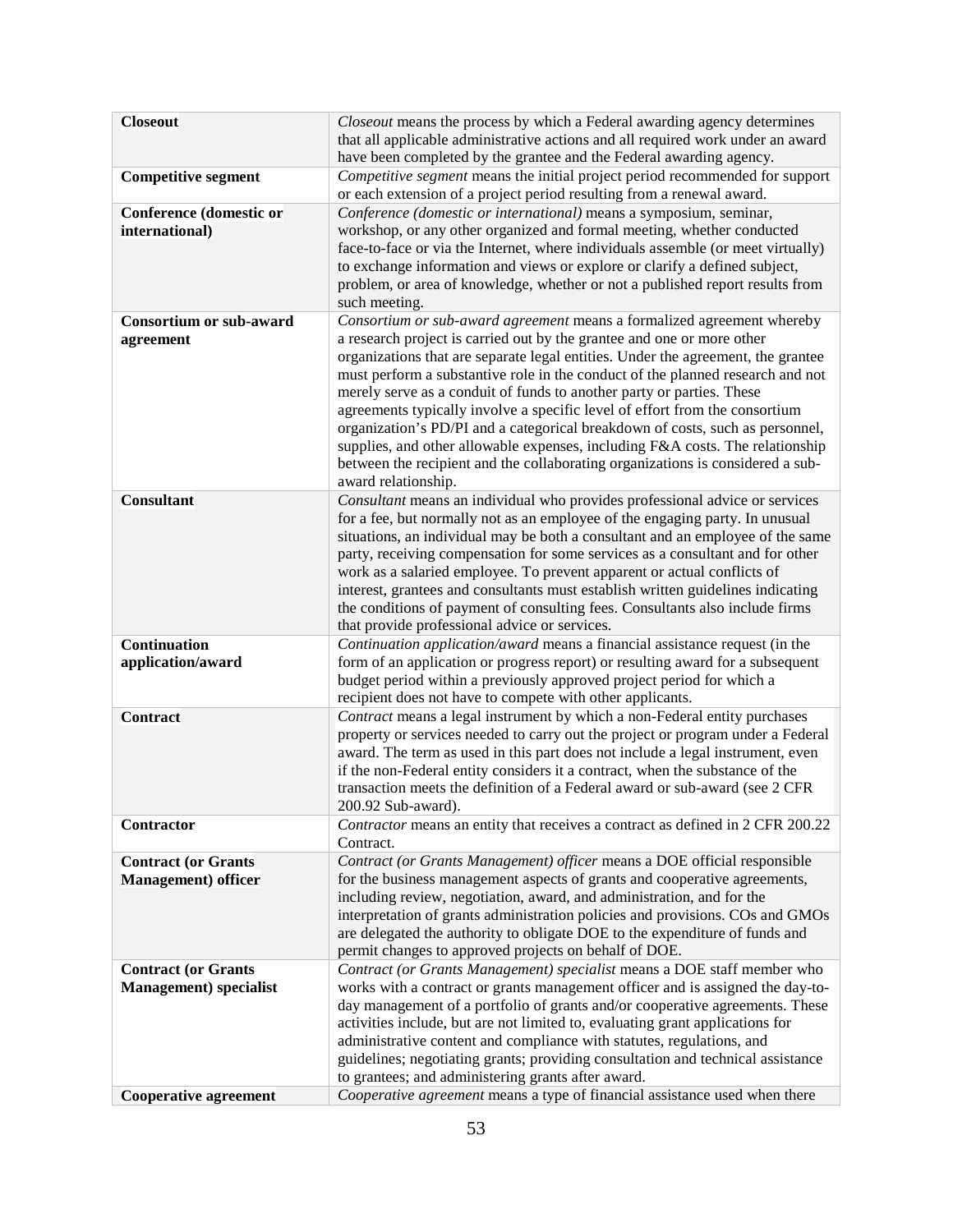| | |
|---|---|
| **Closeout** | *Closeout* means the process by which a Federal awarding agency determines that all applicable administrative actions and all required work under an award have been completed by the grantee and the Federal awarding agency. |
| **Competitive segment** | *Competitive segment* means the initial project period recommended for support or each extension of a project period resulting from a renewal award. |
| **Conference (domestic or international)** | *Conference (domestic or international)* means a symposium, seminar, workshop, or any other organized and formal meeting, whether conducted face-to-face or via the Internet, where individuals assemble (or meet virtually) to exchange information and views or explore or clarify a defined subject, problem, or area of knowledge, whether or not a published report results from such meeting. |
| **Consortium or sub-award agreement** | *Consortium or sub-award agreement* means a formalized agreement whereby a research project is carried out by the grantee and one or more other organizations that are separate legal entities. Under the agreement, the grantee must perform a substantive role in the conduct of the planned research and not merely serve as a conduit of funds to another party or parties. These agreements typically involve a specific level of effort from the consortium organization's PD/PI and a categorical breakdown of costs, such as personnel, supplies, and other allowable expenses, including F&A costs. The relationship between the recipient and the collaborating organizations is considered a sub-award relationship. |
| **Consultant** | *Consultant* means an individual who provides professional advice or services for a fee, but normally not as an employee of the engaging party. In unusual situations, an individual may be both a consultant and an employee of the same party, receiving compensation for some services as a consultant and for other work as a salaried employee. To prevent apparent or actual conflicts of interest, grantees and consultants must establish written guidelines indicating the conditions of payment of consulting fees. Consultants also include firms that provide professional advice or services. |
| **Continuation application/award** | *Continuation application/award* means a financial assistance request (in the form of an application or progress report) or resulting award for a subsequent budget period within a previously approved project period for which a recipient does not have to compete with other applicants. |
| **Contract** | *Contract* means a legal instrument by which a non-Federal entity purchases property or services needed to carry out the project or program under a Federal award. The term as used in this part does not include a legal instrument, even if the non-Federal entity considers it a contract, when the substance of the transaction meets the definition of a Federal award or sub-award (see 2 CFR 200.92 Sub-award). |
| **Contractor** | *Contractor* means an entity that receives a contract as defined in 2 CFR 200.22 Contract. |
| **Contract (or Grants Management) officer** | *Contract (or Grants Management) officer* means a DOE official responsible for the business management aspects of grants and cooperative agreements, including review, negotiation, award, and administration, and for the interpretation of grants administration policies and provisions. COs and GMOs are delegated the authority to obligate DOE to the expenditure of funds and permit changes to approved projects on behalf of DOE. |
| **Contract (or Grants Management) specialist** | *Contract (or Grants Management) specialist* means a DOE staff member who works with a contract or grants management officer and is assigned the day-to-day management of a portfolio of grants and/or cooperative agreements. These activities include, but are not limited to, evaluating grant applications for administrative content and compliance with statutes, regulations, and guidelines; negotiating grants; providing consultation and technical assistance to grantees; and administering grants after award. |
| **Cooperative agreement** | *Cooperative agreement* means a type of financial assistance used when there |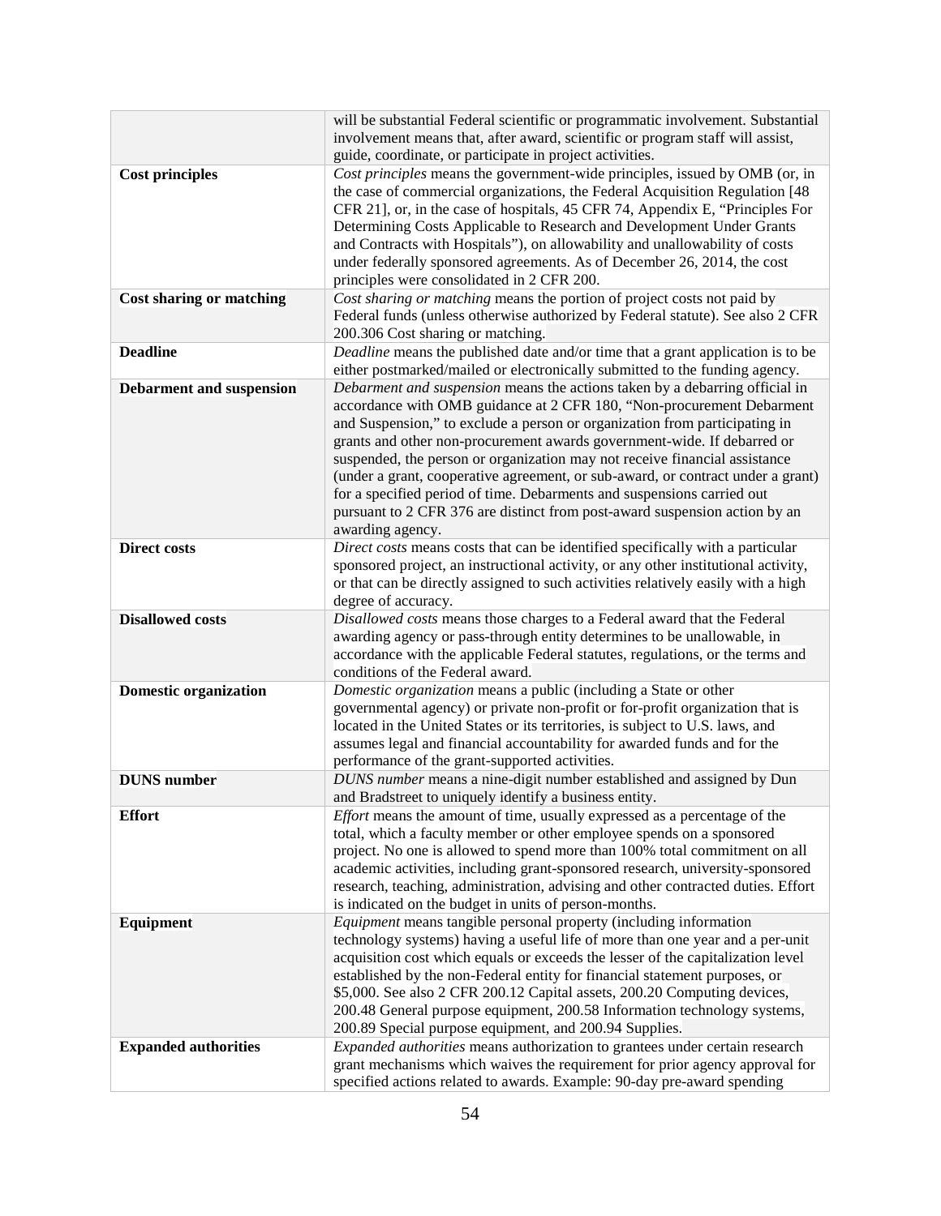| | |
|---|---|
| | will be substantial Federal scientific or programmatic involvement. Substantial involvement means that, after award, scientific or program staff will assist, guide, coordinate, or participate in project activities. |
| **Cost principles** | *Cost principles* means the government-wide principles, issued by OMB (or, in the case of commercial organizations, the Federal Acquisition Regulation [48 CFR 21], or, in the case of hospitals, 45 CFR 74, Appendix E, "Principles For Determining Costs Applicable to Research and Development Under Grants and Contracts with Hospitals"), on allowability and unallowability of costs under federally sponsored agreements. As of December 26, 2014, the cost principles were consolidated in 2 CFR 200. |
| **Cost sharing or matching** | *Cost sharing or matching* means the portion of project costs not paid by Federal funds (unless otherwise authorized by Federal statute). See also 2 CFR 200.306 Cost sharing or matching. |
| **Deadline** | *Deadline* means the published date and/or time that a grant application is to be either postmarked/mailed or electronically submitted to the funding agency. |
| **Debarment and suspension** | *Debarment and suspension* means the actions taken by a debarring official in accordance with OMB guidance at 2 CFR 180, "Non-procurement Debarment and Suspension," to exclude a person or organization from participating in grants and other non-procurement awards government-wide. If debarred or suspended, the person or organization may not receive financial assistance (under a grant, cooperative agreement, or sub-award, or contract under a grant) for a specified period of time. Debarments and suspensions carried out pursuant to 2 CFR 376 are distinct from post-award suspension action by an awarding agency. |
| **Direct costs** | *Direct costs* means costs that can be identified specifically with a particular sponsored project, an instructional activity, or any other institutional activity, or that can be directly assigned to such activities relatively easily with a high degree of accuracy. |
| **Disallowed costs** | *Disallowed costs* means those charges to a Federal award that the Federal awarding agency or pass-through entity determines to be unallowable, in accordance with the applicable Federal statutes, regulations, or the terms and conditions of the Federal award. |
| **Domestic organization** | *Domestic organization* means a public (including a State or other governmental agency) or private non-profit or for-profit organization that is located in the United States or its territories, is subject to U.S. laws, and assumes legal and financial accountability for awarded funds and for the performance of the grant-supported activities. |
| **DUNS number** | *DUNS number* means a nine-digit number established and assigned by Dun and Bradstreet to uniquely identify a business entity. |
| **Effort** | *Effort* means the amount of time, usually expressed as a percentage of the total, which a faculty member or other employee spends on a sponsored project. No one is allowed to spend more than 100% total commitment on all academic activities, including grant-sponsored research, university-sponsored research, teaching, administration, advising and other contracted duties. Effort is indicated on the budget in units of person-months. |
| **Equipment** | *Equipment* means tangible personal property (including information technology systems) having a useful life of more than one year and a per-unit acquisition cost which equals or exceeds the lesser of the capitalization level established by the non-Federal entity for financial statement purposes, or \$5,000. See also 2 CFR 200.12 Capital assets, 200.20 Computing devices, 200.48 General purpose equipment, 200.58 Information technology systems, 200.89 Special purpose equipment, and 200.94 Supplies. |
| **Expanded authorities** | *Expanded authorities* means authorization to grantees under certain research grant mechanisms which waives the requirement for prior agency approval for specified actions related to awards. Example: 90-day pre-award spending |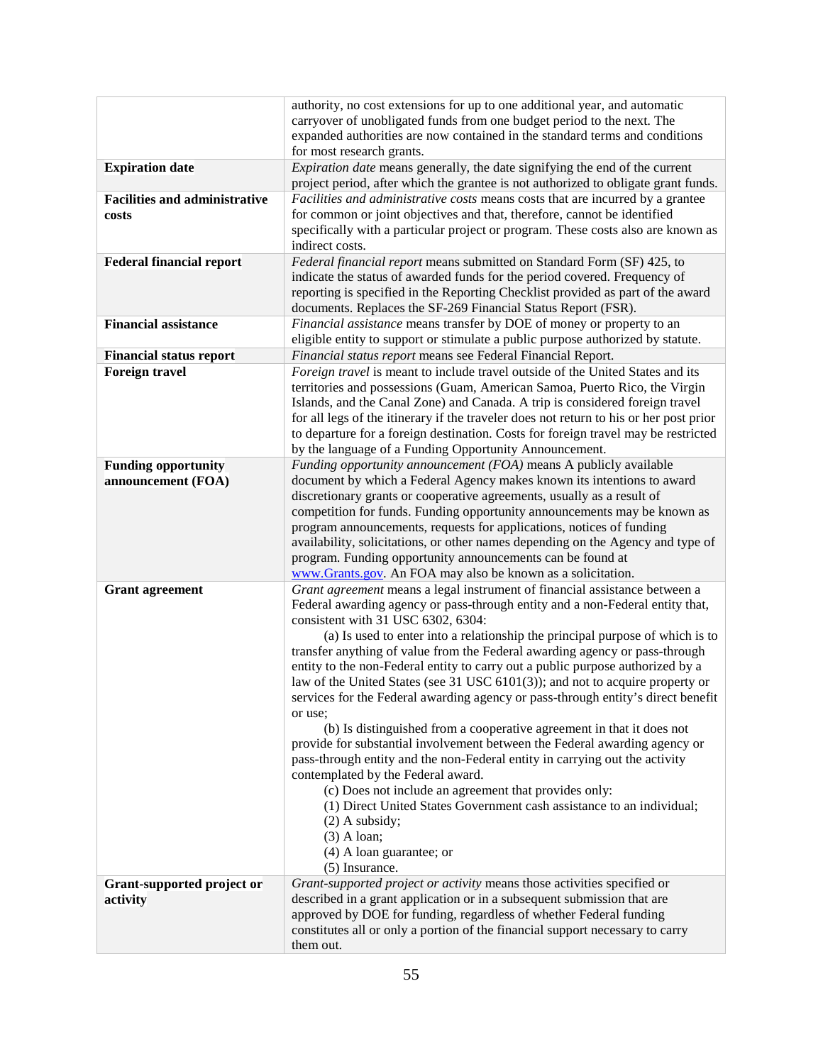| | |
|---|---|
| | authority, no cost extensions for up to one additional year, and automatic carryover of unobligated funds from one budget period to the next. The expanded authorities are now contained in the standard terms and conditions for most research grants. |
| **Expiration date** | *Expiration date* means generally, the date signifying the end of the current project period, after which the grantee is not authorized to obligate grant funds. |
| **Facilities and administrative costs** | *Facilities and administrative costs* means costs that are incurred by a grantee for common or joint objectives and that, therefore, cannot be identified specifically with a particular project or program. These costs also are known as indirect costs. |
| **Federal financial report** | *Federal financial report* means submitted on Standard Form (SF) 425, to indicate the status of awarded funds for the period covered. Frequency of reporting is specified in the Reporting Checklist provided as part of the award documents. Replaces the SF-269 Financial Status Report (FSR). |
| **Financial assistance** | *Financial assistance* means transfer by DOE of money or property to an eligible entity to support or stimulate a public purpose authorized by statute. |
| **Financial status report** | *Financial status report* means see Federal Financial Report. |
| **Foreign travel** | *Foreign travel* is meant to include travel outside of the United States and its territories and possessions (Guam, American Samoa, Puerto Rico, the Virgin Islands, and the Canal Zone) and Canada. A trip is considered foreign travel for all legs of the itinerary if the traveler does not return to his or her post prior to departure for a foreign destination. Costs for foreign travel may be restricted by the language of a Funding Opportunity Announcement. |
| **Funding opportunity announcement (FOA)** | *Funding opportunity announcement (FOA)* means A publicly available document by which a Federal Agency makes known its intentions to award discretionary grants or cooperative agreements, usually as a result of competition for funds. Funding opportunity announcements may be known as program announcements, requests for applications, notices of funding availability, solicitations, or other names depending on the Agency and type of program. Funding opportunity announcements can be found at [www.Grants.gov](http://www.Grants.gov). An FOA may also be known as a solicitation. |
| **Grant agreement** | *Grant agreement* means a legal instrument of financial assistance between a Federal awarding agency or pass-through entity and a non-Federal entity that, consistent with 31 USC 6302, 6304:<br>(a) Is used to enter into a relationship the principal purpose of which is to transfer anything of value from the Federal awarding agency or pass-through entity to the non-Federal entity to carry out a public purpose authorized by a law of the United States (see 31 USC 6101(3)); and not to acquire property or services for the Federal awarding agency or pass-through entity's direct benefit or use;<br>(b) Is distinguished from a cooperative agreement in that it does not provide for substantial involvement between the Federal awarding agency or pass-through entity and the non-Federal entity in carrying out the activity contemplated by the Federal award.<br>(c) Does not include an agreement that provides only:<br>(1) Direct United States Government cash assistance to an individual;<br>(2) A subsidy;<br>(3) A loan;<br>(4) A loan guarantee; or<br>(5) Insurance. |
| **Grant-supported project or activity** | *Grant-supported project or activity* means those activities specified or described in a grant application or in a subsequent submission that are approved by DOE for funding, regardless of whether Federal funding constitutes all or only a portion of the financial support necessary to carry them out. |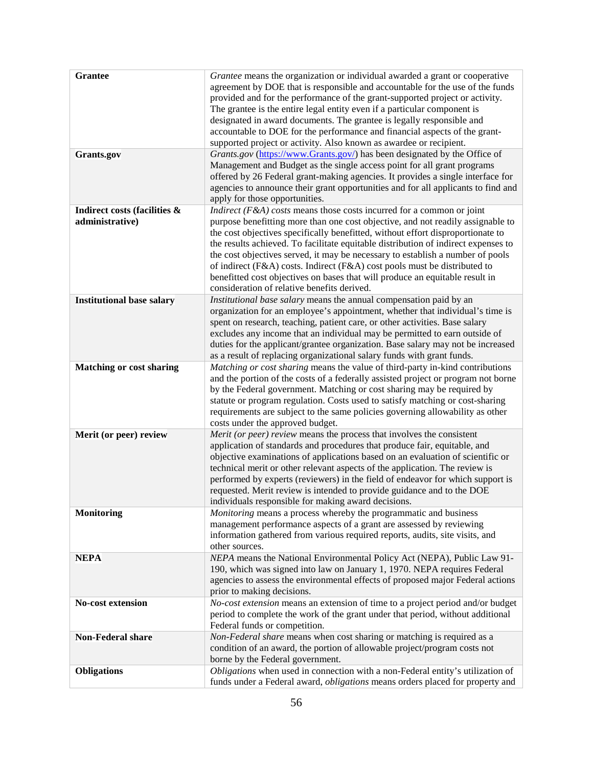| | |
|---|---|
| **Grantee** | *Grantee* means the organization or individual awarded a grant or cooperative agreement by DOE that is responsible and accountable for the use of the funds provided and for the performance of the grant-supported project or activity. The grantee is the entire legal entity even if a particular component is designated in award documents. The grantee is legally responsible and accountable to DOE for the performance and financial aspects of the grant-supported project or activity. Also known as awardee or recipient. |
| **Grants.gov** | *Grants.gov* (https://www.Grants.gov/) has been designated by the Office of Management and Budget as the single access point for all grant programs offered by 26 Federal grant-making agencies. It provides a single interface for agencies to announce their grant opportunities and for all applicants to find and apply for those opportunities. |
| **Indirect costs (facilities & administrative)** | *Indirect (F&A) costs* means those costs incurred for a common or joint purpose benefitting more than one cost objective, and not readily assignable to the cost objectives specifically benefitted, without effort disproportionate to the results achieved. To facilitate equitable distribution of indirect expenses to the cost objectives served, it may be necessary to establish a number of pools of indirect (F&A) costs. Indirect (F&A) cost pools must be distributed to benefitted cost objectives on bases that will produce an equitable result in consideration of relative benefits derived. |
| **Institutional base salary** | *Institutional base salary* means the annual compensation paid by an organization for an employee's appointment, whether that individual's time is spent on research, teaching, patient care, or other activities. Base salary excludes any income that an individual may be permitted to earn outside of duties for the applicant/grantee organization. Base salary may not be increased as a result of replacing organizational salary funds with grant funds. |
| **Matching or cost sharing** | *Matching or cost sharing* means the value of third-party in-kind contributions and the portion of the costs of a federally assisted project or program not borne by the Federal government. Matching or cost sharing may be required by statute or program regulation. Costs used to satisfy matching or cost-sharing requirements are subject to the same policies governing allowability as other costs under the approved budget. |
| **Merit (or peer) review** | *Merit (or peer) review* means the process that involves the consistent application of standards and procedures that produce fair, equitable, and objective examinations of applications based on an evaluation of scientific or technical merit or other relevant aspects of the application. The review is performed by experts (reviewers) in the field of endeavor for which support is requested. Merit review is intended to provide guidance and to the DOE individuals responsible for making award decisions. |
| **Monitoring** | *Monitoring* means a process whereby the programmatic and business management performance aspects of a grant are assessed by reviewing information gathered from various required reports, audits, site visits, and other sources. |
| **NEPA** | *NEPA* means the National Environmental Policy Act (NEPA), Public Law 91-190, which was signed into law on January 1, 1970. NEPA requires Federal agencies to assess the environmental effects of proposed major Federal actions prior to making decisions. |
| **No-cost extension** | *No-cost extension* means an extension of time to a project period and/or budget period to complete the work of the grant under that period, without additional Federal funds or competition. |
| **Non-Federal share** | *Non-Federal share* means when cost sharing or matching is required as a condition of an award, the portion of allowable project/program costs not borne by the Federal government. |
| **Obligations** | *Obligations* when used in connection with a non-Federal entity's utilization of funds under a Federal award, *obligations* means orders placed for property and |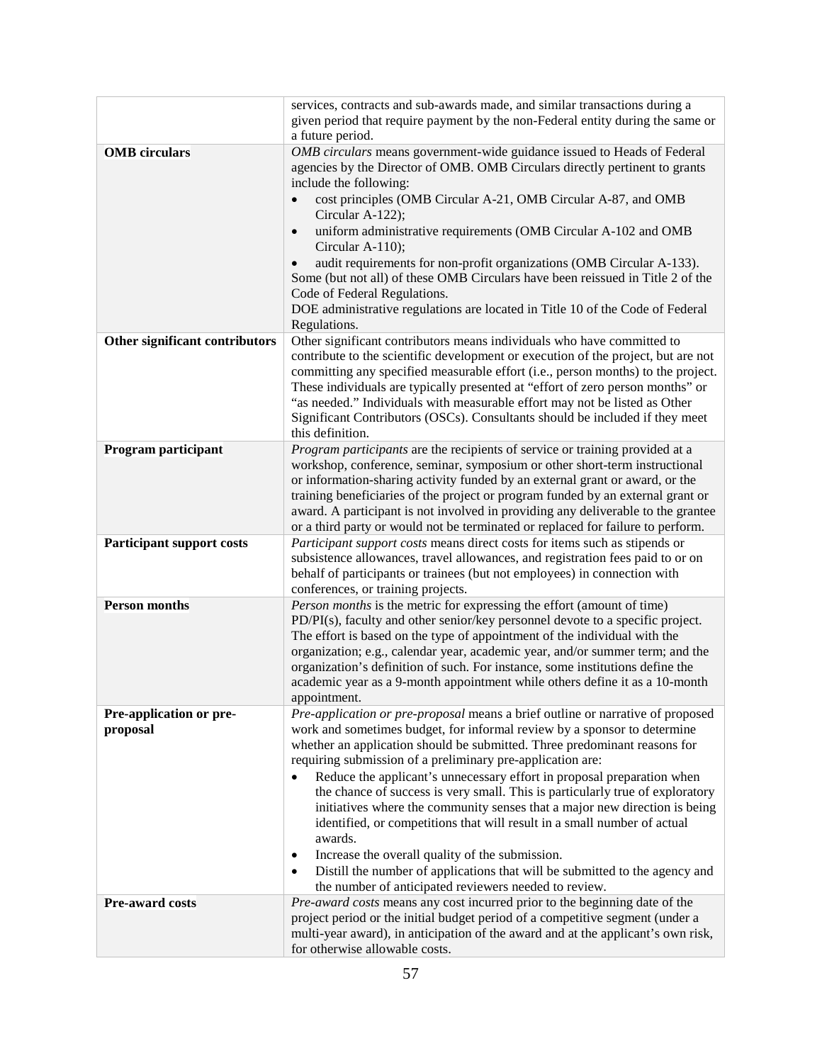| | |
|---|---|
| | services, contracts and sub-awards made, and similar transactions during a given period that require payment by the non-Federal entity during the same or a future period. |
| **OMB circulars** | *OMB circulars* means government-wide guidance issued to Heads of Federal agencies by the Director of OMB. OMB Circulars directly pertinent to grants include the following:<br>• cost principles (OMB Circular A-21, OMB Circular A-87, and OMB Circular A-122);<br>• uniform administrative requirements (OMB Circular A-102 and OMB Circular A-110);<br>• audit requirements for non-profit organizations (OMB Circular A-133).<br>Some (but not all) of these OMB Circulars have been reissued in Title 2 of the Code of Federal Regulations.<br>DOE administrative regulations are located in Title 10 of the Code of Federal Regulations. |
| **Other significant contributors** | Other significant contributors means individuals who have committed to contribute to the scientific development or execution of the project, but are not committing any specified measurable effort (i.e., person months) to the project. These individuals are typically presented at "effort of zero person months" or "as needed." Individuals with measurable effort may not be listed as Other Significant Contributors (OSCs). Consultants should be included if they meet this definition. |
| **Program participant** | *Program participants* are the recipients of service or training provided at a workshop, conference, seminar, symposium or other short-term instructional or information-sharing activity funded by an external grant or award, or the training beneficiaries of the project or program funded by an external grant or award. A participant is not involved in providing any deliverable to the grantee or a third party or would not be terminated or replaced for failure to perform. |
| **Participant support costs** | *Participant support costs* means direct costs for items such as stipends or subsistence allowances, travel allowances, and registration fees paid to or on behalf of participants or trainees (but not employees) in connection with conferences, or training projects. |
| **Person months** | *Person months* is the metric for expressing the effort (amount of time) PD/PI(s), faculty and other senior/key personnel devote to a specific project. The effort is based on the type of appointment of the individual with the organization; e.g., calendar year, academic year, and/or summer term; and the organization's definition of such. For instance, some institutions define the academic year as a 9-month appointment while others define it as a 10-month appointment. |
| **Pre-application or pre-proposal** | *Pre-application or pre-proposal* means a brief outline or narrative of proposed work and sometimes budget, for informal review by a sponsor to determine whether an application should be submitted. Three predominant reasons for requiring submission of a preliminary pre-application are:<br>• Reduce the applicant's unnecessary effort in proposal preparation when the chance of success is very small. This is particularly true of exploratory initiatives where the community senses that a major new direction is being identified, or competitions that will result in a small number of actual awards.<br>• Increase the overall quality of the submission.<br>• Distill the number of applications that will be submitted to the agency and the number of anticipated reviewers needed to review. |
| **Pre-award costs** | *Pre-award costs* means any cost incurred prior to the beginning date of the project period or the initial budget period of a competitive segment (under a multi-year award), in anticipation of the award and at the applicant's own risk, for otherwise allowable costs. |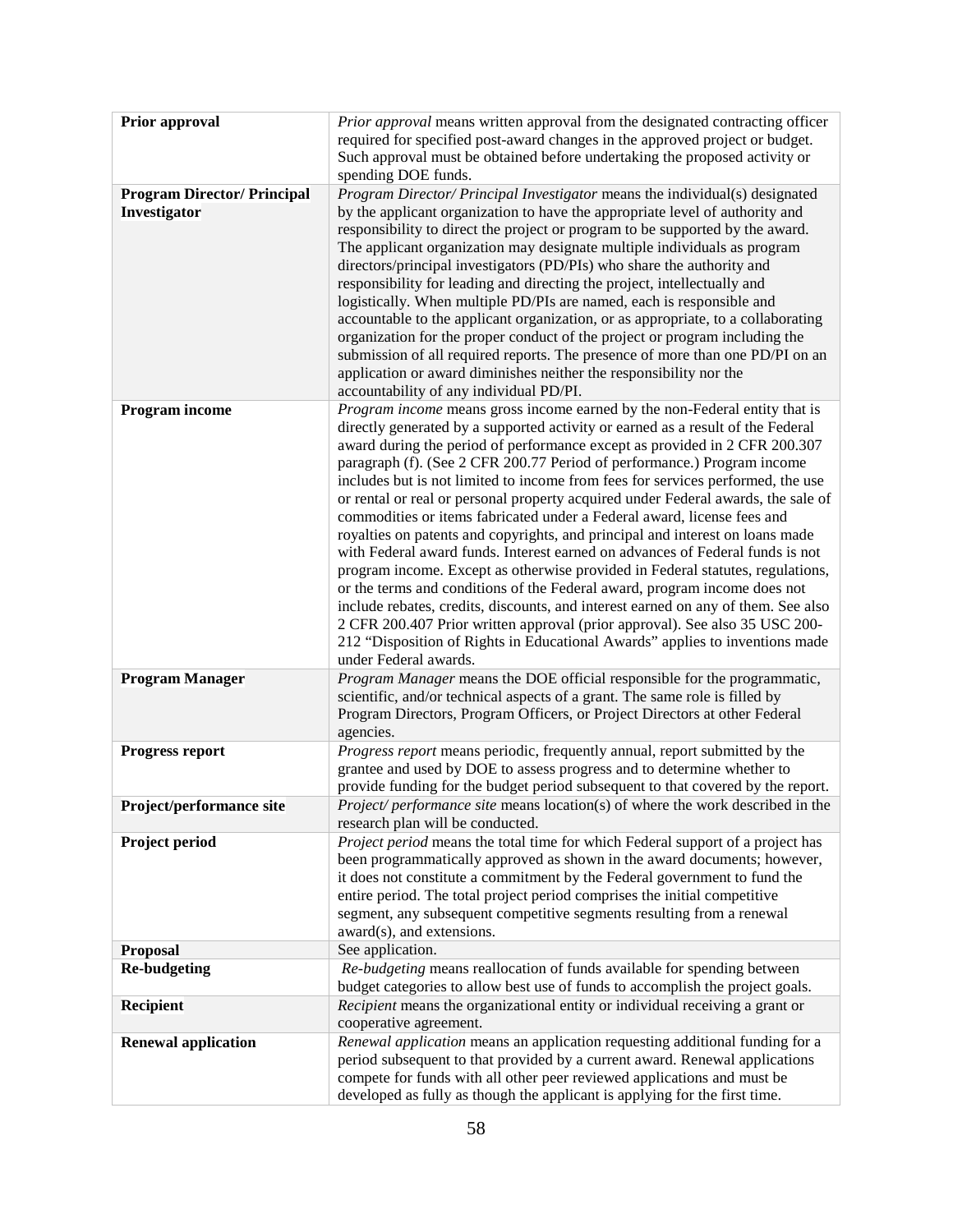| | |
|---|---|
| **Prior approval** | *Prior approval* means written approval from the designated contracting officer required for specified post-award changes in the approved project or budget. Such approval must be obtained before undertaking the proposed activity or spending DOE funds. |
| **Program Director/ Principal Investigator** | *Program Director/ Principal Investigator* means the individual(s) designated by the applicant organization to have the appropriate level of authority and responsibility to direct the project or program to be supported by the award. The applicant organization may designate multiple individuals as program directors/principal investigators (PD/PIs) who share the authority and responsibility for leading and directing the project, intellectually and logistically. When multiple PD/PIs are named, each is responsible and accountable to the applicant organization, or as appropriate, to a collaborating organization for the proper conduct of the project or program including the submission of all required reports. The presence of more than one PD/PI on an application or award diminishes neither the responsibility nor the accountability of any individual PD/PI. |
| **Program income** | *Program income* means gross income earned by the non-Federal entity that is directly generated by a supported activity or earned as a result of the Federal award during the period of performance except as provided in 2 CFR 200.307 paragraph (f). (See 2 CFR 200.77 Period of performance.) Program income includes but is not limited to income from fees for services performed, the use or rental or real or personal property acquired under Federal awards, the sale of commodities or items fabricated under a Federal award, license fees and royalties on patents and copyrights, and principal and interest on loans made with Federal award funds. Interest earned on advances of Federal funds is not program income. Except as otherwise provided in Federal statutes, regulations, or the terms and conditions of the Federal award, program income does not include rebates, credits, discounts, and interest earned on any of them. See also 2 CFR 200.407 Prior written approval (prior approval). See also 35 USC 200-212 "Disposition of Rights in Educational Awards" applies to inventions made under Federal awards. |
| **Program Manager** | *Program Manager* means the DOE official responsible for the programmatic, scientific, and/or technical aspects of a grant. The same role is filled by Program Directors, Program Officers, or Project Directors at other Federal agencies. |
| **Progress report** | *Progress report* means periodic, frequently annual, report submitted by the grantee and used by DOE to assess progress and to determine whether to provide funding for the budget period subsequent to that covered by the report. |
| **Project/performance site** | *Project/ performance site* means location(s) of where the work described in the research plan will be conducted. |
| **Project period** | *Project period* means the total time for which Federal support of a project has been programmatically approved as shown in the award documents; however, it does not constitute a commitment by the Federal government to fund the entire period. The total project period comprises the initial competitive segment, any subsequent competitive segments resulting from a renewal award(s), and extensions. |
| **Proposal** | See application. |
| **Re-budgeting** | *Re-budgeting* means reallocation of funds available for spending between budget categories to allow best use of funds to accomplish the project goals. |
| **Recipient** | *Recipient* means the organizational entity or individual receiving a grant or cooperative agreement. |
| **Renewal application** | *Renewal application* means an application requesting additional funding for a period subsequent to that provided by a current award. Renewal applications compete for funds with all other peer reviewed applications and must be developed as fully as though the applicant is applying for the first time. |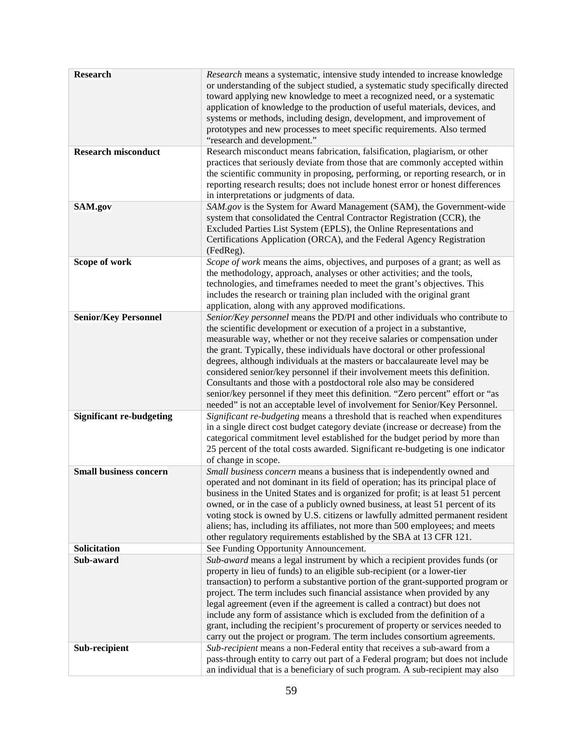| | |
|---|---|
| **Research** | *Research* means a systematic, intensive study intended to increase knowledge or understanding of the subject studied, a systematic study specifically directed toward applying new knowledge to meet a recognized need, or a systematic application of knowledge to the production of useful materials, devices, and systems or methods, including design, development, and improvement of prototypes and new processes to meet specific requirements. Also termed "research and development." |
| **Research misconduct** | Research misconduct means fabrication, falsification, plagiarism, or other practices that seriously deviate from those that are commonly accepted within the scientific community in proposing, performing, or reporting research, or in reporting research results; does not include honest error or honest differences in interpretations or judgments of data. |
| **SAM.gov** | *SAM.gov* is the System for Award Management (SAM), the Government-wide system that consolidated the Central Contractor Registration (CCR), the Excluded Parties List System (EPLS), the Online Representations and Certifications Application (ORCA), and the Federal Agency Registration (FedReg). |
| **Scope of work** | *Scope of work* means the aims, objectives, and purposes of a grant; as well as the methodology, approach, analyses or other activities; and the tools, technologies, and timeframes needed to meet the grant's objectives. This includes the research or training plan included with the original grant application, along with any approved modifications. |
| **Senior/Key Personnel** | *Senior/Key personnel* means the PD/PI and other individuals who contribute to the scientific development or execution of a project in a substantive, measurable way, whether or not they receive salaries or compensation under the grant. Typically, these individuals have doctoral or other professional degrees, although individuals at the masters or baccalaureate level may be considered senior/key personnel if their involvement meets this definition. Consultants and those with a postdoctoral role also may be considered senior/key personnel if they meet this definition. "Zero percent" effort or "as needed" is not an acceptable level of involvement for Senior/Key Personnel. |
| **Significant re-budgeting** | *Significant re-budgeting* means a threshold that is reached when expenditures in a single direct cost budget category deviate (increase or decrease) from the categorical commitment level established for the budget period by more than 25 percent of the total costs awarded. Significant re-budgeting is one indicator of change in scope. |
| **Small business concern** | *Small business concern* means a business that is independently owned and operated and not dominant in its field of operation; has its principal place of business in the United States and is organized for profit; is at least 51 percent owned, or in the case of a publicly owned business, at least 51 percent of its voting stock is owned by U.S. citizens or lawfully admitted permanent resident aliens; has, including its affiliates, not more than 500 employees; and meets other regulatory requirements established by the SBA at 13 CFR 121. |
| **Solicitation** | See Funding Opportunity Announcement. |
| **Sub-award** | *Sub-award* means a legal instrument by which a recipient provides funds (or property in lieu of funds) to an eligible sub-recipient (or a lower-tier transaction) to perform a substantive portion of the grant-supported program or project. The term includes such financial assistance when provided by any legal agreement (even if the agreement is called a contract) but does not include any form of assistance which is excluded from the definition of a grant, including the recipient's procurement of property or services needed to carry out the project or program. The term includes consortium agreements. |
| **Sub-recipient** | *Sub-recipient* means a non-Federal entity that receives a sub-award from a pass-through entity to carry out part of a Federal program; but does not include an individual that is a beneficiary of such program. A sub-recipient may also |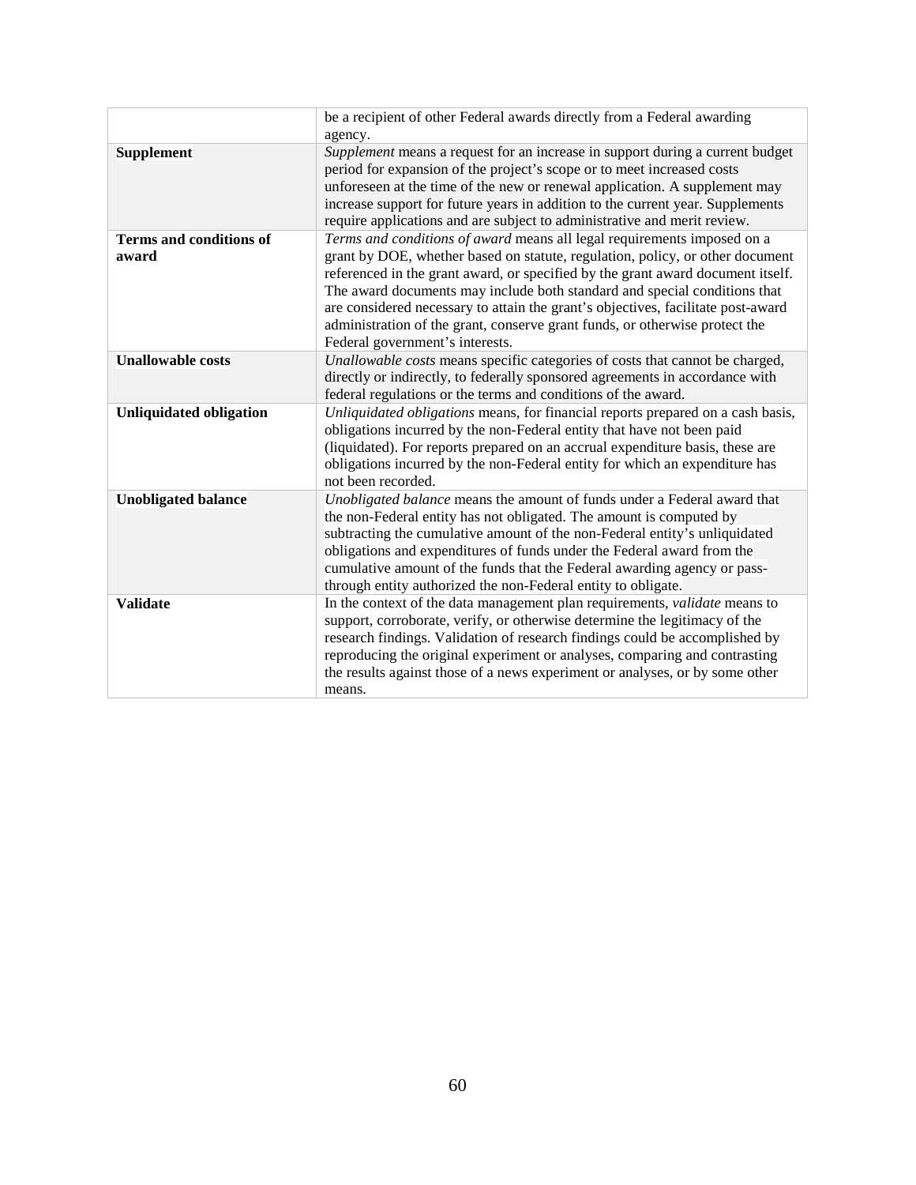| | |
|---|---|
| | be a recipient of other Federal awards directly from a Federal awarding agency. |
| **Supplement** | *Supplement* means a request for an increase in support during a current budget period for expansion of the project's scope or to meet increased costs unforeseen at the time of the new or renewal application. A supplement may increase support for future years in addition to the current year. Supplements require applications and are subject to administrative and merit review. |
| **Terms and conditions of award** | *Terms and conditions of award* means all legal requirements imposed on a grant by DOE, whether based on statute, regulation, policy, or other document referenced in the grant award, or specified by the grant award document itself. The award documents may include both standard and special conditions that are considered necessary to attain the grant's objectives, facilitate post-award administration of the grant, conserve grant funds, or otherwise protect the Federal government's interests. |
| **Unallowable costs** | *Unallowable costs* means specific categories of costs that cannot be charged, directly or indirectly, to federally sponsored agreements in accordance with federal regulations or the terms and conditions of the award. |
| **Unliquidated obligation** | *Unliquidated obligations* means, for financial reports prepared on a cash basis, obligations incurred by the non-Federal entity that have not been paid (liquidated). For reports prepared on an accrual expenditure basis, these are obligations incurred by the non-Federal entity for which an expenditure has not been recorded. |
| **Unobligated balance** | *Unobligated balance* means the amount of funds under a Federal award that the non-Federal entity has not obligated. The amount is computed by subtracting the cumulative amount of the non-Federal entity's unliquidated obligations and expenditures of funds under the Federal award from the cumulative amount of the funds that the Federal awarding agency or pass-through entity authorized the non-Federal entity to obligate. |
| **Validate** | In the context of the data management plan requirements, *validate* means to support, corroborate, verify, or otherwise determine the legitimacy of the research findings. Validation of research findings could be accomplished by reproducing the original experiment or analyses, comparing and contrasting the results against those of a news experiment or analyses, or by some other means. |